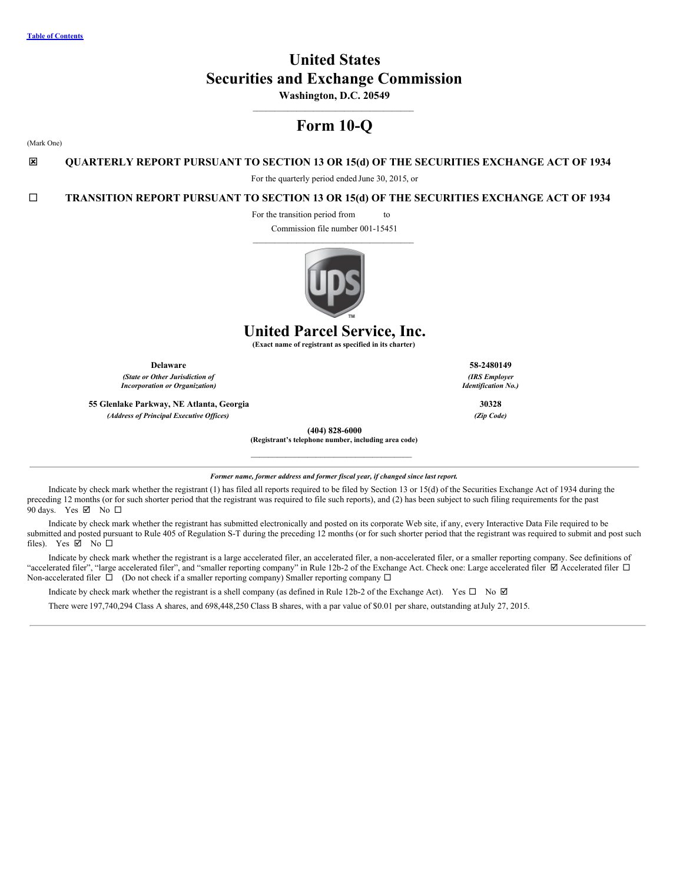Table of Contents

# United States
# Securities and Exchange Commission

**Washington, D.C. 20549**

# Form 10-Q

(Mark One)

☒ **QUARTERLY REPORT PURSUANT TO SECTION 13 OR 15(d) OF THE SECURITIES EXCHANGE ACT OF 1934**

For the quarterly period ended June 30, 2015, or

☐ **TRANSITION REPORT PURSUANT TO SECTION 13 OR 15(d) OF THE SECURITIES EXCHANGE ACT OF 1934**

For the transition period from to

Commission file number 001-15451

# United Parcel Service, Inc.

**(Exact name of registrant as specified in its charter)**

| | |
|---|---|
| **Delaware** | **58-2480149** |
| *(State or Other Jurisdiction of Incorporation or Organization)* | *(IRS Employer Identification No.)* |
| **55 Glenlake Parkway, NE Atlanta, Georgia** | **30328** |
| *(Address of Principal Executive Offices)* | *(Zip Code)* |

**(404) 828-6000**

**(Registrant's telephone number, including area code)**

***Former name, former address and former fiscal year, if changed since last report.***

Indicate by check mark whether the registrant (1) has filed all reports required to be filed by Section 13 or 15(d) of the Securities Exchange Act of 1934 during the preceding 12 months (or for such shorter period that the registrant was required to file such reports), and (2) has been subject to such filing requirements for the past 90 days. Yes ☑ No ☐

Indicate by check mark whether the registrant has submitted electronically and posted on its corporate Web site, if any, every Interactive Data File required to be submitted and posted pursuant to Rule 405 of Regulation S-T during the preceding 12 months (or for such shorter period that the registrant was required to submit and post such files). Yes ☑ No ☐

Indicate by check mark whether the registrant is a large accelerated filer, an accelerated filer, a non-accelerated filer, or a smaller reporting company. See definitions of "accelerated filer", "large accelerated filer", and "smaller reporting company" in Rule 12b-2 of the Exchange Act. Check one: Large accelerated filer ☑ Accelerated filer ☐ Non-accelerated filer ☐ (Do not check if a smaller reporting company) Smaller reporting company ☐

Indicate by check mark whether the registrant is a shell company (as defined in Rule 12b-2 of the Exchange Act). Yes ☐ No ☑

There were 197,740,294 Class A shares, and 698,448,250 Class B shares, with a par value of $0.01 per share, outstanding at July 27, 2015.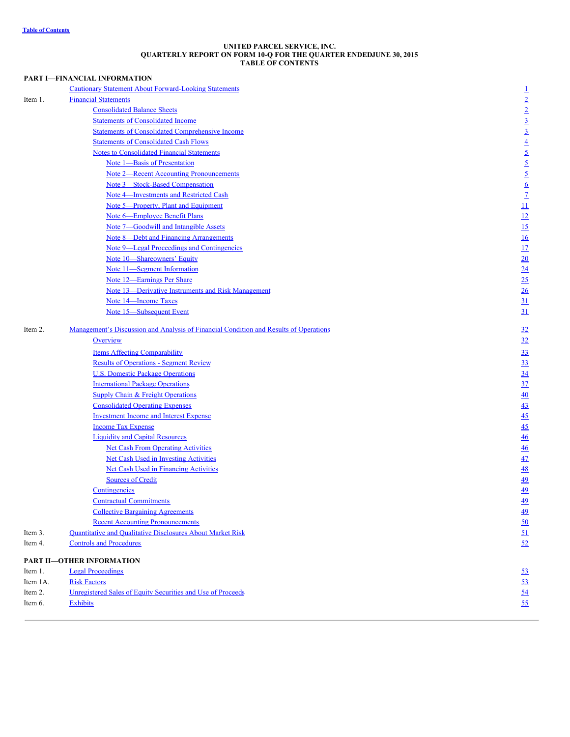Table of Contents

# UNITED PARCEL SERVICE, INC.
## QUARTERLY REPORT ON FORM 10-Q FOR THE QUARTER ENDEDJUNE 30, 2015
## TABLE OF CONTENTS

| | | |
|---|---|---|
| **PART I—FINANCIAL INFORMATION** | | |
| | Cautionary Statement About Forward-Looking Statements | 1 |
| Item 1. | Financial Statements | 2 |
| | Consolidated Balance Sheets | 2 |
| | Statements of Consolidated Income | 3 |
| | Statements of Consolidated Comprehensive Income | 3 |
| | Statements of Consolidated Cash Flows | 4 |
| | Notes to Consolidated Financial Statements | 5 |
| | Note 1—Basis of Presentation | 5 |
| | Note 2—Recent Accounting Pronouncements | 5 |
| | Note 3—Stock-Based Compensation | 6 |
| | Note 4—Investments and Restricted Cash | 7 |
| | Note 5—Property, Plant and Equipment | 11 |
| | Note 6—Employee Benefit Plans | 12 |
| | Note 7—Goodwill and Intangible Assets | 15 |
| | Note 8—Debt and Financing Arrangements | 16 |
| | Note 9—Legal Proceedings and Contingencies | 17 |
| | Note 10—Shareowners' Equity | 20 |
| | Note 11—Segment Information | 24 |
| | Note 12—Earnings Per Share | 25 |
| | Note 13—Derivative Instruments and Risk Management | 26 |
| | Note 14—Income Taxes | 31 |
| | Note 15—Subsequent Event | 31 |
| Item 2. | Management's Discussion and Analysis of Financial Condition and Results of Operations | 32 |
| | Overview | 32 |
| | Items Affecting Comparability | 33 |
| | Results of Operations - Segment Review | 33 |
| | U.S. Domestic Package Operations | 34 |
| | International Package Operations | 37 |
| | Supply Chain & Freight Operations | 40 |
| | Consolidated Operating Expenses | 43 |
| | Investment Income and Interest Expense | 45 |
| | Income Tax Expense | 45 |
| | Liquidity and Capital Resources | 46 |
| | Net Cash From Operating Activities | 46 |
| | Net Cash Used in Investing Activities | 47 |
| | Net Cash Used in Financing Activities | 48 |
| | Sources of Credit | 49 |
| | Contingencies | 49 |
| | Contractual Commitments | 49 |
| | Collective Bargaining Agreements | 49 |
| | Recent Accounting Pronouncements | 50 |
| Item 3. | Quantitative and Qualitative Disclosures About Market Risk | 51 |
| Item 4. | Controls and Procedures | 52 |
| **PART II—OTHER INFORMATION** | | |
| Item 1. | Legal Proceedings | 53 |
| Item 1A. | Risk Factors | 53 |
| Item 2. | Unregistered Sales of Equity Securities and Use of Proceeds | 54 |
| Item 6. | Exhibits | 55 |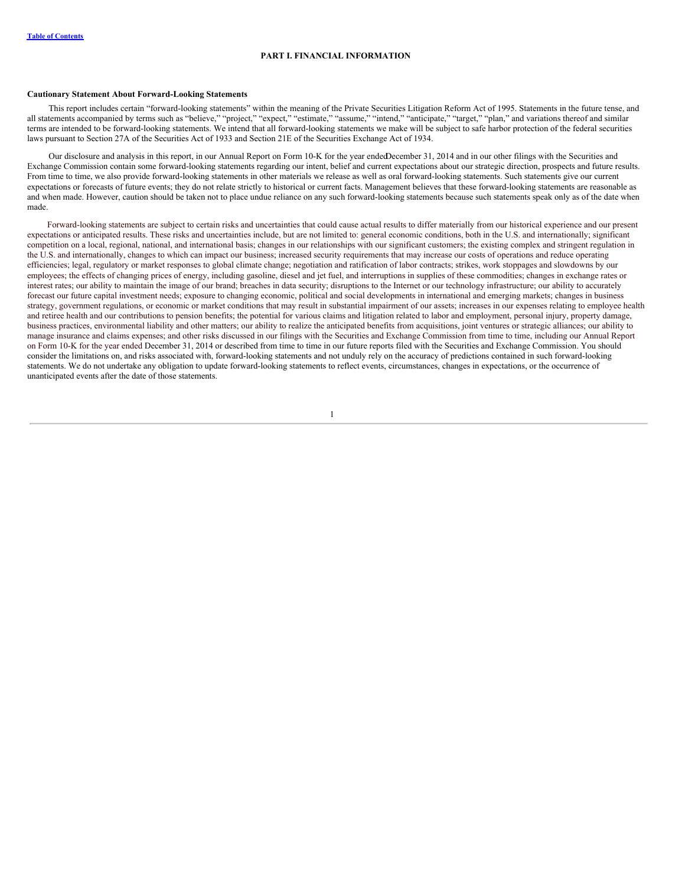## PART I. FINANCIAL INFORMATION

**Cautionary Statement About Forward-Looking Statements**

This report includes certain "forward-looking statements" within the meaning of the Private Securities Litigation Reform Act of 1995. Statements in the future tense, and all statements accompanied by terms such as "believe," "project," "expect," "estimate," "assume," "intend," "anticipate," "target," "plan," and variations thereof and similar terms are intended to be forward-looking statements. We intend that all forward-looking statements we make will be subject to safe harbor protection of the federal securities laws pursuant to Section 27A of the Securities Act of 1933 and Section 21E of the Securities Exchange Act of 1934.

Our disclosure and analysis in this report, in our Annual Report on Form 10-K for the year ended December 31, 2014 and in our other filings with the Securities and Exchange Commission contain some forward-looking statements regarding our intent, belief and current expectations about our strategic direction, prospects and future results. From time to time, we also provide forward-looking statements in other materials we release as well as oral forward-looking statements. Such statements give our current expectations or forecasts of future events; they do not relate strictly to historical or current facts. Management believes that these forward-looking statements are reasonable as and when made. However, caution should be taken not to place undue reliance on any such forward-looking statements because such statements speak only as of the date when made.

Forward-looking statements are subject to certain risks and uncertainties that could cause actual results to differ materially from our historical experience and our present expectations or anticipated results. These risks and uncertainties include, but are not limited to: general economic conditions, both in the U.S. and internationally; significant competition on a local, regional, national, and international basis; changes in our relationships with our significant customers; the existing complex and stringent regulation in the U.S. and internationally, changes to which can impact our business; increased security requirements that may increase our costs of operations and reduce operating efficiencies; legal, regulatory or market responses to global climate change; negotiation and ratification of labor contracts; strikes, work stoppages and slowdowns by our employees; the effects of changing prices of energy, including gasoline, diesel and jet fuel, and interruptions in supplies of these commodities; changes in exchange rates or interest rates; our ability to maintain the image of our brand; breaches in data security; disruptions to the Internet or our technology infrastructure; our ability to accurately forecast our future capital investment needs; exposure to changing economic, political and social developments in international and emerging markets; changes in business strategy, government regulations, or economic or market conditions that may result in substantial impairment of our assets; increases in our expenses relating to employee health and retiree health and our contributions to pension benefits; the potential for various claims and litigation related to labor and employment, personal injury, property damage, business practices, environmental liability and other matters; our ability to realize the anticipated benefits from acquisitions, joint ventures or strategic alliances; our ability to manage insurance and claims expenses; and other risks discussed in our filings with the Securities and Exchange Commission from time to time, including our Annual Report on Form 10-K for the year ended December 31, 2014 or described from time to time in our future reports filed with the Securities and Exchange Commission. You should consider the limitations on, and risks associated with, forward-looking statements and not unduly rely on the accuracy of predictions contained in such forward-looking statements. We do not undertake any obligation to update forward-looking statements to reflect events, circumstances, changes in expectations, or the occurrence of unanticipated events after the date of those statements.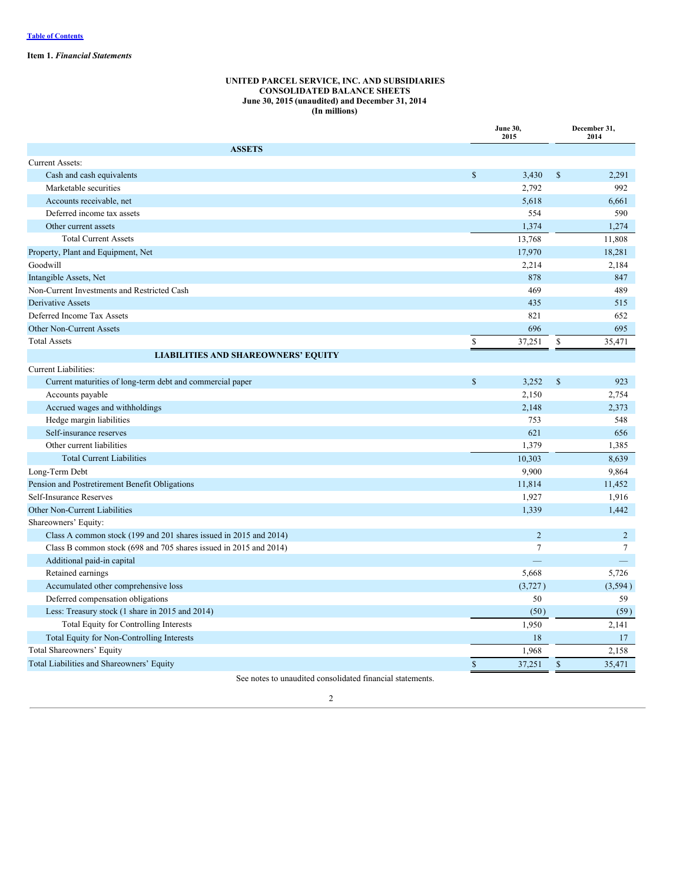Table of Contents

**Item 1.** ***Financial Statements***

**UNITED PARCEL SERVICE, INC. AND SUBSIDIARIES**
**CONSOLIDATED BALANCE SHEETS**
**June 30, 2015 (unaudited) and December 31, 2014**
**(In millions)**

| | June 30, 2015 | December 31, 2014 |
|---|---|---|
| **ASSETS** | | |
| Current Assets: | | |
| Cash and cash equivalents | $ 3,430 | $ 2,291 |
| Marketable securities | 2,792 | 992 |
| Accounts receivable, net | 5,618 | 6,661 |
| Deferred income tax assets | 554 | 590 |
| Other current assets | 1,374 | 1,274 |
| Total Current Assets | 13,768 | 11,808 |
| Property, Plant and Equipment, Net | 17,970 | 18,281 |
| Goodwill | 2,214 | 2,184 |
| Intangible Assets, Net | 878 | 847 |
| Non-Current Investments and Restricted Cash | 469 | 489 |
| Derivative Assets | 435 | 515 |
| Deferred Income Tax Assets | 821 | 652 |
| Other Non-Current Assets | 696 | 695 |
| Total Assets | $ 37,251 | $ 35,471 |
| **LIABILITIES AND SHAREOWNERS' EQUITY** | | |
| Current Liabilities: | | |
| Current maturities of long-term debt and commercial paper | $ 3,252 | $ 923 |
| Accounts payable | 2,150 | 2,754 |
| Accrued wages and withholdings | 2,148 | 2,373 |
| Hedge margin liabilities | 753 | 548 |
| Self-insurance reserves | 621 | 656 |
| Other current liabilities | 1,379 | 1,385 |
| Total Current Liabilities | 10,303 | 8,639 |
| Long-Term Debt | 9,900 | 9,864 |
| Pension and Postretirement Benefit Obligations | 11,814 | 11,452 |
| Self-Insurance Reserves | 1,927 | 1,916 |
| Other Non-Current Liabilities | 1,339 | 1,442 |
| Shareowners' Equity: | | |
| Class A common stock (199 and 201 shares issued in 2015 and 2014) | 2 | 2 |
| Class B common stock (698 and 705 shares issued in 2015 and 2014) | 7 | 7 |
| Additional paid-in capital | — | — |
| Retained earnings | 5,668 | 5,726 |
| Accumulated other comprehensive loss | (3,727) | (3,594) |
| Deferred compensation obligations | 50 | 59 |
| Less: Treasury stock (1 share in 2015 and 2014) | (50) | (59) |
| Total Equity for Controlling Interests | 1,950 | 2,141 |
| Total Equity for Non-Controlling Interests | 18 | 17 |
| Total Shareowners' Equity | 1,968 | 2,158 |
| Total Liabilities and Shareowners' Equity | $ 37,251 | $ 35,471 |

See notes to unaudited consolidated financial statements.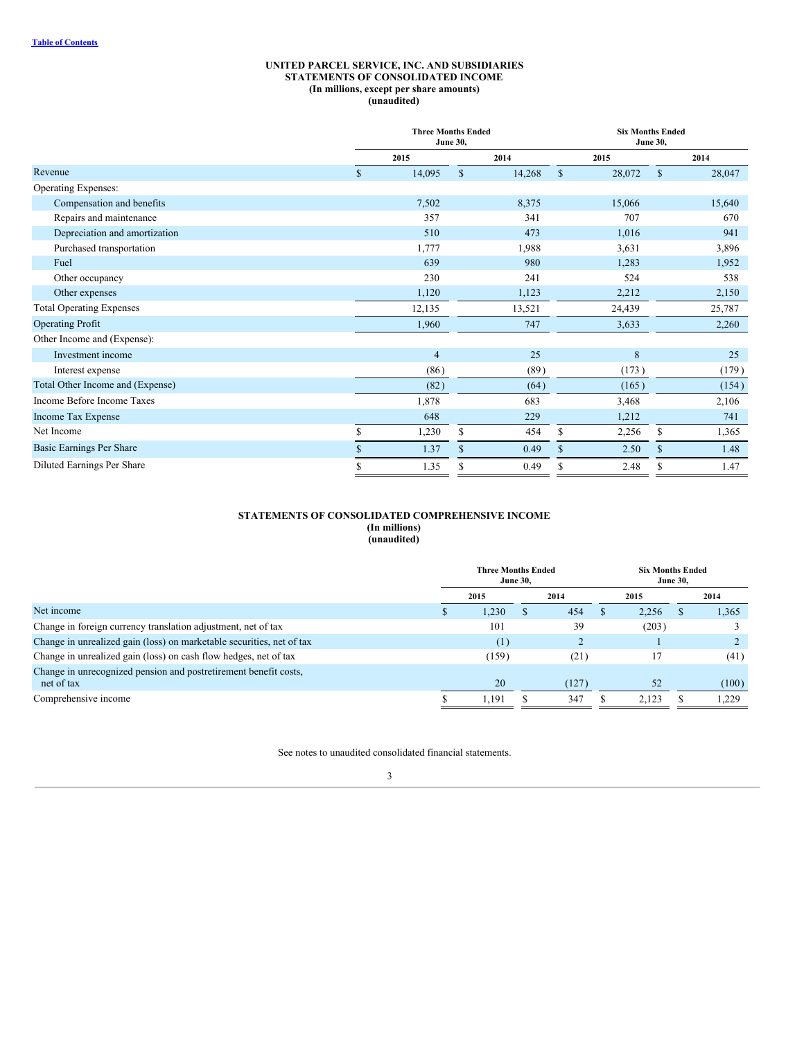[Table of Contents](#)

# UNITED PARCEL SERVICE, INC. AND SUBSIDIARIES
## STATEMENTS OF CONSOLIDATED INCOME
**(In millions, except per share amounts)**
**(unaudited)**

| | Three Months Ended June 30, | | Six Months Ended June 30, | |
|---|---|---|---|---|
| | 2015 | 2014 | 2015 | 2014 |
| Revenue | $ 14,095 | $ 14,268 | $ 28,072 | $ 28,047 |
| Operating Expenses: | | | | |
| Compensation and benefits | 7,502 | 8,375 | 15,066 | 15,640 |
| Repairs and maintenance | 357 | 341 | 707 | 670 |
| Depreciation and amortization | 510 | 473 | 1,016 | 941 |
| Purchased transportation | 1,777 | 1,988 | 3,631 | 3,896 |
| Fuel | 639 | 980 | 1,283 | 1,952 |
| Other occupancy | 230 | 241 | 524 | 538 |
| Other expenses | 1,120 | 1,123 | 2,212 | 2,150 |
| Total Operating Expenses | 12,135 | 13,521 | 24,439 | 25,787 |
| Operating Profit | 1,960 | 747 | 3,633 | 2,260 |
| Other Income and (Expense): | | | | |
| Investment income | 4 | 25 | 8 | 25 |
| Interest expense | (86) | (89) | (173) | (179) |
| Total Other Income and (Expense) | (82) | (64) | (165) | (154) |
| Income Before Income Taxes | 1,878 | 683 | 3,468 | 2,106 |
| Income Tax Expense | 648 | 229 | 1,212 | 741 |
| Net Income | $ 1,230 | $ 454 | $ 2,256 | $ 1,365 |
| Basic Earnings Per Share | $ 1.37 | $ 0.49 | $ 2.50 | $ 1.48 |
| Diluted Earnings Per Share | $ 1.35 | $ 0.49 | $ 2.48 | $ 1.47 |

## STATEMENTS OF CONSOLIDATED COMPREHENSIVE INCOME
**(In millions)**
**(unaudited)**

| | Three Months Ended June 30, | | Six Months Ended June 30, | |
|---|---|---|---|---|
| | 2015 | 2014 | 2015 | 2014 |
| Net income | $ 1,230 | $ 454 | $ 2,256 | $ 1,365 |
| Change in foreign currency translation adjustment, net of tax | 101 | 39 | (203) | 3 |
| Change in unrealized gain (loss) on marketable securities, net of tax | (1) | 2 | 1 | 2 |
| Change in unrealized gain (loss) on cash flow hedges, net of tax | (159) | (21) | 17 | (41) |
| Change in unrecognized pension and postretirement benefit costs, net of tax | 20 | (127) | 52 | (100) |
| Comprehensive income | $ 1,191 | $ 347 | $ 2,123 | $ 1,229 |

See notes to unaudited consolidated financial statements.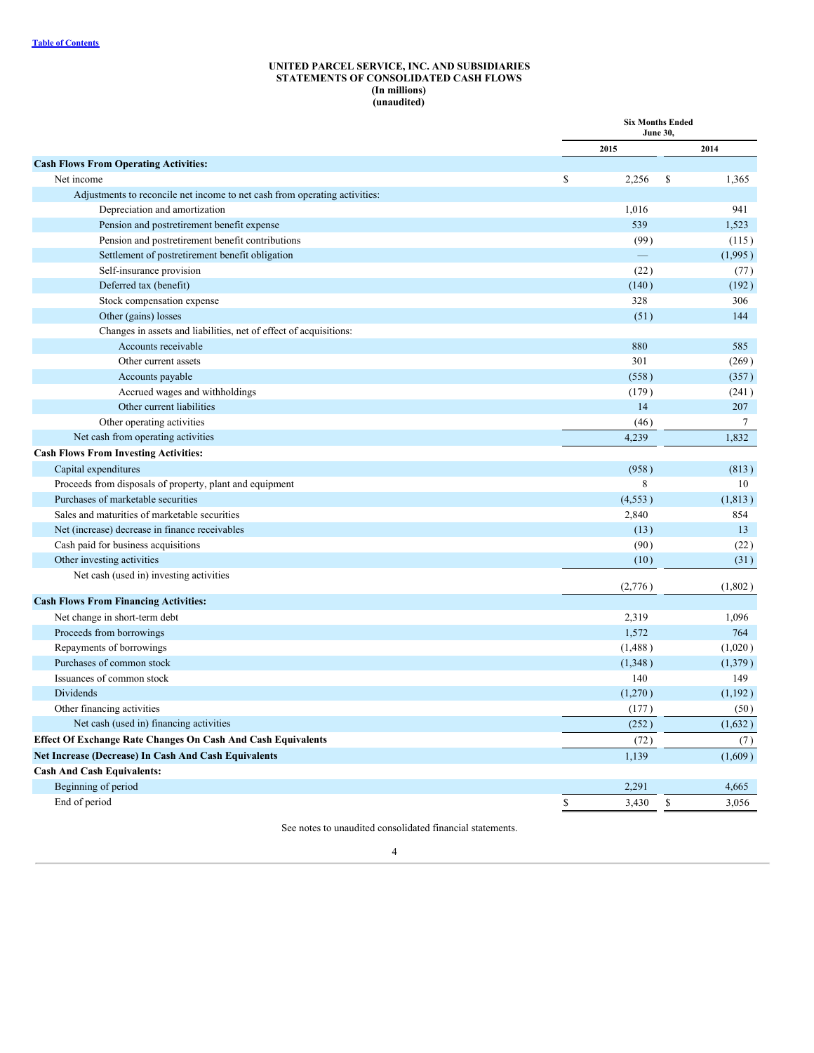[Table of Contents](#)

**UNITED PARCEL SERVICE, INC. AND SUBSIDIARIES**
**STATEMENTS OF CONSOLIDATED CASH FLOWS**
**(In millions)**
**(unaudited)**

| | Six Months Ended June 30, | |
|---|---|---|
| | 2015 | 2014 |
| **Cash Flows From Operating Activities:** | | |
| Net income | $ 2,256 | $ 1,365 |
| Adjustments to reconcile net income to net cash from operating activities: | | |
| Depreciation and amortization | 1,016 | 941 |
| Pension and postretirement benefit expense | 539 | 1,523 |
| Pension and postretirement benefit contributions | (99) | (115) |
| Settlement of postretirement benefit obligation | — | (1,995) |
| Self-insurance provision | (22) | (77) |
| Deferred tax (benefit) | (140) | (192) |
| Stock compensation expense | 328 | 306 |
| Other (gains) losses | (51) | 144 |
| Changes in assets and liabilities, net of effect of acquisitions: | | |
| Accounts receivable | 880 | 585 |
| Other current assets | 301 | (269) |
| Accounts payable | (558) | (357) |
| Accrued wages and withholdings | (179) | (241) |
| Other current liabilities | 14 | 207 |
| Other operating activities | (46) | 7 |
| Net cash from operating activities | 4,239 | 1,832 |
| **Cash Flows From Investing Activities:** | | |
| Capital expenditures | (958) | (813) |
| Proceeds from disposals of property, plant and equipment | 8 | 10 |
| Purchases of marketable securities | (4,553) | (1,813) |
| Sales and maturities of marketable securities | 2,840 | 854 |
| Net (increase) decrease in finance receivables | (13) | 13 |
| Cash paid for business acquisitions | (90) | (22) |
| Other investing activities | (10) | (31) |
| Net cash (used in) investing activities | (2,776) | (1,802) |
| **Cash Flows From Financing Activities:** | | |
| Net change in short-term debt | 2,319 | 1,096 |
| Proceeds from borrowings | 1,572 | 764 |
| Repayments of borrowings | (1,488) | (1,020) |
| Purchases of common stock | (1,348) | (1,379) |
| Issuances of common stock | 140 | 149 |
| Dividends | (1,270) | (1,192) |
| Other financing activities | (177) | (50) |
| Net cash (used in) financing activities | (252) | (1,632) |
| **Effect Of Exchange Rate Changes On Cash And Cash Equivalents** | (72) | (7) |
| **Net Increase (Decrease) In Cash And Cash Equivalents** | 1,139 | (1,609) |
| **Cash And Cash Equivalents:** | | |
| Beginning of period | 2,291 | 4,665 |
| End of period | $ 3,430 | $ 3,056 |

See notes to unaudited consolidated financial statements.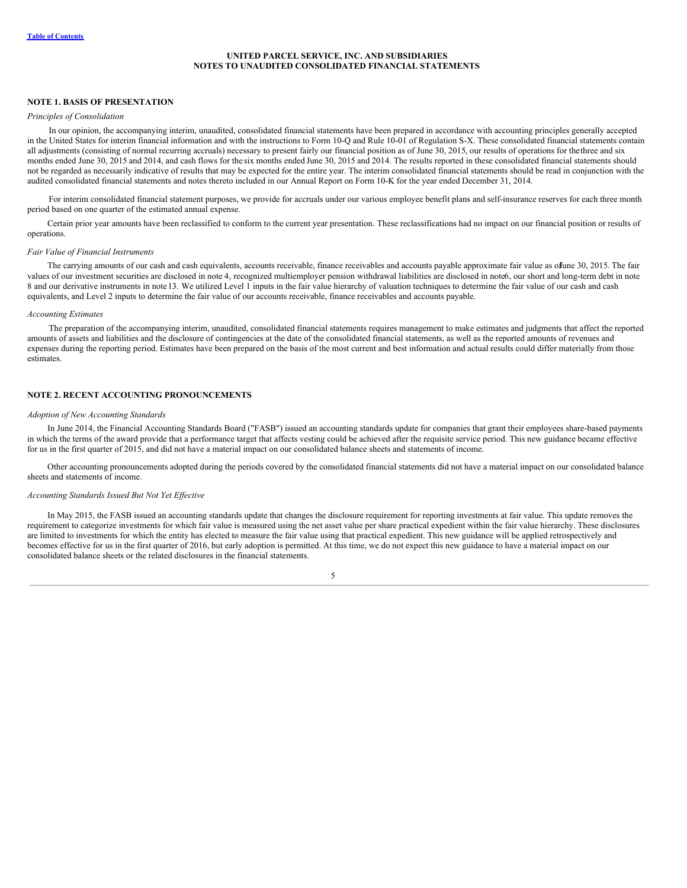# UNITED PARCEL SERVICE, INC. AND SUBSIDIARIES
# NOTES TO UNAUDITED CONSOLIDATED FINANCIAL STATEMENTS

## NOTE 1. BASIS OF PRESENTATION

*Principles of Consolidation*

In our opinion, the accompanying interim, unaudited, consolidated financial statements have been prepared in accordance with accounting principles generally accepted in the United States for interim financial information and with the instructions to Form 10-Q and Rule 10-01 of Regulation S-X. These consolidated financial statements contain all adjustments (consisting of normal recurring accruals) necessary to present fairly our financial position as of June 30, 2015, our results of operations for the three and six months ended June 30, 2015 and 2014, and cash flows for the six months ended June 30, 2015 and 2014. The results reported in these consolidated financial statements should not be regarded as necessarily indicative of results that may be expected for the entire year. The interim consolidated financial statements should be read in conjunction with the audited consolidated financial statements and notes thereto included in our Annual Report on Form 10-K for the year ended December 31, 2014.

For interim consolidated financial statement purposes, we provide for accruals under our various employee benefit plans and self-insurance reserves for each three month period based on one quarter of the estimated annual expense.

Certain prior year amounts have been reclassified to conform to the current year presentation. These reclassifications had no impact on our financial position or results of operations.

*Fair Value of Financial Instruments*

The carrying amounts of our cash and cash equivalents, accounts receivable, finance receivables and accounts payable approximate fair value as of June 30, 2015. The fair values of our investment securities are disclosed in note 4, recognized multiemployer pension withdrawal liabilities are disclosed in note 6, our short and long-term debt in note 8 and our derivative instruments in note 13. We utilized Level 1 inputs in the fair value hierarchy of valuation techniques to determine the fair value of our cash and cash equivalents, and Level 2 inputs to determine the fair value of our accounts receivable, finance receivables and accounts payable.

*Accounting Estimates*

The preparation of the accompanying interim, unaudited, consolidated financial statements requires management to make estimates and judgments that affect the reported amounts of assets and liabilities and the disclosure of contingencies at the date of the consolidated financial statements, as well as the reported amounts of revenues and expenses during the reporting period. Estimates have been prepared on the basis of the most current and best information and actual results could differ materially from those estimates.

## NOTE 2. RECENT ACCOUNTING PRONOUNCEMENTS

*Adoption of New Accounting Standards*

In June 2014, the Financial Accounting Standards Board ("FASB") issued an accounting standards update for companies that grant their employees share-based payments in which the terms of the award provide that a performance target that affects vesting could be achieved after the requisite service period. This new guidance became effective for us in the first quarter of 2015, and did not have a material impact on our consolidated balance sheets and statements of income.

Other accounting pronouncements adopted during the periods covered by the consolidated financial statements did not have a material impact on our consolidated balance sheets and statements of income.

*Accounting Standards Issued But Not Yet Effective*

In May 2015, the FASB issued an accounting standards update that changes the disclosure requirement for reporting investments at fair value. This update removes the requirement to categorize investments for which fair value is measured using the net asset value per share practical expedient within the fair value hierarchy. These disclosures are limited to investments for which the entity has elected to measure the fair value using that practical expedient. This new guidance will be applied retrospectively and becomes effective for us in the first quarter of 2016, but early adoption is permitted. At this time, we do not expect this new guidance to have a material impact on our consolidated balance sheets or the related disclosures in the financial statements.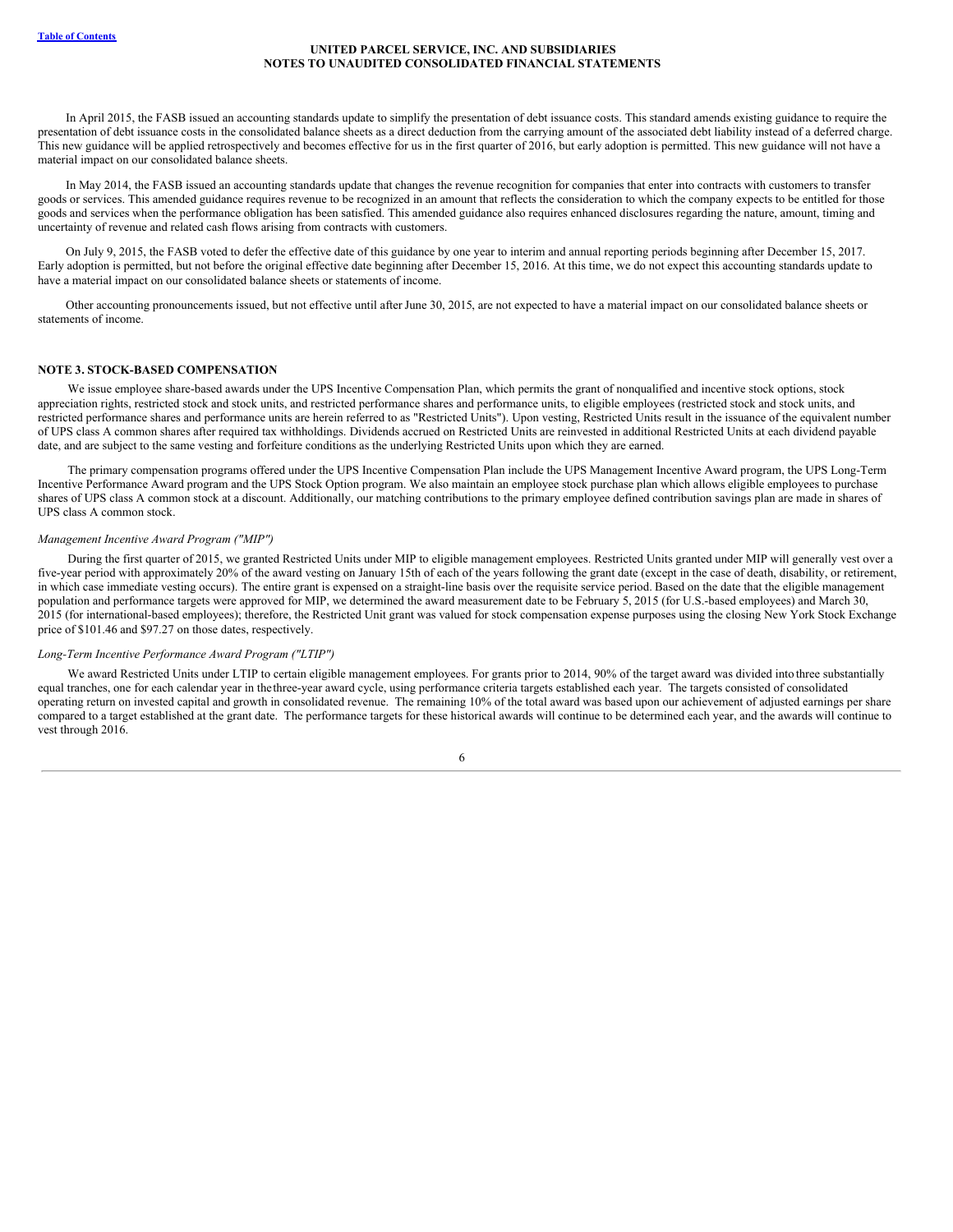In April 2015, the FASB issued an accounting standards update to simplify the presentation of debt issuance costs. This standard amends existing guidance to require the presentation of debt issuance costs in the consolidated balance sheets as a direct deduction from the carrying amount of the associated debt liability instead of a deferred charge. This new guidance will be applied retrospectively and becomes effective for us in the first quarter of 2016, but early adoption is permitted. This new guidance will not have a material impact on our consolidated balance sheets.

In May 2014, the FASB issued an accounting standards update that changes the revenue recognition for companies that enter into contracts with customers to transfer goods or services. This amended guidance requires revenue to be recognized in an amount that reflects the consideration to which the company expects to be entitled for those goods and services when the performance obligation has been satisfied. This amended guidance also requires enhanced disclosures regarding the nature, amount, timing and uncertainty of revenue and related cash flows arising from contracts with customers.

On July 9, 2015, the FASB voted to defer the effective date of this guidance by one year to interim and annual reporting periods beginning after December 15, 2017. Early adoption is permitted, but not before the original effective date beginning after December 15, 2016. At this time, we do not expect this accounting standards update to have a material impact on our consolidated balance sheets or statements of income.

Other accounting pronouncements issued, but not effective until after June 30, 2015, are not expected to have a material impact on our consolidated balance sheets or statements of income.

## NOTE 3. STOCK-BASED COMPENSATION

We issue employee share-based awards under the UPS Incentive Compensation Plan, which permits the grant of nonqualified and incentive stock options, stock appreciation rights, restricted stock and stock units, and restricted performance shares and performance units, to eligible employees (restricted stock and stock units, and restricted performance shares and performance units are herein referred to as "Restricted Units"). Upon vesting, Restricted Units result in the issuance of the equivalent number of UPS class A common shares after required tax withholdings. Dividends accrued on Restricted Units are reinvested in additional Restricted Units at each dividend payable date, and are subject to the same vesting and forfeiture conditions as the underlying Restricted Units upon which they are earned.

The primary compensation programs offered under the UPS Incentive Compensation Plan include the UPS Management Incentive Award program, the UPS Long-Term Incentive Performance Award program and the UPS Stock Option program. We also maintain an employee stock purchase plan which allows eligible employees to purchase shares of UPS class A common stock at a discount. Additionally, our matching contributions to the primary employee defined contribution savings plan are made in shares of UPS class A common stock.

*Management Incentive Award Program ("MIP")*

During the first quarter of 2015, we granted Restricted Units under MIP to eligible management employees. Restricted Units granted under MIP will generally vest over a five-year period with approximately 20% of the award vesting on January 15th of each of the years following the grant date (except in the case of death, disability, or retirement, in which case immediate vesting occurs). The entire grant is expensed on a straight-line basis over the requisite service period. Based on the date that the eligible management population and performance targets were approved for MIP, we determined the award measurement date to be February 5, 2015 (for U.S.-based employees) and March 30, 2015 (for international-based employees); therefore, the Restricted Unit grant was valued for stock compensation expense purposes using the closing New York Stock Exchange price of $101.46 and $97.27 on those dates, respectively.

*Long-Term Incentive Performance Award Program ("LTIP")*

We award Restricted Units under LTIP to certain eligible management employees. For grants prior to 2014, 90% of the target award was divided into three substantially equal tranches, one for each calendar year in the three-year award cycle, using performance criteria targets established each year. The targets consisted of consolidated operating return on invested capital and growth in consolidated revenue. The remaining 10% of the total award was based upon our achievement of adjusted earnings per share compared to a target established at the grant date. The performance targets for these historical awards will continue to be determined each year, and the awards will continue to vest through 2016.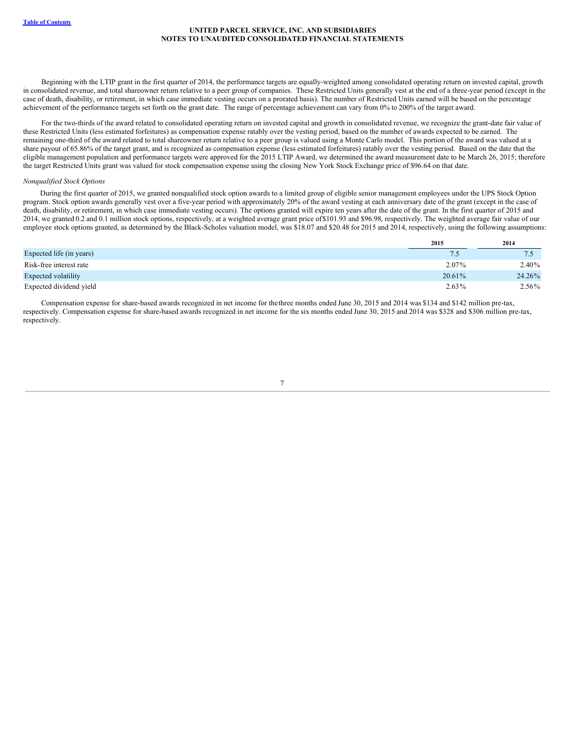Beginning with the LTIP grant in the first quarter of 2014, the performance targets are equally-weighted among consolidated operating return on invested capital, growth in consolidated revenue, and total shareowner return relative to a peer group of companies. These Restricted Units generally vest at the end of a three-year period (except in the case of death, disability, or retirement, in which case immediate vesting occurs on a prorated basis). The number of Restricted Units earned will be based on the percentage achievement of the performance targets set forth on the grant date. The range of percentage achievement can vary from 0% to 200% of the target award.

For the two-thirds of the award related to consolidated operating return on invested capital and growth in consolidated revenue, we recognize the grant-date fair value of these Restricted Units (less estimated forfeitures) as compensation expense ratably over the vesting period, based on the number of awards expected to be earned. The remaining one-third of the award related to total shareowner return relative to a peer group is valued using a Monte Carlo model. This portion of the award was valued at a share payout of 65.86% of the target grant, and is recognized as compensation expense (less estimated forfeitures) ratably over the vesting period. Based on the date that the eligible management population and performance targets were approved for the 2015 LTIP Award, we determined the award measurement date to be March 26, 2015; therefore the target Restricted Units grant was valued for stock compensation expense using the closing New York Stock Exchange price of $96.64 on that date.

*Nonqualified Stock Options*

During the first quarter of 2015, we granted nonqualified stock option awards to a limited group of eligible senior management employees under the UPS Stock Option program. Stock option awards generally vest over a five-year period with approximately 20% of the award vesting at each anniversary date of the grant (except in the case of death, disability, or retirement, in which case immediate vesting occurs). The options granted will expire ten years after the date of the grant. In the first quarter of 2015 and 2014, we granted 0.2 and 0.1 million stock options, respectively, at a weighted average grant price of $101.93 and $96.98, respectively. The weighted average fair value of our employee stock options granted, as determined by the Black-Scholes valuation model, was $18.07 and $20.48 for 2015 and 2014, respectively, using the following assumptions:

| | 2015 | 2014 |
|---|---|---|
| Expected life (in years) | 7.5 | 7.5 |
| Risk-free interest rate | 2.07% | 2.40% |
| Expected volatility | 20.61% | 24.26% |
| Expected dividend yield | 2.63% | 2.56% |

Compensation expense for share-based awards recognized in net income for the three months ended June 30, 2015 and 2014 was $134 and $142 million pre-tax, respectively. Compensation expense for share-based awards recognized in net income for the six months ended June 30, 2015 and 2014 was $328 and $306 million pre-tax, respectively.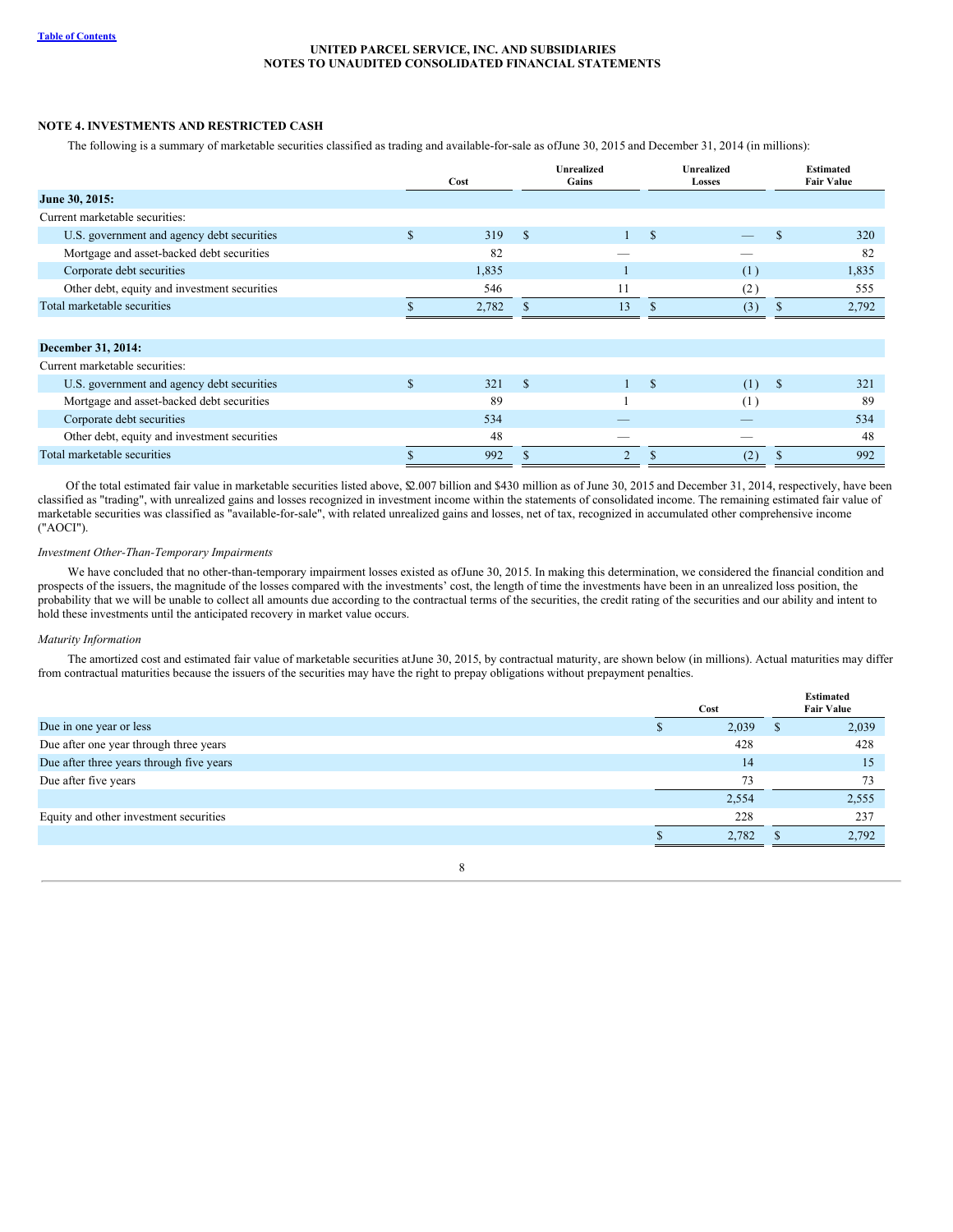**UNITED PARCEL SERVICE, INC. AND SUBSIDIARIES**
**NOTES TO UNAUDITED CONSOLIDATED FINANCIAL STATEMENTS**

## NOTE 4. INVESTMENTS AND RESTRICTED CASH

The following is a summary of marketable securities classified as trading and available-for-sale as of June 30, 2015 and December 31, 2014 (in millions):

| | Cost | Unrealized Gains | Unrealized Losses | Estimated Fair Value |
|---|---|---|---|---|
| **June 30, 2015:** | | | | |
| Current marketable securities: | | | | |
| U.S. government and agency debt securities | $ 319 | $ 1 | $ — | $ 320 |
| Mortgage and asset-backed debt securities | 82 | — | — | 82 |
| Corporate debt securities | 1,835 | 1 | (1) | 1,835 |
| Other debt, equity and investment securities | 546 | 11 | (2) | 555 |
| Total marketable securities | $ 2,782 | $ 13 | $ (3) | $ 2,792 |
| | | | | |
| **December 31, 2014:** | | | | |
| Current marketable securities: | | | | |
| U.S. government and agency debt securities | $ 321 | $ 1 | $ (1) | $ 321 |
| Mortgage and asset-backed debt securities | 89 | 1 | (1) | 89 |
| Corporate debt securities | 534 | — | — | 534 |
| Other debt, equity and investment securities | 48 | — | — | 48 |
| Total marketable securities | $ 992 | $ 2 | $ (2) | $ 992 |

Of the total estimated fair value in marketable securities listed above, $2.007 billion and $430 million as of June 30, 2015 and December 31, 2014, respectively, have been classified as "trading", with unrealized gains and losses recognized in investment income within the statements of consolidated income. The remaining estimated fair value of marketable securities was classified as "available-for-sale", with related unrealized gains and losses, net of tax, recognized in accumulated other comprehensive income ("AOCI").

*Investment Other-Than-Temporary Impairments*

We have concluded that no other-than-temporary impairment losses existed as of June 30, 2015. In making this determination, we considered the financial condition and prospects of the issuers, the magnitude of the losses compared with the investments' cost, the length of time the investments have been in an unrealized loss position, the probability that we will be unable to collect all amounts due according to the contractual terms of the securities, the credit rating of the securities and our ability and intent to hold these investments until the anticipated recovery in market value occurs.

*Maturity Information*

The amortized cost and estimated fair value of marketable securities at June 30, 2015, by contractual maturity, are shown below (in millions). Actual maturities may differ from contractual maturities because the issuers of the securities may have the right to prepay obligations without prepayment penalties.

| | Cost | Estimated Fair Value |
|---|---|---|
| Due in one year or less | $ 2,039 | $ 2,039 |
| Due after one year through three years | 428 | 428 |
| Due after three years through five years | 14 | 15 |
| Due after five years | 73 | 73 |
| | 2,554 | 2,555 |
| Equity and other investment securities | 228 | 237 |
| | $ 2,782 | $ 2,792 |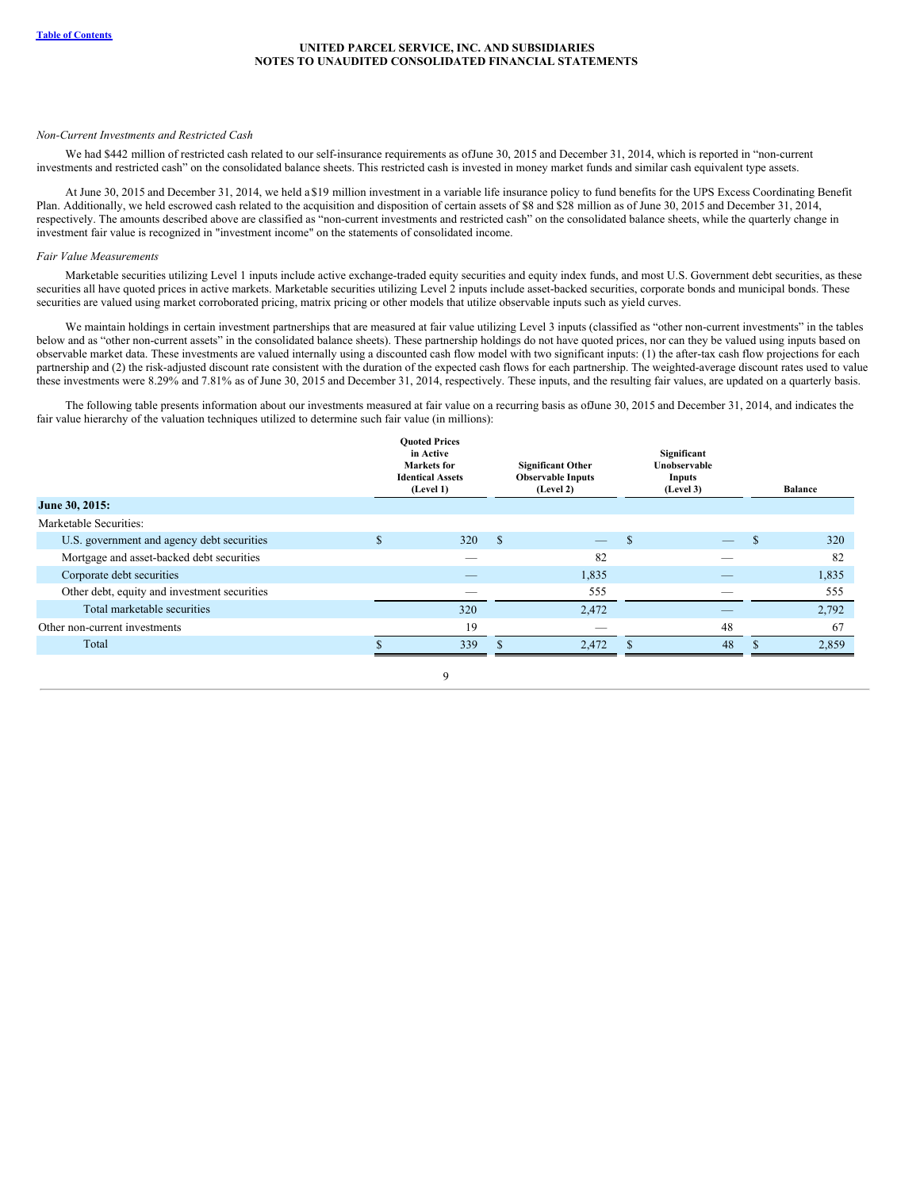**UNITED PARCEL SERVICE, INC. AND SUBSIDIARIES**
**NOTES TO UNAUDITED CONSOLIDATED FINANCIAL STATEMENTS**

*Non-Current Investments and Restricted Cash*

We had $442 million of restricted cash related to our self-insurance requirements as of June 30, 2015 and December 31, 2014, which is reported in "non-current investments and restricted cash" on the consolidated balance sheets. This restricted cash is invested in money market funds and similar cash equivalent type assets.

At June 30, 2015 and December 31, 2014, we held a $19 million investment in a variable life insurance policy to fund benefits for the UPS Excess Coordinating Benefit Plan. Additionally, we held escrowed cash related to the acquisition and disposition of certain assets of $8 and $28 million as of June 30, 2015 and December 31, 2014, respectively. The amounts described above are classified as "non-current investments and restricted cash" on the consolidated balance sheets, while the quarterly change in investment fair value is recognized in "investment income" on the statements of consolidated income.

*Fair Value Measurements*

Marketable securities utilizing Level 1 inputs include active exchange-traded equity securities and equity index funds, and most U.S. Government debt securities, as these securities all have quoted prices in active markets. Marketable securities utilizing Level 2 inputs include asset-backed securities, corporate bonds and municipal bonds. These securities are valued using market corroborated pricing, matrix pricing or other models that utilize observable inputs such as yield curves.

We maintain holdings in certain investment partnerships that are measured at fair value utilizing Level 3 inputs (classified as "other non-current investments" in the tables below and as "other non-current assets" in the consolidated balance sheets). These partnership holdings do not have quoted prices, nor can they be valued using inputs based on observable market data. These investments are valued internally using a discounted cash flow model with two significant inputs: (1) the after-tax cash flow projections for each partnership and (2) the risk-adjusted discount rate consistent with the duration of the expected cash flows for each partnership. The weighted-average discount rates used to value these investments were 8.29% and 7.81% as of June 30, 2015 and December 31, 2014, respectively. These inputs, and the resulting fair values, are updated on a quarterly basis.

The following table presents information about our investments measured at fair value on a recurring basis as of June 30, 2015 and December 31, 2014, and indicates the fair value hierarchy of the valuation techniques utilized to determine such fair value (in millions):

| | Quoted Prices in Active Markets for Identical Assets (Level 1) | Significant Other Observable Inputs (Level 2) | Significant Unobservable Inputs (Level 3) | Balance |
|---|---|---|---|---|
| **June 30, 2015:** | | | | |
| Marketable Securities: | | | | |
| U.S. government and agency debt securities | $ 320 | $ — | $ — | $ 320 |
| Mortgage and asset-backed debt securities | — | 82 | — | 82 |
| Corporate debt securities | — | 1,835 | — | 1,835 |
| Other debt, equity and investment securities | — | 555 | — | 555 |
| Total marketable securities | 320 | 2,472 | — | 2,792 |
| Other non-current investments | 19 | — | 48 | 67 |
| Total | $ 339 | $ 2,472 | $ 48 | $ 2,859 |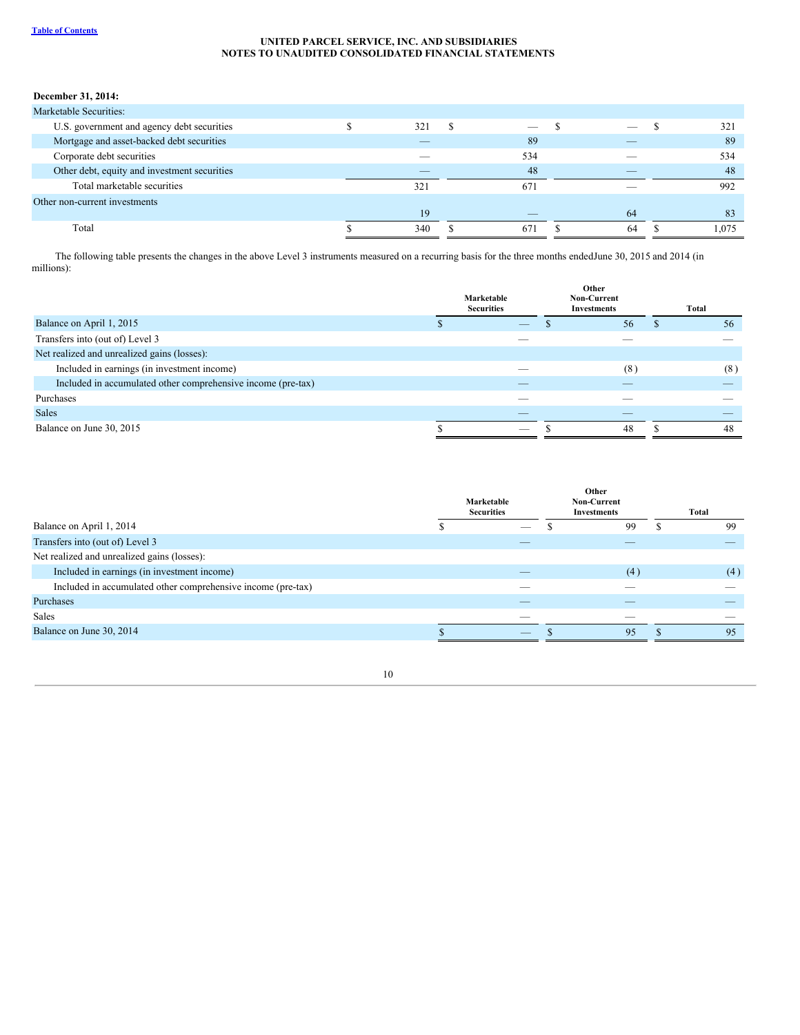**December 31, 2014:**

| | | | | |
|---|---|---|---|---|
| Marketable Securities: | | | | |
| U.S. government and agency debt securities | $ 321 | $ — | $ — | $ 321 |
| Mortgage and asset-backed debt securities | — | 89 | — | 89 |
| Corporate debt securities | — | 534 | — | 534 |
| Other debt, equity and investment securities | — | 48 | — | 48 |
| Total marketable securities | 321 | 671 | — | 992 |
| Other non-current investments | 19 | — | 64 | 83 |
| Total | $ 340 | $ 671 | $ 64 | $ 1,075 |

The following table presents the changes in the above Level 3 instruments measured on a recurring basis for the three months endedJune 30, 2015 and 2014 (in millions):

| | Marketable Securities | Other Non-Current Investments | Total |
|---|---|---|---|
| Balance on April 1, 2015 | $ — | $ 56 | $ 56 |
| Transfers into (out of) Level 3 | — | — | — |
| Net realized and unrealized gains (losses): | | | |
| Included in earnings (in investment income) | — | (8) | (8) |
| Included in accumulated other comprehensive income (pre-tax) | — | — | — |
| Purchases | — | — | — |
| Sales | — | — | — |
| Balance on June 30, 2015 | $ — | $ 48 | $ 48 |

| | Marketable Securities | Other Non-Current Investments | Total |
|---|---|---|---|
| Balance on April 1, 2014 | $ — | $ 99 | $ 99 |
| Transfers into (out of) Level 3 | — | — | — |
| Net realized and unrealized gains (losses): | | | |
| Included in earnings (in investment income) | — | (4) | (4) |
| Included in accumulated other comprehensive income (pre-tax) | — | — | — |
| Purchases | — | — | — |
| Sales | — | — | — |
| Balance on June 30, 2014 | $ — | $ 95 | $ 95 |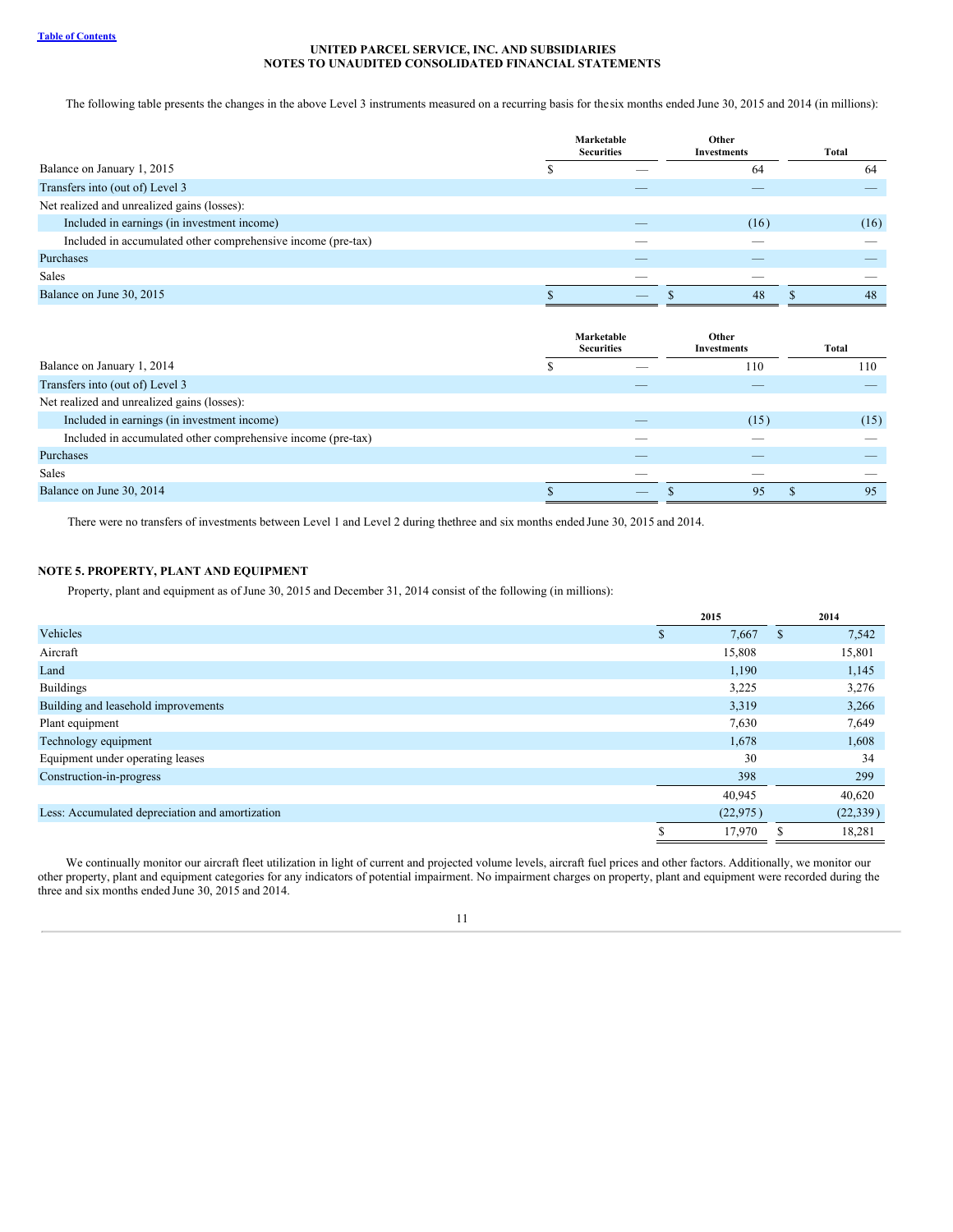**UNITED PARCEL SERVICE, INC. AND SUBSIDIARIES**
**NOTES TO UNAUDITED CONSOLIDATED FINANCIAL STATEMENTS**

The following table presents the changes in the above Level 3 instruments measured on a recurring basis for the six months ended June 30, 2015 and 2014 (in millions):

| | Marketable Securities | Other Investments | Total |
|---|---|---|---|
| Balance on January 1, 2015 | $ — | 64 | 64 |
| Transfers into (out of) Level 3 | — | — | — |
| Net realized and unrealized gains (losses): | | | |
| Included in earnings (in investment income) | — | (16) | (16) |
| Included in accumulated other comprehensive income (pre-tax) | — | — | — |
| Purchases | — | — | — |
| Sales | — | — | — |
| Balance on June 30, 2015 | $ — | $ 48 | $ 48 |

| | Marketable Securities | Other Investments | Total |
|---|---|---|---|
| Balance on January 1, 2014 | $ — | 110 | 110 |
| Transfers into (out of) Level 3 | — | — | — |
| Net realized and unrealized gains (losses): | | | |
| Included in earnings (in investment income) | — | (15) | (15) |
| Included in accumulated other comprehensive income (pre-tax) | — | — | — |
| Purchases | — | — | — |
| Sales | — | — | — |
| Balance on June 30, 2014 | $ — | $ 95 | $ 95 |

There were no transfers of investments between Level 1 and Level 2 during the three and six months ended June 30, 2015 and 2014.

## NOTE 5. PROPERTY, PLANT AND EQUIPMENT

Property, plant and equipment as of June 30, 2015 and December 31, 2014 consist of the following (in millions):

| | 2015 | 2014 |
|---|---|---|
| Vehicles | $ 7,667 | $ 7,542 |
| Aircraft | 15,808 | 15,801 |
| Land | 1,190 | 1,145 |
| Buildings | 3,225 | 3,276 |
| Building and leasehold improvements | 3,319 | 3,266 |
| Plant equipment | 7,630 | 7,649 |
| Technology equipment | 1,678 | 1,608 |
| Equipment under operating leases | 30 | 34 |
| Construction-in-progress | 398 | 299 |
| | 40,945 | 40,620 |
| Less: Accumulated depreciation and amortization | (22,975) | (22,339) |
| | $ 17,970 | $ 18,281 |

We continually monitor our aircraft fleet utilization in light of current and projected volume levels, aircraft fuel prices and other factors. Additionally, we monitor our other property, plant and equipment categories for any indicators of potential impairment. No impairment charges on property, plant and equipment were recorded during the three and six months ended June 30, 2015 and 2014.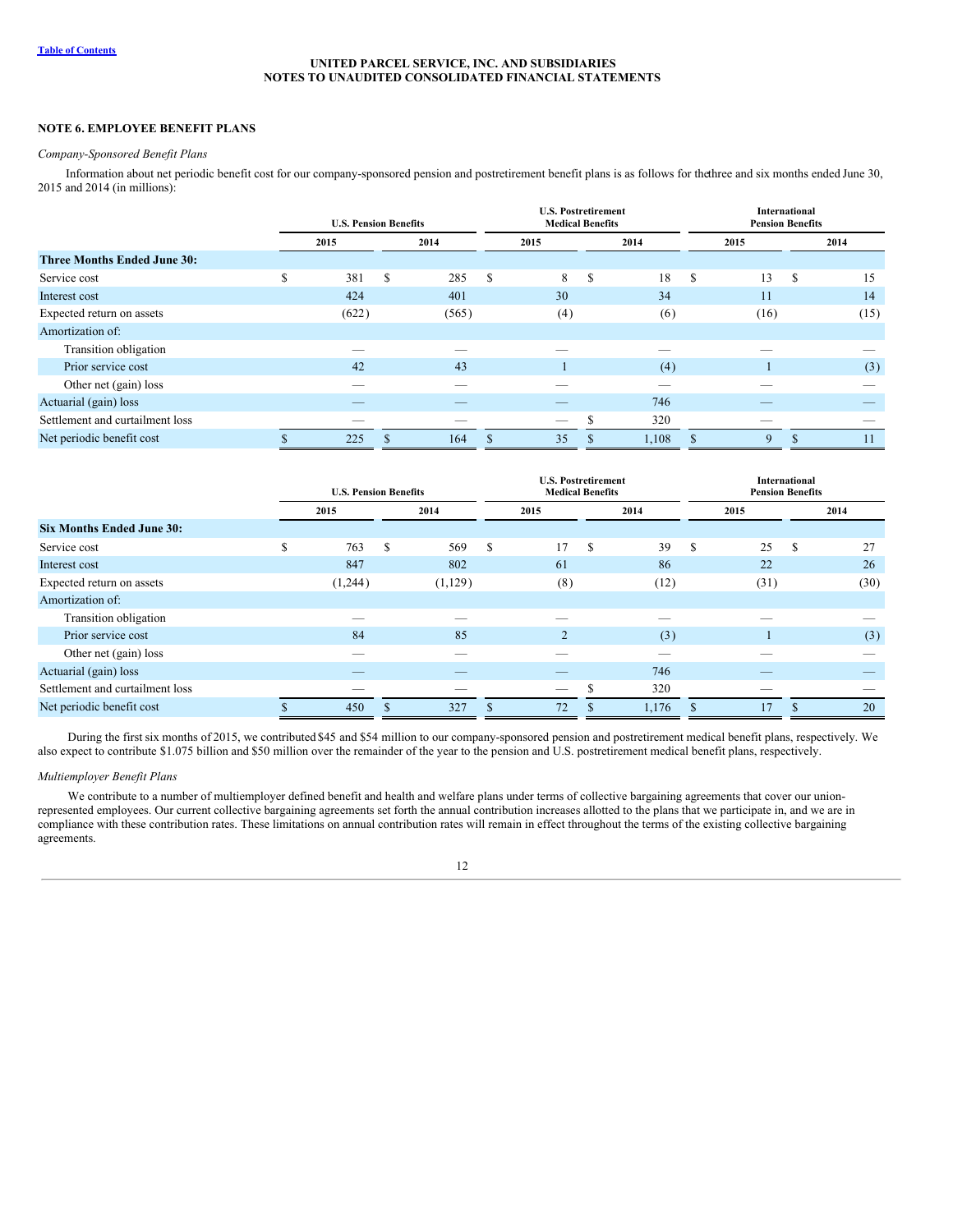## NOTE 6. EMPLOYEE BENEFIT PLANS

*Company-Sponsored Benefit Plans*

Information about net periodic benefit cost for our company-sponsored pension and postretirement benefit plans is as follows for the three and six months ended June 30, 2015 and 2014 (in millions):

| | U.S. Pension Benefits | | U.S. Postretirement Medical Benefits | | International Pension Benefits | |
|---|---|---|---|---|---|---|
| | 2015 | 2014 | 2015 | 2014 | 2015 | 2014 |
| **Three Months Ended June 30:** | | | | | | |
| Service cost | $ 381 | $ 285 | $ 8 | $ 18 | $ 13 | $ 15 |
| Interest cost | 424 | 401 | 30 | 34 | 11 | 14 |
| Expected return on assets | (622) | (565) | (4) | (6) | (16) | (15) |
| Amortization of: | | | | | | |
| Transition obligation | — | — | — | — | — | — |
| Prior service cost | 42 | 43 | 1 | (4) | 1 | (3) |
| Other net (gain) loss | — | — | — | — | — | — |
| Actuarial (gain) loss | — | — | — | 746 | — | — |
| Settlement and curtailment loss | — | — | — | $ 320 | — | — |
| Net periodic benefit cost | $ 225 | $ 164 | $ 35 | $ 1,108 | $ 9 | $ 11 |

| | U.S. Pension Benefits | | U.S. Postretirement Medical Benefits | | International Pension Benefits | |
|---|---|---|---|---|---|---|
| | 2015 | 2014 | 2015 | 2014 | 2015 | 2014 |
| **Six Months Ended June 30:** | | | | | | |
| Service cost | $ 763 | $ 569 | $ 17 | $ 39 | $ 25 | $ 27 |
| Interest cost | 847 | 802 | 61 | 86 | 22 | 26 |
| Expected return on assets | (1,244) | (1,129) | (8) | (12) | (31) | (30) |
| Amortization of: | | | | | | |
| Transition obligation | — | — | — | — | — | — |
| Prior service cost | 84 | 85 | 2 | (3) | 1 | (3) |
| Other net (gain) loss | — | — | — | — | — | — |
| Actuarial (gain) loss | — | — | — | 746 | — | — |
| Settlement and curtailment loss | — | — | — | $ 320 | — | — |
| Net periodic benefit cost | $ 450 | $ 327 | $ 72 | $ 1,176 | $ 17 | $ 20 |

During the first six months of 2015, we contributed $45 and $54 million to our company-sponsored pension and postretirement medical benefit plans, respectively. We also expect to contribute $1.075 billion and $50 million over the remainder of the year to the pension and U.S. postretirement medical benefit plans, respectively.

*Multiemployer Benefit Plans*

We contribute to a number of multiemployer defined benefit and health and welfare plans under terms of collective bargaining agreements that cover our union-represented employees. Our current collective bargaining agreements set forth the annual contribution increases allotted to the plans that we participate in, and we are in compliance with these contribution rates. These limitations on annual contribution rates will remain in effect throughout the terms of the existing collective bargaining agreements.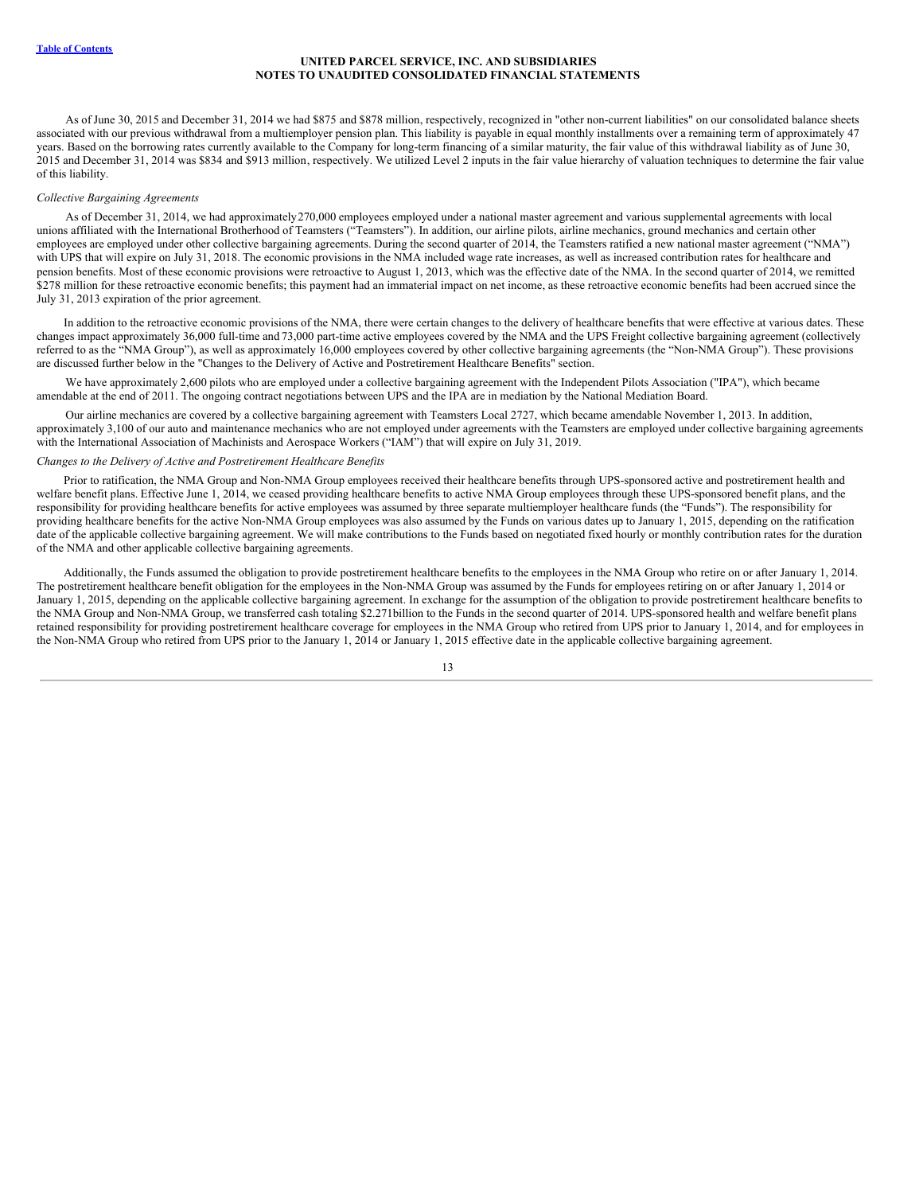As of June 30, 2015 and December 31, 2014 we had $875 and $878 million, respectively, recognized in "other non-current liabilities" on our consolidated balance sheets associated with our previous withdrawal from a multiemployer pension plan. This liability is payable in equal monthly installments over a remaining term of approximately 47 years. Based on the borrowing rates currently available to the Company for long-term financing of a similar maturity, the fair value of this withdrawal liability as of June 30, 2015 and December 31, 2014 was $834 and $913 million, respectively. We utilized Level 2 inputs in the fair value hierarchy of valuation techniques to determine the fair value of this liability.

*Collective Bargaining Agreements*

As of December 31, 2014, we had approximately 270,000 employees employed under a national master agreement and various supplemental agreements with local unions affiliated with the International Brotherhood of Teamsters ("Teamsters"). In addition, our airline pilots, airline mechanics, ground mechanics and certain other employees are employed under other collective bargaining agreements. During the second quarter of 2014, the Teamsters ratified a new national master agreement ("NMA") with UPS that will expire on July 31, 2018. The economic provisions in the NMA included wage rate increases, as well as increased contribution rates for healthcare and pension benefits. Most of these economic provisions were retroactive to August 1, 2013, which was the effective date of the NMA. In the second quarter of 2014, we remitted $278 million for these retroactive economic benefits; this payment had an immaterial impact on net income, as these retroactive economic benefits had been accrued since the July 31, 2013 expiration of the prior agreement.

In addition to the retroactive economic provisions of the NMA, there were certain changes to the delivery of healthcare benefits that were effective at various dates. These changes impact approximately 36,000 full-time and 73,000 part-time active employees covered by the NMA and the UPS Freight collective bargaining agreement (collectively referred to as the "NMA Group"), as well as approximately 16,000 employees covered by other collective bargaining agreements (the "Non-NMA Group"). These provisions are discussed further below in the "Changes to the Delivery of Active and Postretirement Healthcare Benefits" section.

We have approximately 2,600 pilots who are employed under a collective bargaining agreement with the Independent Pilots Association ("IPA"), which became amendable at the end of 2011. The ongoing contract negotiations between UPS and the IPA are in mediation by the National Mediation Board.

Our airline mechanics are covered by a collective bargaining agreement with Teamsters Local 2727, which became amendable November 1, 2013. In addition, approximately 3,100 of our auto and maintenance mechanics who are not employed under agreements with the Teamsters are employed under collective bargaining agreements with the International Association of Machinists and Aerospace Workers ("IAM") that will expire on July 31, 2019.

*Changes to the Delivery of Active and Postretirement Healthcare Benefits*

Prior to ratification, the NMA Group and Non-NMA Group employees received their healthcare benefits through UPS-sponsored active and postretirement health and welfare benefit plans. Effective June 1, 2014, we ceased providing healthcare benefits to active NMA Group employees through these UPS-sponsored benefit plans, and the responsibility for providing healthcare benefits for active employees was assumed by three separate multiemployer healthcare funds (the "Funds"). The responsibility for providing healthcare benefits for the active Non-NMA Group employees was also assumed by the Funds on various dates up to January 1, 2015, depending on the ratification date of the applicable collective bargaining agreement. We will make contributions to the Funds based on negotiated fixed hourly or monthly contribution rates for the duration of the NMA and other applicable collective bargaining agreements.

Additionally, the Funds assumed the obligation to provide postretirement healthcare benefits to the employees in the NMA Group who retire on or after January 1, 2014. The postretirement healthcare benefit obligation for the employees in the Non-NMA Group was assumed by the Funds for employees retiring on or after January 1, 2014 or January 1, 2015, depending on the applicable collective bargaining agreement. In exchange for the assumption of the obligation to provide postretirement healthcare benefits to the NMA Group and Non-NMA Group, we transferred cash totaling $2.271 billion to the Funds in the second quarter of 2014. UPS-sponsored health and welfare benefit plans retained responsibility for providing postretirement healthcare coverage for employees in the NMA Group who retired from UPS prior to January 1, 2014, and for employees in the Non-NMA Group who retired from UPS prior to the January 1, 2014 or January 1, 2015 effective date in the applicable collective bargaining agreement.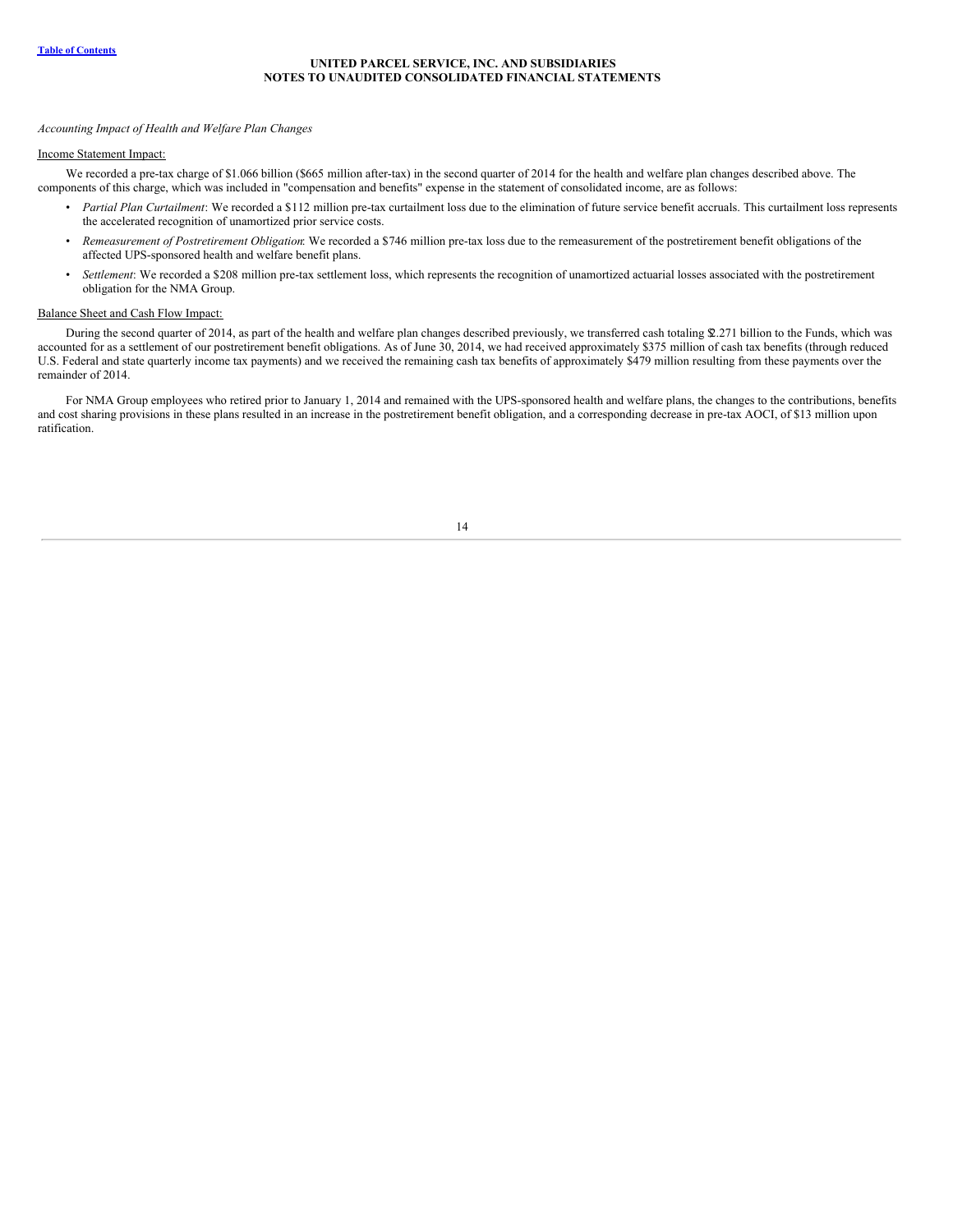*Accounting Impact of Health and Welfare Plan Changes*

Income Statement Impact:

We recorded a pre-tax charge of $1.066 billion ($665 million after-tax) in the second quarter of 2014 for the health and welfare plan changes described above. The components of this charge, which was included in "compensation and benefits" expense in the statement of consolidated income, are as follows:

- *Partial Plan Curtailment*: We recorded a $112 million pre-tax curtailment loss due to the elimination of future service benefit accruals. This curtailment loss represents the accelerated recognition of unamortized prior service costs.
- *Remeasurement of Postretirement Obligation*: We recorded a $746 million pre-tax loss due to the remeasurement of the postretirement benefit obligations of the affected UPS-sponsored health and welfare benefit plans.
- *Settlement*: We recorded a $208 million pre-tax settlement loss, which represents the recognition of unamortized actuarial losses associated with the postretirement obligation for the NMA Group.

Balance Sheet and Cash Flow Impact:

During the second quarter of 2014, as part of the health and welfare plan changes described previously, we transferred cash totaling $2.271 billion to the Funds, which was accounted for as a settlement of our postretirement benefit obligations. As of June 30, 2014, we had received approximately $375 million of cash tax benefits (through reduced U.S. Federal and state quarterly income tax payments) and we received the remaining cash tax benefits of approximately $479 million resulting from these payments over the remainder of 2014.

For NMA Group employees who retired prior to January 1, 2014 and remained with the UPS-sponsored health and welfare plans, the changes to the contributions, benefits and cost sharing provisions in these plans resulted in an increase in the postretirement benefit obligation, and a corresponding decrease in pre-tax AOCI, of $13 million upon ratification.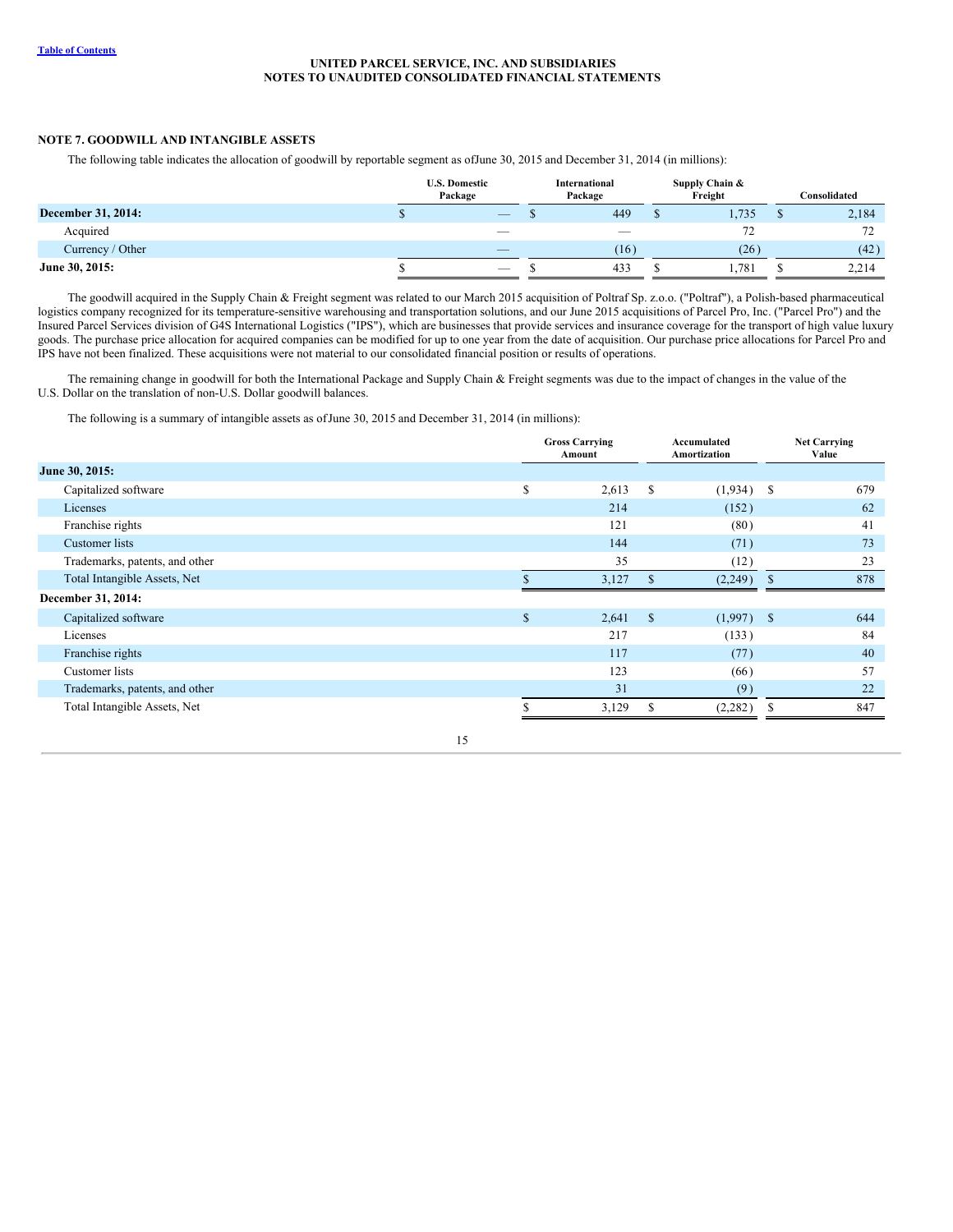UNITED PARCEL SERVICE, INC. AND SUBSIDIARIES
NOTES TO UNAUDITED CONSOLIDATED FINANCIAL STATEMENTS

## NOTE 7. GOODWILL AND INTANGIBLE ASSETS

The following table indicates the allocation of goodwill by reportable segment as of June 30, 2015 and December 31, 2014 (in millions):

| | U.S. Domestic Package | International Package | Supply Chain & Freight | Consolidated |
|---|---|---|---|---|
| **December 31, 2014:** | $ — | $ 449 | $ 1,735 | $ 2,184 |
| Acquired | — | — | 72 | 72 |
| Currency / Other | — | (16) | (26) | (42) |
| **June 30, 2015:** | $ — | $ 433 | $ 1,781 | $ 2,214 |

The goodwill acquired in the Supply Chain & Freight segment was related to our March 2015 acquisition of Poltraf Sp. z.o.o. ("Poltraf"), a Polish-based pharmaceutical logistics company recognized for its temperature-sensitive warehousing and transportation solutions, and our June 2015 acquisitions of Parcel Pro, Inc. ("Parcel Pro") and the Insured Parcel Services division of G4S International Logistics ("IPS"), which are businesses that provide services and insurance coverage for the transport of high value luxury goods. The purchase price allocation for acquired companies can be modified for up to one year from the date of acquisition. Our purchase price allocations for Parcel Pro and IPS have not been finalized. These acquisitions were not material to our consolidated financial position or results of operations.

The remaining change in goodwill for both the International Package and Supply Chain & Freight segments was due to the impact of changes in the value of the U.S. Dollar on the translation of non-U.S. Dollar goodwill balances.

The following is a summary of intangible assets as of June 30, 2015 and December 31, 2014 (in millions):

| | Gross Carrying Amount | Accumulated Amortization | Net Carrying Value |
|---|---|---|---|
| **June 30, 2015:** | | | |
| Capitalized software | $ 2,613 | $ (1,934) | $ 679 |
| Licenses | 214 | (152) | 62 |
| Franchise rights | 121 | (80) | 41 |
| Customer lists | 144 | (71) | 73 |
| Trademarks, patents, and other | 35 | (12) | 23 |
| Total Intangible Assets, Net | $ 3,127 | $ (2,249) | $ 878 |
| **December 31, 2014:** | | | |
| Capitalized software | $ 2,641 | $ (1,997) | $ 644 |
| Licenses | 217 | (133) | 84 |
| Franchise rights | 117 | (77) | 40 |
| Customer lists | 123 | (66) | 57 |
| Trademarks, patents, and other | 31 | (9) | 22 |
| Total Intangible Assets, Net | $ 3,129 | $ (2,282) | $ 847 |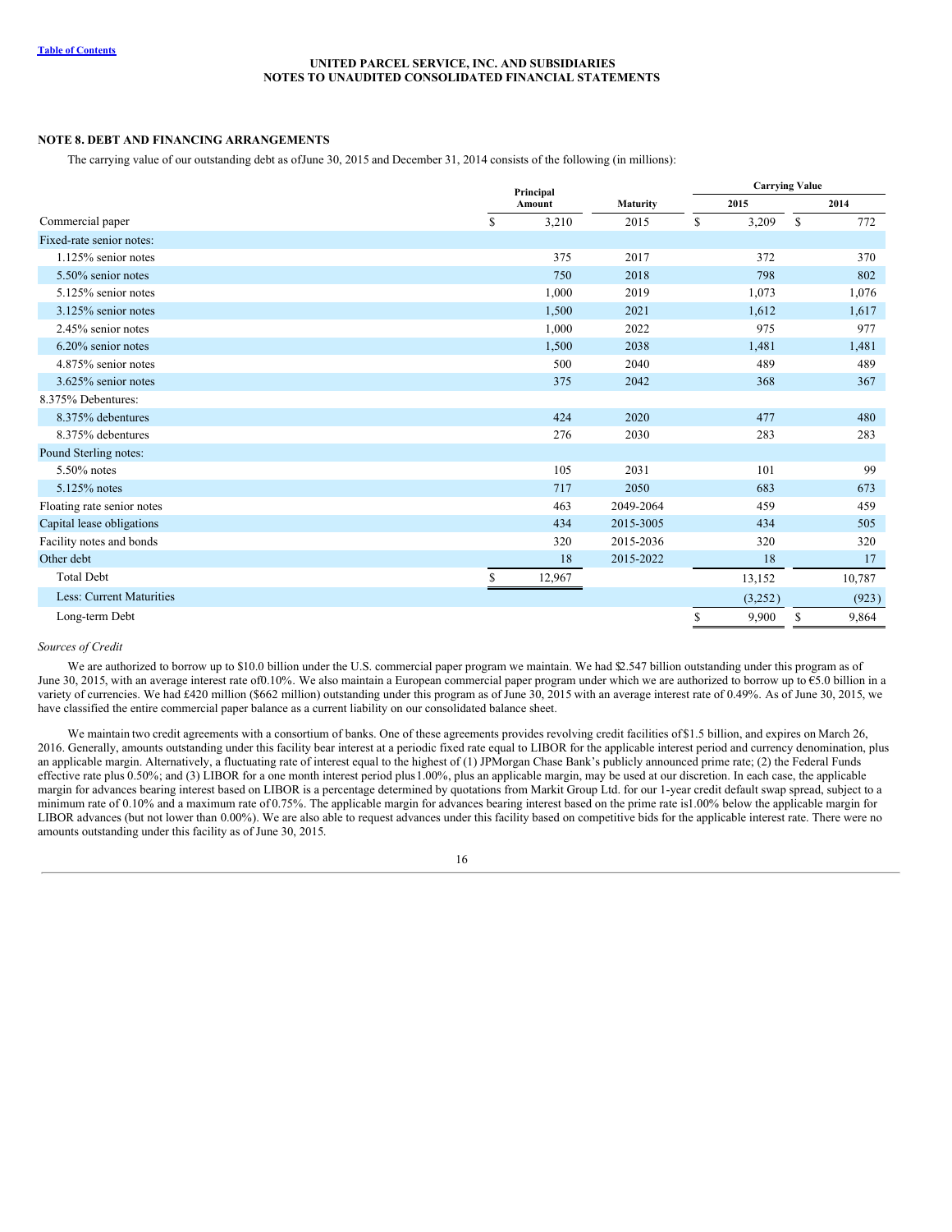**UNITED PARCEL SERVICE, INC. AND SUBSIDIARIES**
**NOTES TO UNAUDITED CONSOLIDATED FINANCIAL STATEMENTS**

## NOTE 8. DEBT AND FINANCING ARRANGEMENTS

The carrying value of our outstanding debt as of June 30, 2015 and December 31, 2014 consists of the following (in millions):

| | Principal Amount | Maturity | Carrying Value | |
|---|---|---|---|---|
| | | | 2015 | 2014 |
| Commercial paper | $ 3,210 | 2015 | $ 3,209 | $ 772 |
| Fixed-rate senior notes: | | | | |
| 1.125% senior notes | 375 | 2017 | 372 | 370 |
| 5.50% senior notes | 750 | 2018 | 798 | 802 |
| 5.125% senior notes | 1,000 | 2019 | 1,073 | 1,076 |
| 3.125% senior notes | 1,500 | 2021 | 1,612 | 1,617 |
| 2.45% senior notes | 1,000 | 2022 | 975 | 977 |
| 6.20% senior notes | 1,500 | 2038 | 1,481 | 1,481 |
| 4.875% senior notes | 500 | 2040 | 489 | 489 |
| 3.625% senior notes | 375 | 2042 | 368 | 367 |
| 8.375% Debentures: | | | | |
| 8.375% debentures | 424 | 2020 | 477 | 480 |
| 8.375% debentures | 276 | 2030 | 283 | 283 |
| Pound Sterling notes: | | | | |
| 5.50% notes | 105 | 2031 | 101 | 99 |
| 5.125% notes | 717 | 2050 | 683 | 673 |
| Floating rate senior notes | 463 | 2049-2064 | 459 | 459 |
| Capital lease obligations | 434 | 2015-3005 | 434 | 505 |
| Facility notes and bonds | 320 | 2015-2036 | 320 | 320 |
| Other debt | 18 | 2015-2022 | 18 | 17 |
| Total Debt | $ 12,967 | | 13,152 | 10,787 |
| Less: Current Maturities | | | (3,252) | (923) |
| Long-term Debt | | | $ 9,900 | $ 9,864 |

*Sources of Credit*

We are authorized to borrow up to $10.0 billion under the U.S. commercial paper program we maintain. We had $2.547 billion outstanding under this program as of June 30, 2015, with an average interest rate of 0.10%. We also maintain a European commercial paper program under which we are authorized to borrow up to €5.0 billion in a variety of currencies. We had £420 million ($662 million) outstanding under this program as of June 30, 2015 with an average interest rate of 0.49%. As of June 30, 2015, we have classified the entire commercial paper balance as a current liability on our consolidated balance sheet.

We maintain two credit agreements with a consortium of banks. One of these agreements provides revolving credit facilities of $1.5 billion, and expires on March 26, 2016. Generally, amounts outstanding under this facility bear interest at a periodic fixed rate equal to LIBOR for the applicable interest period and currency denomination, plus an applicable margin. Alternatively, a fluctuating rate of interest equal to the highest of (1) JPMorgan Chase Bank's publicly announced prime rate; (2) the Federal Funds effective rate plus 0.50%; and (3) LIBOR for a one month interest period plus 1.00%, plus an applicable margin, may be used at our discretion. In each case, the applicable margin for advances bearing interest based on LIBOR is a percentage determined by quotations from Markit Group Ltd. for our 1-year credit default swap spread, subject to a minimum rate of 0.10% and a maximum rate of 0.75%. The applicable margin for advances bearing interest based on the prime rate is 1.00% below the applicable margin for LIBOR advances (but not lower than 0.00%). We are also able to request advances under this facility based on competitive bids for the applicable interest rate. There were no amounts outstanding under this facility as of June 30, 2015.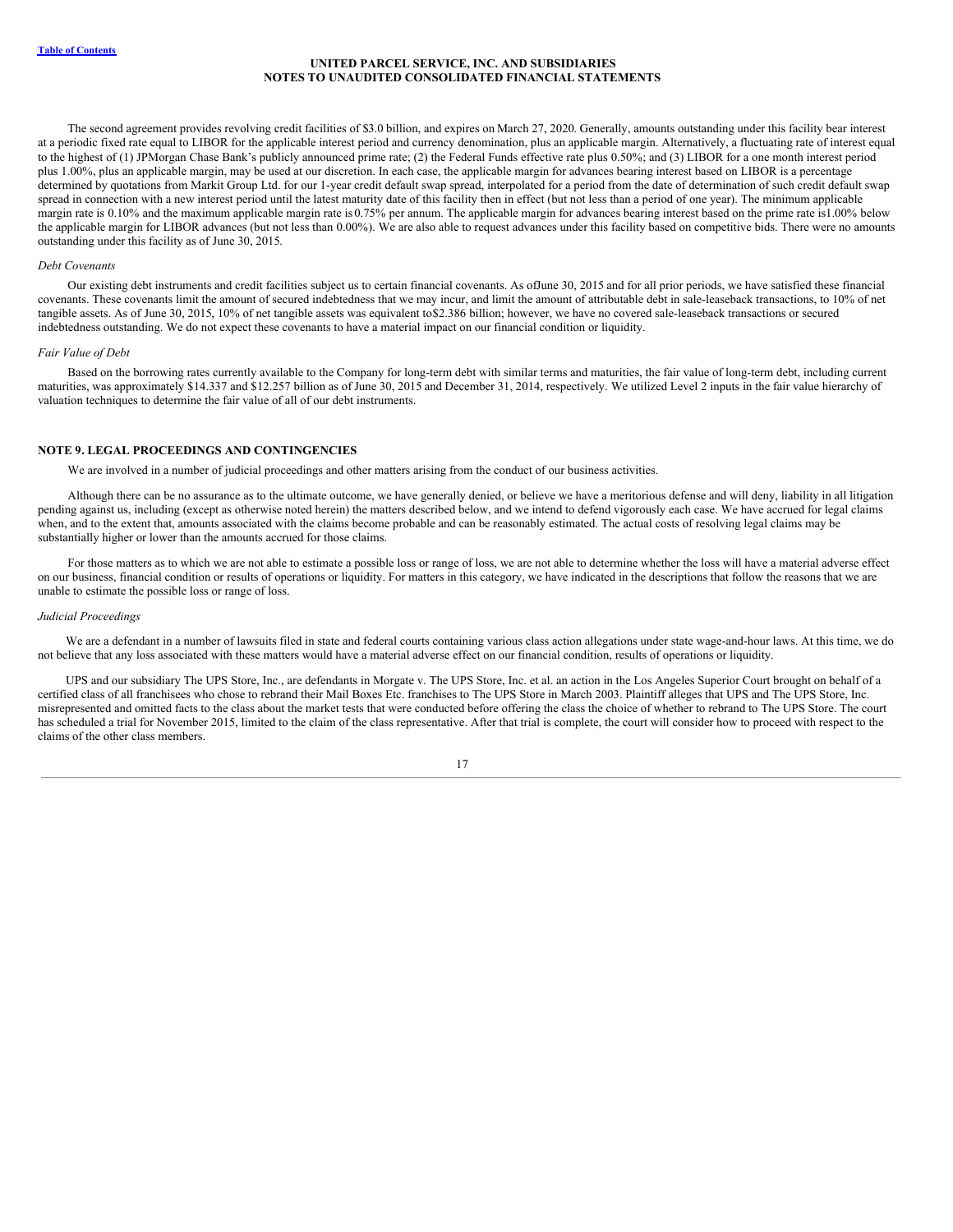The second agreement provides revolving credit facilities of $3.0 billion, and expires on March 27, 2020. Generally, amounts outstanding under this facility bear interest at a periodic fixed rate equal to LIBOR for the applicable interest period and currency denomination, plus an applicable margin. Alternatively, a fluctuating rate of interest equal to the highest of (1) JPMorgan Chase Bank's publicly announced prime rate; (2) the Federal Funds effective rate plus 0.50%; and (3) LIBOR for a one month interest period plus 1.00%, plus an applicable margin, may be used at our discretion. In each case, the applicable margin for advances bearing interest based on LIBOR is a percentage determined by quotations from Markit Group Ltd. for our 1-year credit default swap spread, interpolated for a period from the date of determination of such credit default swap spread in connection with a new interest period until the latest maturity date of this facility then in effect (but not less than a period of one year). The minimum applicable margin rate is 0.10% and the maximum applicable margin rate is 0.75% per annum. The applicable margin for advances bearing interest based on the prime rate is 1.00% below the applicable margin for LIBOR advances (but not less than 0.00%). We are also able to request advances under this facility based on competitive bids. There were no amounts outstanding under this facility as of June 30, 2015.

*Debt Covenants*

Our existing debt instruments and credit facilities subject us to certain financial covenants. As of June 30, 2015 and for all prior periods, we have satisfied these financial covenants. These covenants limit the amount of secured indebtedness that we may incur, and limit the amount of attributable debt in sale-leaseback transactions, to 10% of net tangible assets. As of June 30, 2015, 10% of net tangible assets was equivalent to $2.386 billion; however, we have no covered sale-leaseback transactions or secured indebtedness outstanding. We do not expect these covenants to have a material impact on our financial condition or liquidity.

*Fair Value of Debt*

Based on the borrowing rates currently available to the Company for long-term debt with similar terms and maturities, the fair value of long-term debt, including current maturities, was approximately $14.337 and $12.257 billion as of June 30, 2015 and December 31, 2014, respectively. We utilized Level 2 inputs in the fair value hierarchy of valuation techniques to determine the fair value of all of our debt instruments.

## NOTE 9. LEGAL PROCEEDINGS AND CONTINGENCIES

We are involved in a number of judicial proceedings and other matters arising from the conduct of our business activities.

Although there can be no assurance as to the ultimate outcome, we have generally denied, or believe we have a meritorious defense and will deny, liability in all litigation pending against us, including (except as otherwise noted herein) the matters described below, and we intend to defend vigorously each case. We have accrued for legal claims when, and to the extent that, amounts associated with the claims become probable and can be reasonably estimated. The actual costs of resolving legal claims may be substantially higher or lower than the amounts accrued for those claims.

For those matters as to which we are not able to estimate a possible loss or range of loss, we are not able to determine whether the loss will have a material adverse effect on our business, financial condition or results of operations or liquidity. For matters in this category, we have indicated in the descriptions that follow the reasons that we are unable to estimate the possible loss or range of loss.

*Judicial Proceedings*

We are a defendant in a number of lawsuits filed in state and federal courts containing various class action allegations under state wage-and-hour laws. At this time, we do not believe that any loss associated with these matters would have a material adverse effect on our financial condition, results of operations or liquidity.

UPS and our subsidiary The UPS Store, Inc., are defendants in Morgate v. The UPS Store, Inc. et al. an action in the Los Angeles Superior Court brought on behalf of a certified class of all franchisees who chose to rebrand their Mail Boxes Etc. franchises to The UPS Store in March 2003. Plaintiff alleges that UPS and The UPS Store, Inc. misrepresented and omitted facts to the class about the market tests that were conducted before offering the class the choice of whether to rebrand to The UPS Store. The court has scheduled a trial for November 2015, limited to the claim of the class representative. After that trial is complete, the court will consider how to proceed with respect to the claims of the other class members.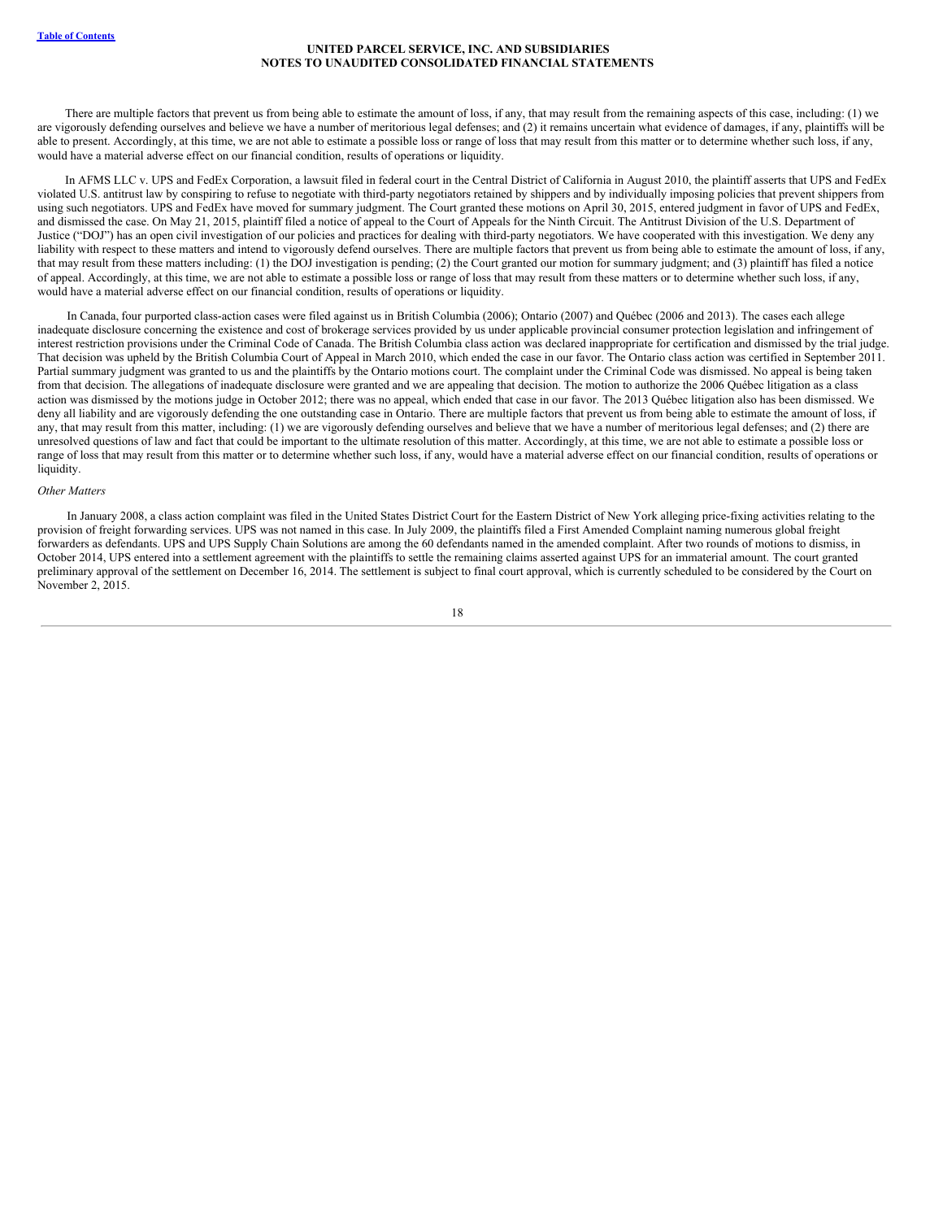There are multiple factors that prevent us from being able to estimate the amount of loss, if any, that may result from the remaining aspects of this case, including: (1) we are vigorously defending ourselves and believe we have a number of meritorious legal defenses; and (2) it remains uncertain what evidence of damages, if any, plaintiffs will be able to present. Accordingly, at this time, we are not able to estimate a possible loss or range of loss that may result from this matter or to determine whether such loss, if any, would have a material adverse effect on our financial condition, results of operations or liquidity.

In AFMS LLC v. UPS and FedEx Corporation, a lawsuit filed in federal court in the Central District of California in August 2010, the plaintiff asserts that UPS and FedEx violated U.S. antitrust law by conspiring to refuse to negotiate with third-party negotiators retained by shippers and by individually imposing policies that prevent shippers from using such negotiators. UPS and FedEx have moved for summary judgment. The Court granted these motions on April 30, 2015, entered judgment in favor of UPS and FedEx, and dismissed the case. On May 21, 2015, plaintiff filed a notice of appeal to the Court of Appeals for the Ninth Circuit. The Antitrust Division of the U.S. Department of Justice ("DOJ") has an open civil investigation of our policies and practices for dealing with third-party negotiators. We have cooperated with this investigation. We deny any liability with respect to these matters and intend to vigorously defend ourselves. There are multiple factors that prevent us from being able to estimate the amount of loss, if any, that may result from these matters including: (1) the DOJ investigation is pending; (2) the Court granted our motion for summary judgment; and (3) plaintiff has filed a notice of appeal. Accordingly, at this time, we are not able to estimate a possible loss or range of loss that may result from these matters or to determine whether such loss, if any, would have a material adverse effect on our financial condition, results of operations or liquidity.

In Canada, four purported class-action cases were filed against us in British Columbia (2006); Ontario (2007) and Québec (2006 and 2013). The cases each allege inadequate disclosure concerning the existence and cost of brokerage services provided by us under applicable provincial consumer protection legislation and infringement of interest restriction provisions under the Criminal Code of Canada. The British Columbia class action was declared inappropriate for certification and dismissed by the trial judge. That decision was upheld by the British Columbia Court of Appeal in March 2010, which ended the case in our favor. The Ontario class action was certified in September 2011. Partial summary judgment was granted to us and the plaintiffs by the Ontario motions court. The complaint under the Criminal Code was dismissed. No appeal is being taken from that decision. The allegations of inadequate disclosure were granted and we are appealing that decision. The motion to authorize the 2006 Québec litigation as a class action was dismissed by the motions judge in October 2012; there was no appeal, which ended that case in our favor. The 2013 Québec litigation also has been dismissed. We deny all liability and are vigorously defending the one outstanding case in Ontario. There are multiple factors that prevent us from being able to estimate the amount of loss, if any, that may result from this matter, including: (1) we are vigorously defending ourselves and believe that we have a number of meritorious legal defenses; and (2) there are unresolved questions of law and fact that could be important to the ultimate resolution of this matter. Accordingly, at this time, we are not able to estimate a possible loss or range of loss that may result from this matter or to determine whether such loss, if any, would have a material adverse effect on our financial condition, results of operations or liquidity.

*Other Matters*

In January 2008, a class action complaint was filed in the United States District Court for the Eastern District of New York alleging price-fixing activities relating to the provision of freight forwarding services. UPS was not named in this case. In July 2009, the plaintiffs filed a First Amended Complaint naming numerous global freight forwarders as defendants. UPS and UPS Supply Chain Solutions are among the 60 defendants named in the amended complaint. After two rounds of motions to dismiss, in October 2014, UPS entered into a settlement agreement with the plaintiffs to settle the remaining claims asserted against UPS for an immaterial amount. The court granted preliminary approval of the settlement on December 16, 2014. The settlement is subject to final court approval, which is currently scheduled to be considered by the Court on November 2, 2015.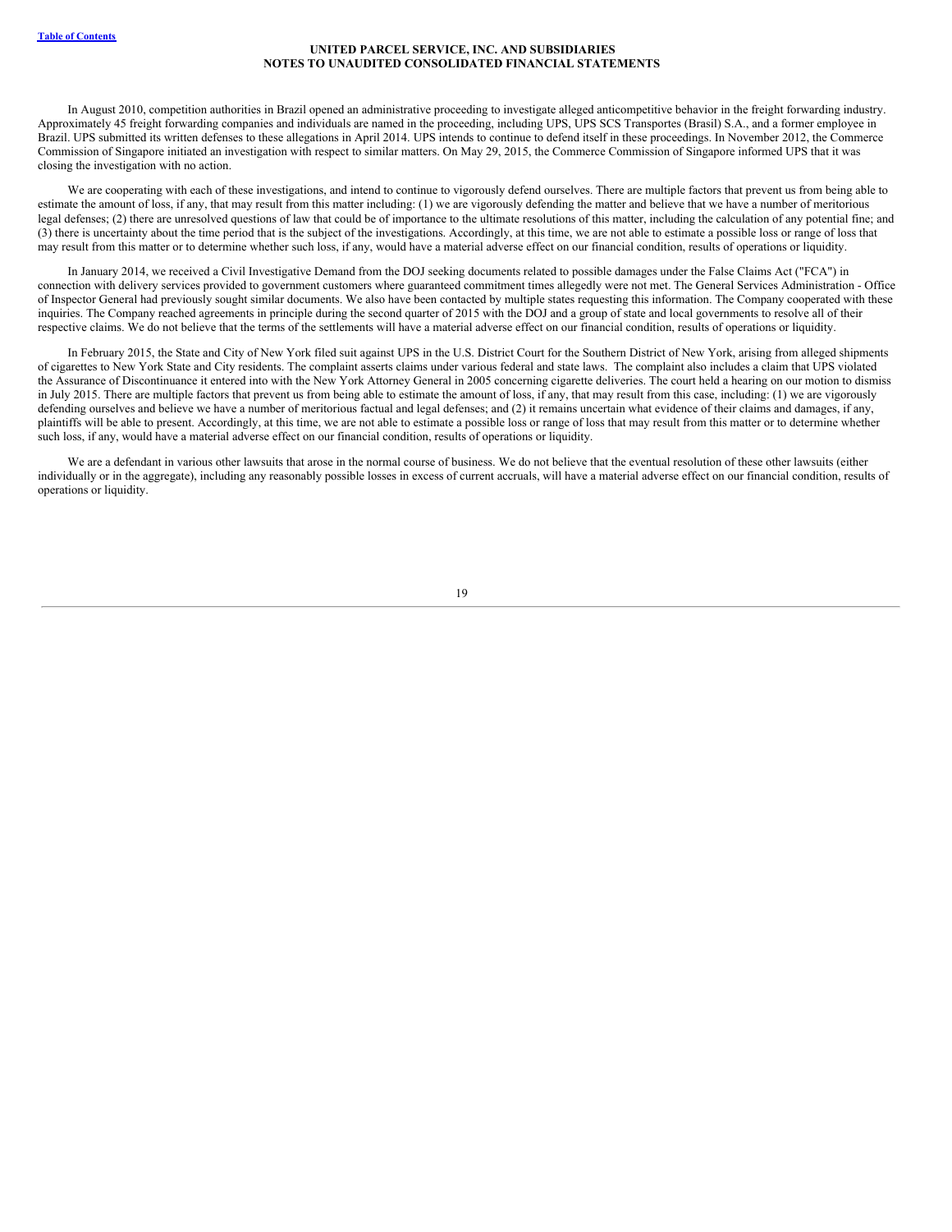In August 2010, competition authorities in Brazil opened an administrative proceeding to investigate alleged anticompetitive behavior in the freight forwarding industry. Approximately 45 freight forwarding companies and individuals are named in the proceeding, including UPS, UPS SCS Transportes (Brasil) S.A., and a former employee in Brazil. UPS submitted its written defenses to these allegations in April 2014. UPS intends to continue to defend itself in these proceedings. In November 2012, the Commerce Commission of Singapore initiated an investigation with respect to similar matters. On May 29, 2015, the Commerce Commission of Singapore informed UPS that it was closing the investigation with no action.

We are cooperating with each of these investigations, and intend to continue to vigorously defend ourselves. There are multiple factors that prevent us from being able to estimate the amount of loss, if any, that may result from this matter including: (1) we are vigorously defending the matter and believe that we have a number of meritorious legal defenses; (2) there are unresolved questions of law that could be of importance to the ultimate resolutions of this matter, including the calculation of any potential fine; and (3) there is uncertainty about the time period that is the subject of the investigations. Accordingly, at this time, we are not able to estimate a possible loss or range of loss that may result from this matter or to determine whether such loss, if any, would have a material adverse effect on our financial condition, results of operations or liquidity.

In January 2014, we received a Civil Investigative Demand from the DOJ seeking documents related to possible damages under the False Claims Act ("FCA") in connection with delivery services provided to government customers where guaranteed commitment times allegedly were not met. The General Services Administration - Office of Inspector General had previously sought similar documents. We also have been contacted by multiple states requesting this information. The Company cooperated with these inquiries. The Company reached agreements in principle during the second quarter of 2015 with the DOJ and a group of state and local governments to resolve all of their respective claims. We do not believe that the terms of the settlements will have a material adverse effect on our financial condition, results of operations or liquidity.

In February 2015, the State and City of New York filed suit against UPS in the U.S. District Court for the Southern District of New York, arising from alleged shipments of cigarettes to New York State and City residents. The complaint asserts claims under various federal and state laws. The complaint also includes a claim that UPS violated the Assurance of Discontinuance it entered into with the New York Attorney General in 2005 concerning cigarette deliveries. The court held a hearing on our motion to dismiss in July 2015. There are multiple factors that prevent us from being able to estimate the amount of loss, if any, that may result from this case, including: (1) we are vigorously defending ourselves and believe we have a number of meritorious factual and legal defenses; and (2) it remains uncertain what evidence of their claims and damages, if any, plaintiffs will be able to present. Accordingly, at this time, we are not able to estimate a possible loss or range of loss that may result from this matter or to determine whether such loss, if any, would have a material adverse effect on our financial condition, results of operations or liquidity.

We are a defendant in various other lawsuits that arose in the normal course of business. We do not believe that the eventual resolution of these other lawsuits (either individually or in the aggregate), including any reasonably possible losses in excess of current accruals, will have a material adverse effect on our financial condition, results of operations or liquidity.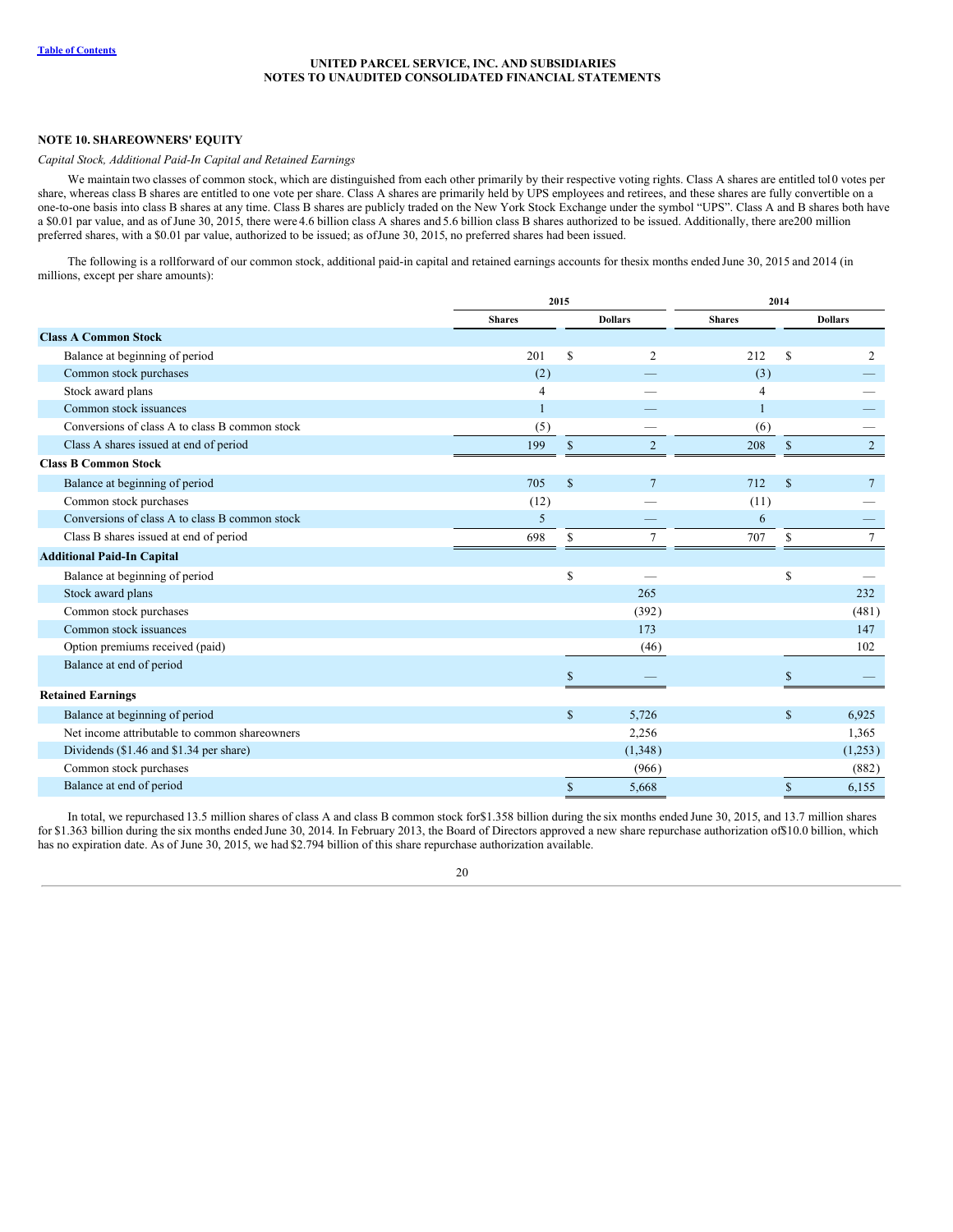UNITED PARCEL SERVICE, INC. AND SUBSIDIARIES
NOTES TO UNAUDITED CONSOLIDATED FINANCIAL STATEMENTS

## NOTE 10. SHAREOWNERS' EQUITY

*Capital Stock, Additional Paid-In Capital and Retained Earnings*

We maintain two classes of common stock, which are distinguished from each other primarily by their respective voting rights. Class A shares are entitled to 10 votes per share, whereas class B shares are entitled to one vote per share. Class A shares are primarily held by UPS employees and retirees, and these shares are fully convertible on a one-to-one basis into class B shares at any time. Class B shares are publicly traded on the New York Stock Exchange under the symbol "UPS". Class A and B shares both have a $0.01 par value, and as of June 30, 2015, there were 4.6 billion class A shares and 5.6 billion class B shares authorized to be issued. Additionally, there are 200 million preferred shares, with a $0.01 par value, authorized to be issued; as of June 30, 2015, no preferred shares had been issued.

The following is a rollforward of our common stock, additional paid-in capital and retained earnings accounts for the six months ended June 30, 2015 and 2014 (in millions, except per share amounts):

| | 2015 | | 2014 | |
|---|---|---|---|---|
| | Shares | Dollars | Shares | Dollars |
| **Class A Common Stock** | | | | |
| Balance at beginning of period | 201 | $ 2 | 212 | $ 2 |
| Common stock purchases | (2) | — | (3) | — |
| Stock award plans | 4 | — | 4 | — |
| Common stock issuances | 1 | — | 1 | — |
| Conversions of class A to class B common stock | (5) | — | (6) | — |
| Class A shares issued at end of period | 199 | $ 2 | 208 | $ 2 |
| **Class B Common Stock** | | | | |
| Balance at beginning of period | 705 | $ 7 | 712 | $ 7 |
| Common stock purchases | (12) | — | (11) | — |
| Conversions of class A to class B common stock | 5 | — | 6 | — |
| Class B shares issued at end of period | 698 | $ 7 | 707 | $ 7 |
| **Additional Paid-In Capital** | | | | |
| Balance at beginning of period | | $ — | | $ — |
| Stock award plans | | 265 | | 232 |
| Common stock purchases | | (392) | | (481) |
| Common stock issuances | | 173 | | 147 |
| Option premiums received (paid) | | (46) | | 102 |
| Balance at end of period | | $ — | | $ — |
| **Retained Earnings** | | | | |
| Balance at beginning of period | | $ 5,726 | | $ 6,925 |
| Net income attributable to common shareowners | | 2,256 | | 1,365 |
| Dividends ($1.46 and $1.34 per share) | | (1,348) | | (1,253) |
| Common stock purchases | | (966) | | (882) |
| Balance at end of period | | $ 5,668 | | $ 6,155 |

In total, we repurchased 13.5 million shares of class A and class B common stock for $1.358 billion during the six months ended June 30, 2015, and 13.7 million shares for $1.363 billion during the six months ended June 30, 2014. In February 2013, the Board of Directors approved a new share repurchase authorization of $10.0 billion, which has no expiration date. As of June 30, 2015, we had $2.794 billion of this share repurchase authorization available.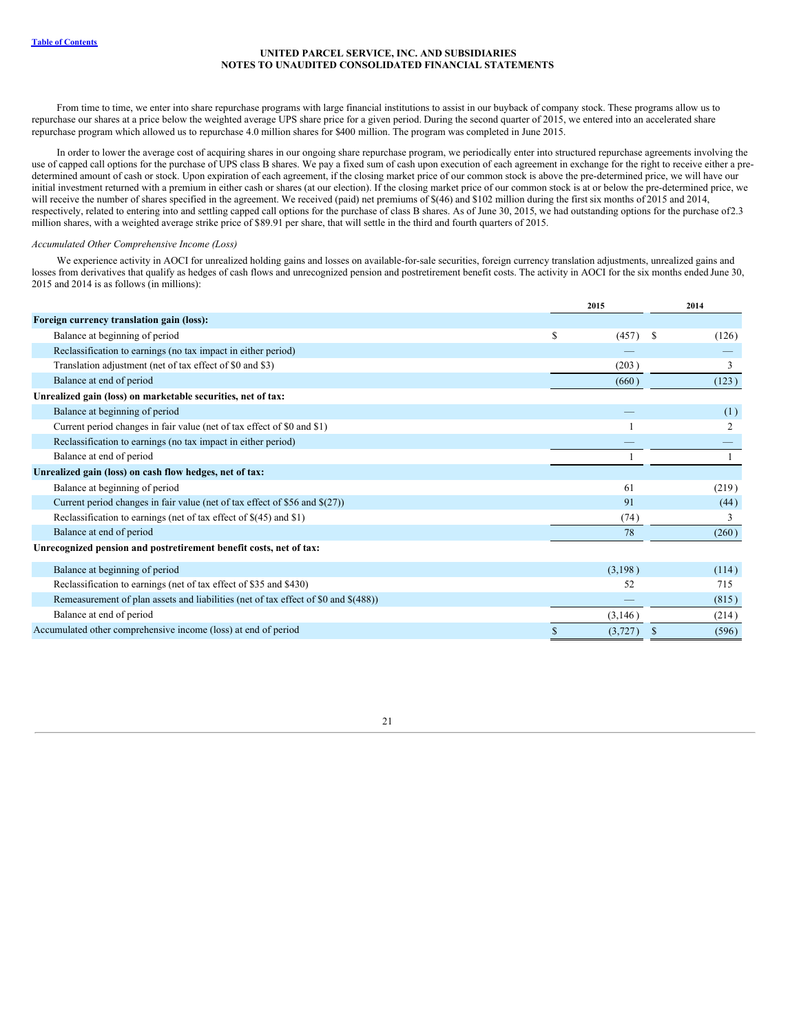From time to time, we enter into share repurchase programs with large financial institutions to assist in our buyback of company stock. These programs allow us to repurchase our shares at a price below the weighted average UPS share price for a given period. During the second quarter of 2015, we entered into an accelerated share repurchase program which allowed us to repurchase 4.0 million shares for $400 million. The program was completed in June 2015.

In order to lower the average cost of acquiring shares in our ongoing share repurchase program, we periodically enter into structured repurchase agreements involving the use of capped call options for the purchase of UPS class B shares. We pay a fixed sum of cash upon execution of each agreement in exchange for the right to receive either a pre-determined amount of cash or stock. Upon expiration of each agreement, if the closing market price of our common stock is above the pre-determined price, we will have our initial investment returned with a premium in either cash or shares (at our election). If the closing market price of our common stock is at or below the pre-determined price, we will receive the number of shares specified in the agreement. We received (paid) net premiums of $(46) and $102 million during the first six months of 2015 and 2014, respectively, related to entering into and settling capped call options for the purchase of class B shares. As of June 30, 2015, we had outstanding options for the purchase of 2.3 million shares, with a weighted average strike price of $89.91 per share, that will settle in the third and fourth quarters of 2015.

*Accumulated Other Comprehensive Income (Loss)*

We experience activity in AOCI for unrealized holding gains and losses on available-for-sale securities, foreign currency translation adjustments, unrealized gains and losses from derivatives that qualify as hedges of cash flows and unrecognized pension and postretirement benefit costs. The activity in AOCI for the six months ended June 30, 2015 and 2014 is as follows (in millions):

| | 2015 | 2014 |
|---|---|---|
| **Foreign currency translation gain (loss):** | | |
| Balance at beginning of period | $ (457) | $ (126) |
| Reclassification to earnings (no tax impact in either period) | — | — |
| Translation adjustment (net of tax effect of $0 and $3) | (203) | 3 |
| Balance at end of period | (660) | (123) |
| **Unrealized gain (loss) on marketable securities, net of tax:** | | |
| Balance at beginning of period | — | (1) |
| Current period changes in fair value (net of tax effect of $0 and $1) | 1 | 2 |
| Reclassification to earnings (no tax impact in either period) | — | — |
| Balance at end of period | 1 | 1 |
| **Unrealized gain (loss) on cash flow hedges, net of tax:** | | |
| Balance at beginning of period | 61 | (219) |
| Current period changes in fair value (net of tax effect of $56 and $(27)) | 91 | (44) |
| Reclassification to earnings (net of tax effect of $(45) and $1) | (74) | 3 |
| Balance at end of period | 78 | (260) |
| **Unrecognized pension and postretirement benefit costs, net of tax:** | | |
| Balance at beginning of period | (3,198) | (114) |
| Reclassification to earnings (net of tax effect of $35 and $430) | 52 | 715 |
| Remeasurement of plan assets and liabilities (net of tax effect of $0 and $(488)) | — | (815) |
| Balance at end of period | (3,146) | (214) |
| Accumulated other comprehensive income (loss) at end of period | $ (3,727) | $ (596) |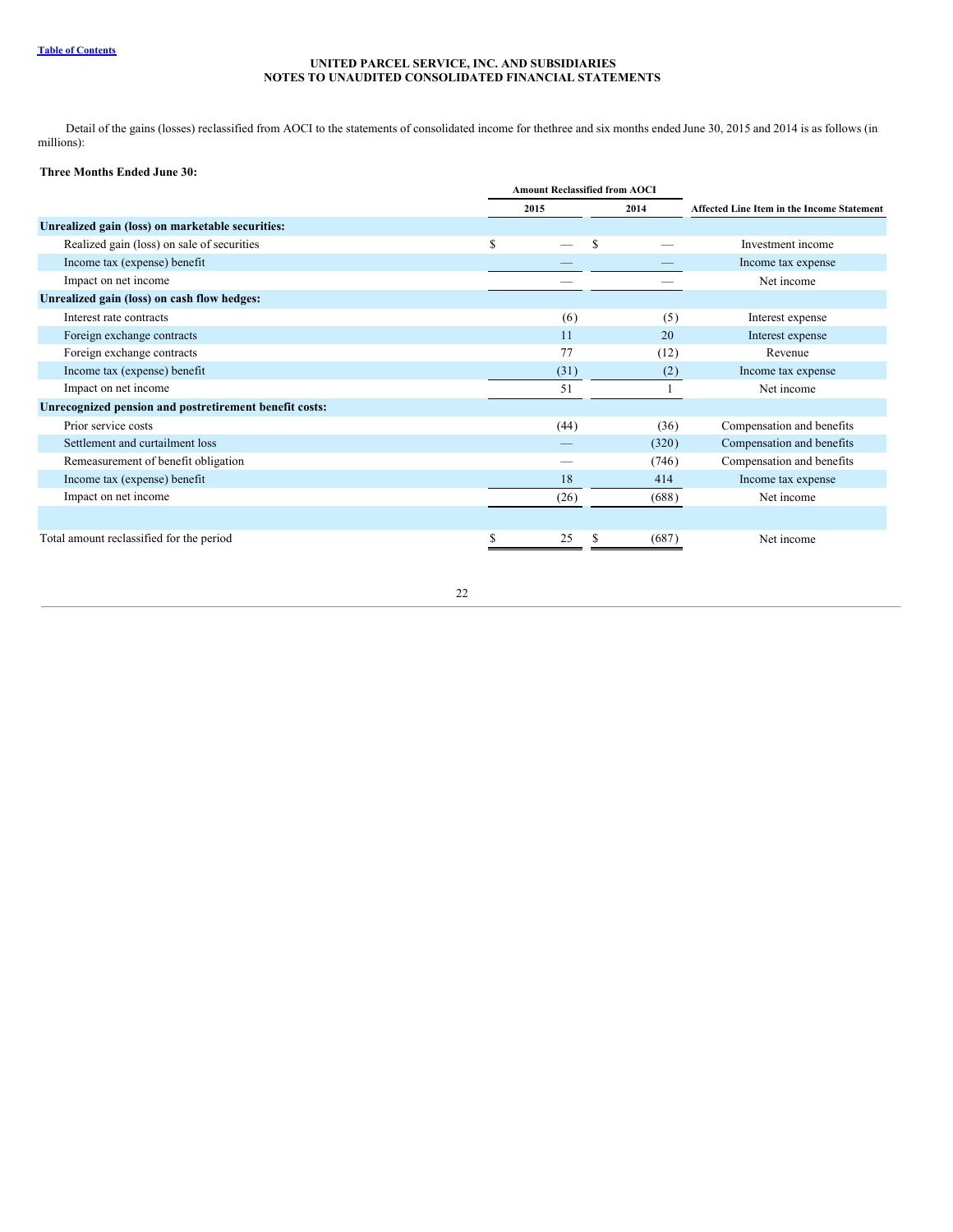UNITED PARCEL SERVICE, INC. AND SUBSIDIARIES
NOTES TO UNAUDITED CONSOLIDATED FINANCIAL STATEMENTS

Detail of the gains (losses) reclassified from AOCI to the statements of consolidated income for thethree and six months ended June 30, 2015 and 2014 is as follows (in millions):

**Three Months Ended June 30:**

| | Amount Reclassified from AOCI | | |
|---|---|---|---|
| | 2015 | 2014 | Affected Line Item in the Income Statement |
| **Unrealized gain (loss) on marketable securities:** | | | |
| Realized gain (loss) on sale of securities | $ — | $ — | Investment income |
| Income tax (expense) benefit | — | — | Income tax expense |
| Impact on net income | — | — | Net income |
| **Unrealized gain (loss) on cash flow hedges:** | | | |
| Interest rate contracts | (6) | (5) | Interest expense |
| Foreign exchange contracts | 11 | 20 | Interest expense |
| Foreign exchange contracts | 77 | (12) | Revenue |
| Income tax (expense) benefit | (31) | (2) | Income tax expense |
| Impact on net income | 51 | 1 | Net income |
| **Unrecognized pension and postretirement benefit costs:** | | | |
| Prior service costs | (44) | (36) | Compensation and benefits |
| Settlement and curtailment loss | — | (320) | Compensation and benefits |
| Remeasurement of benefit obligation | — | (746) | Compensation and benefits |
| Income tax (expense) benefit | 18 | 414 | Income tax expense |
| Impact on net income | (26) | (688) | Net income |
| | | | |
| Total amount reclassified for the period | $ 25 | $ (687) | Net income |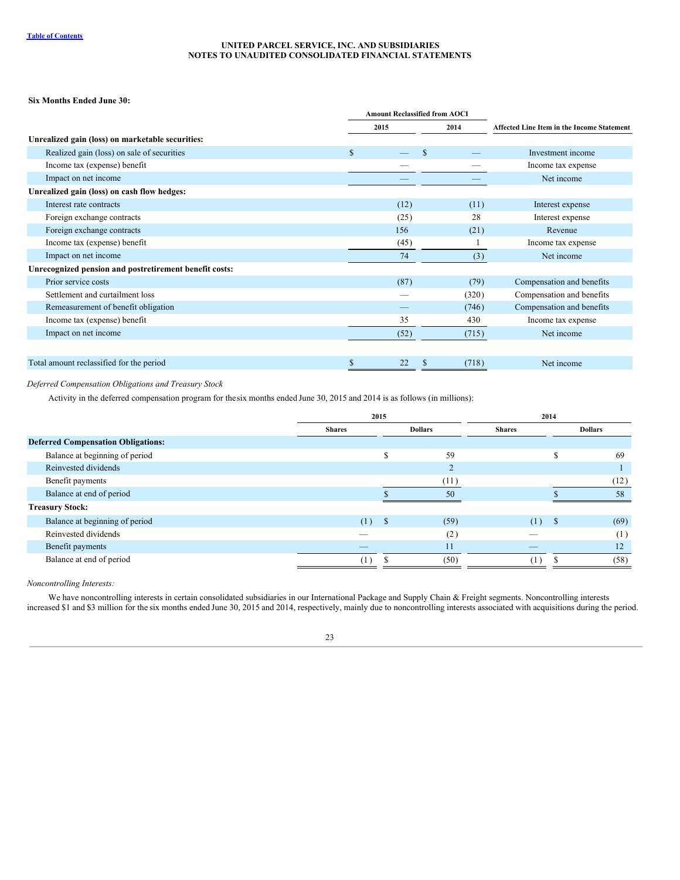**Six Months Ended June 30:**

| | Amount Reclassified from AOCI | | Affected Line Item in the Income Statement |
|---|---|---|---|
| | 2015 | 2014 | |
| **Unrealized gain (loss) on marketable securities:** | | | |
| Realized gain (loss) on sale of securities | $ — | $ — | Investment income |
| Income tax (expense) benefit | — | — | Income tax expense |
| Impact on net income | — | — | Net income |
| **Unrealized gain (loss) on cash flow hedges:** | | | |
| Interest rate contracts | (12) | (11) | Interest expense |
| Foreign exchange contracts | (25) | 28 | Interest expense |
| Foreign exchange contracts | 156 | (21) | Revenue |
| Income tax (expense) benefit | (45) | 1 | Income tax expense |
| Impact on net income | 74 | (3) | Net income |
| **Unrecognized pension and postretirement benefit costs:** | | | |
| Prior service costs | (87) | (79) | Compensation and benefits |
| Settlement and curtailment loss | — | (320) | Compensation and benefits |
| Remeasurement of benefit obligation | — | (746) | Compensation and benefits |
| Income tax (expense) benefit | 35 | 430 | Income tax expense |
| Impact on net income | (52) | (715) | Net income |
| | | | |
| Total amount reclassified for the period | $ 22 | $ (718) | Net income |

*Deferred Compensation Obligations and Treasury Stock*

Activity in the deferred compensation program for the six months ended June 30, 2015 and 2014 is as follows (in millions):

| | 2015 | | 2014 | |
|---|---|---|---|---|
| | Shares | Dollars | Shares | Dollars |
| **Deferred Compensation Obligations:** | | | | |
| Balance at beginning of period | | $ 59 | | $ 69 |
| Reinvested dividends | | 2 | | 1 |
| Benefit payments | | (11) | | (12) |
| Balance at end of period | | $ 50 | | $ 58 |
| **Treasury Stock:** | | | | |
| Balance at beginning of period | (1) | $ (59) | (1) | $ (69) |
| Reinvested dividends | — | (2) | — | (1) |
| Benefit payments | — | 11 | — | 12 |
| Balance at end of period | (1) | $ (50) | (1) | $ (58) |

*Noncontrolling Interests:*

We have noncontrolling interests in certain consolidated subsidiaries in our International Package and Supply Chain & Freight segments. Noncontrolling interests increased $1 and $3 million for the six months ended June 30, 2015 and 2014, respectively, mainly due to noncontrolling interests associated with acquisitions during the period.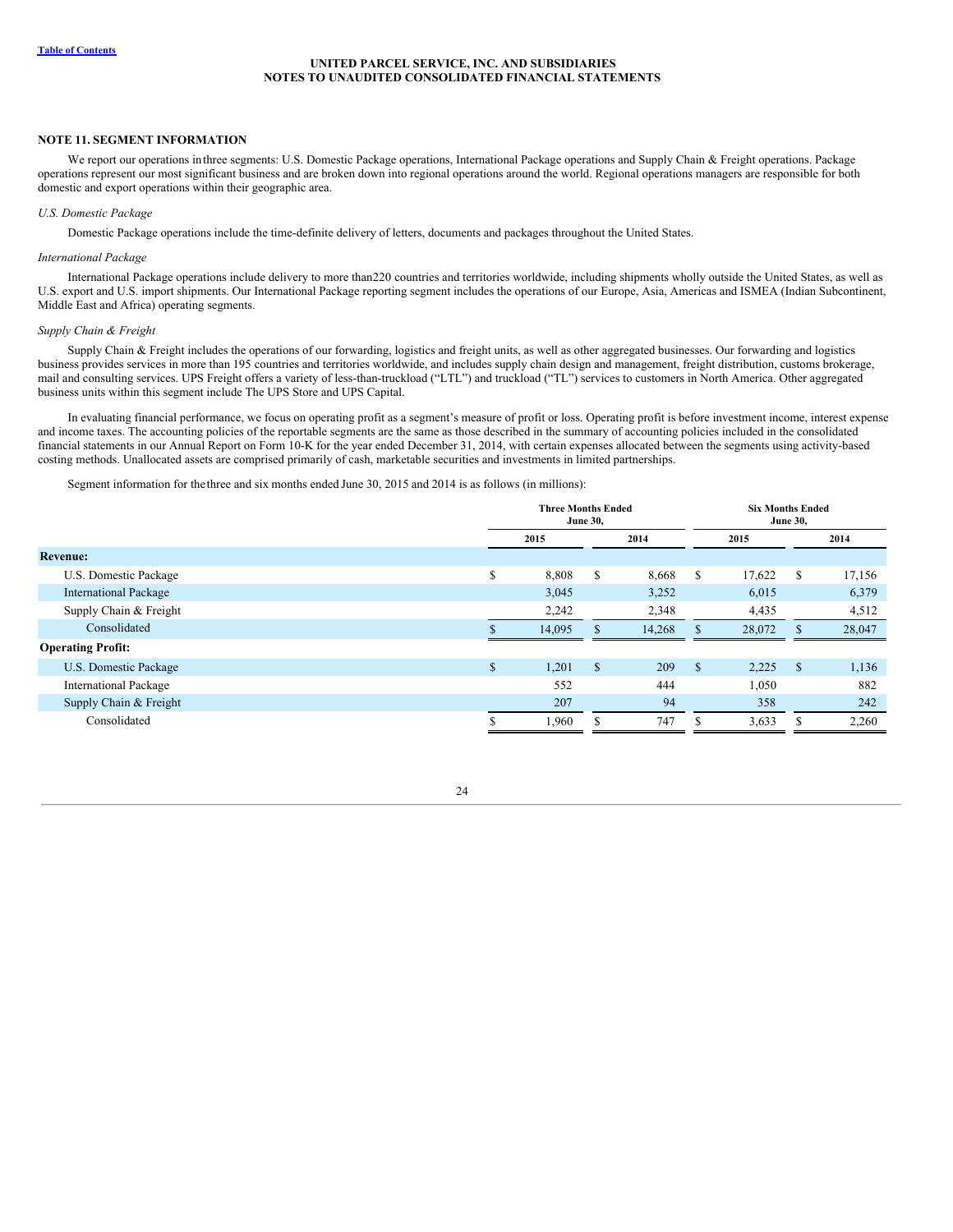UNITED PARCEL SERVICE, INC. AND SUBSIDIARIES
NOTES TO UNAUDITED CONSOLIDATED FINANCIAL STATEMENTS

## NOTE 11. SEGMENT INFORMATION

We report our operations in three segments: U.S. Domestic Package operations, International Package operations and Supply Chain & Freight operations. Package operations represent our most significant business and are broken down into regional operations around the world. Regional operations managers are responsible for both domestic and export operations within their geographic area.

*U.S. Domestic Package*

Domestic Package operations include the time-definite delivery of letters, documents and packages throughout the United States.

*International Package*

International Package operations include delivery to more than 220 countries and territories worldwide, including shipments wholly outside the United States, as well as U.S. export and U.S. import shipments. Our International Package reporting segment includes the operations of our Europe, Asia, Americas and ISMEA (Indian Subcontinent, Middle East and Africa) operating segments.

*Supply Chain & Freight*

Supply Chain & Freight includes the operations of our forwarding, logistics and freight units, as well as other aggregated businesses. Our forwarding and logistics business provides services in more than 195 countries and territories worldwide, and includes supply chain design and management, freight distribution, customs brokerage, mail and consulting services. UPS Freight offers a variety of less-than-truckload ("LTL") and truckload ("TL") services to customers in North America. Other aggregated business units within this segment include The UPS Store and UPS Capital.

In evaluating financial performance, we focus on operating profit as a segment's measure of profit or loss. Operating profit is before investment income, interest expense and income taxes. The accounting policies of the reportable segments are the same as those described in the summary of accounting policies included in the consolidated financial statements in our Annual Report on Form 10-K for the year ended December 31, 2014, with certain expenses allocated between the segments using activity-based costing methods. Unallocated assets are comprised primarily of cash, marketable securities and investments in limited partnerships.

Segment information for the three and six months ended June 30, 2015 and 2014 is as follows (in millions):

| | Three Months Ended June 30, | | Six Months Ended June 30, | |
|---|---|---|---|---|
| | 2015 | 2014 | 2015 | 2014 |
| **Revenue:** | | | | |
| U.S. Domestic Package | $ 8,808 | $ 8,668 | $ 17,622 | $ 17,156 |
| International Package | 3,045 | 3,252 | 6,015 | 6,379 |
| Supply Chain & Freight | 2,242 | 2,348 | 4,435 | 4,512 |
| Consolidated | $ 14,095 | $ 14,268 | $ 28,072 | $ 28,047 |
| **Operating Profit:** | | | | |
| U.S. Domestic Package | $ 1,201 | $ 209 | $ 2,225 | $ 1,136 |
| International Package | 552 | 444 | 1,050 | 882 |
| Supply Chain & Freight | 207 | 94 | 358 | 242 |
| Consolidated | $ 1,960 | $ 747 | $ 3,633 | $ 2,260 |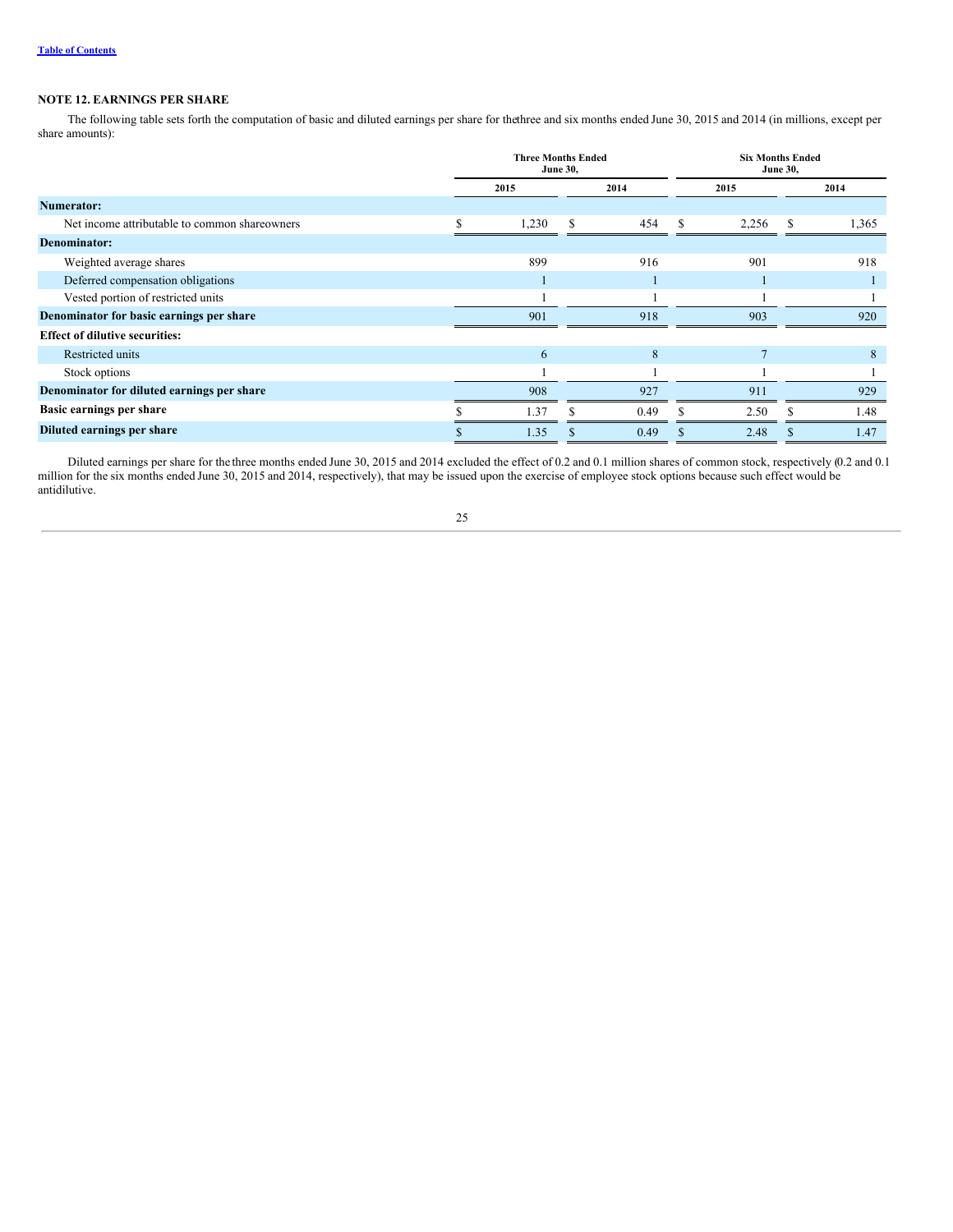## NOTE 12. EARNINGS PER SHARE

The following table sets forth the computation of basic and diluted earnings per share for the three and six months ended June 30, 2015 and 2014 (in millions, except per share amounts):

| | Three Months Ended June 30, | | Six Months Ended June 30, | |
|---|---|---|---|---|
| | 2015 | 2014 | 2015 | 2014 |
| **Numerator:** | | | | |
| Net income attributable to common shareowners | $ 1,230 | $ 454 | $ 2,256 | $ 1,365 |
| **Denominator:** | | | | |
| Weighted average shares | 899 | 916 | 901 | 918 |
| Deferred compensation obligations | 1 | 1 | 1 | 1 |
| Vested portion of restricted units | 1 | 1 | 1 | 1 |
| **Denominator for basic earnings per share** | 901 | 918 | 903 | 920 |
| **Effect of dilutive securities:** | | | | |
| Restricted units | 6 | 8 | 7 | 8 |
| Stock options | 1 | 1 | 1 | 1 |
| **Denominator for diluted earnings per share** | 908 | 927 | 911 | 929 |
| **Basic earnings per share** | $ 1.37 | $ 0.49 | $ 2.50 | $ 1.48 |
| **Diluted earnings per share** | $ 1.35 | $ 0.49 | $ 2.48 | $ 1.47 |

Diluted earnings per share for the three months ended June 30, 2015 and 2014 excluded the effect of 0.2 and 0.1 million shares of common stock, respectively (0.2 and 0.1 million for the six months ended June 30, 2015 and 2014, respectively), that may be issued upon the exercise of employee stock options because such effect would be antidilutive.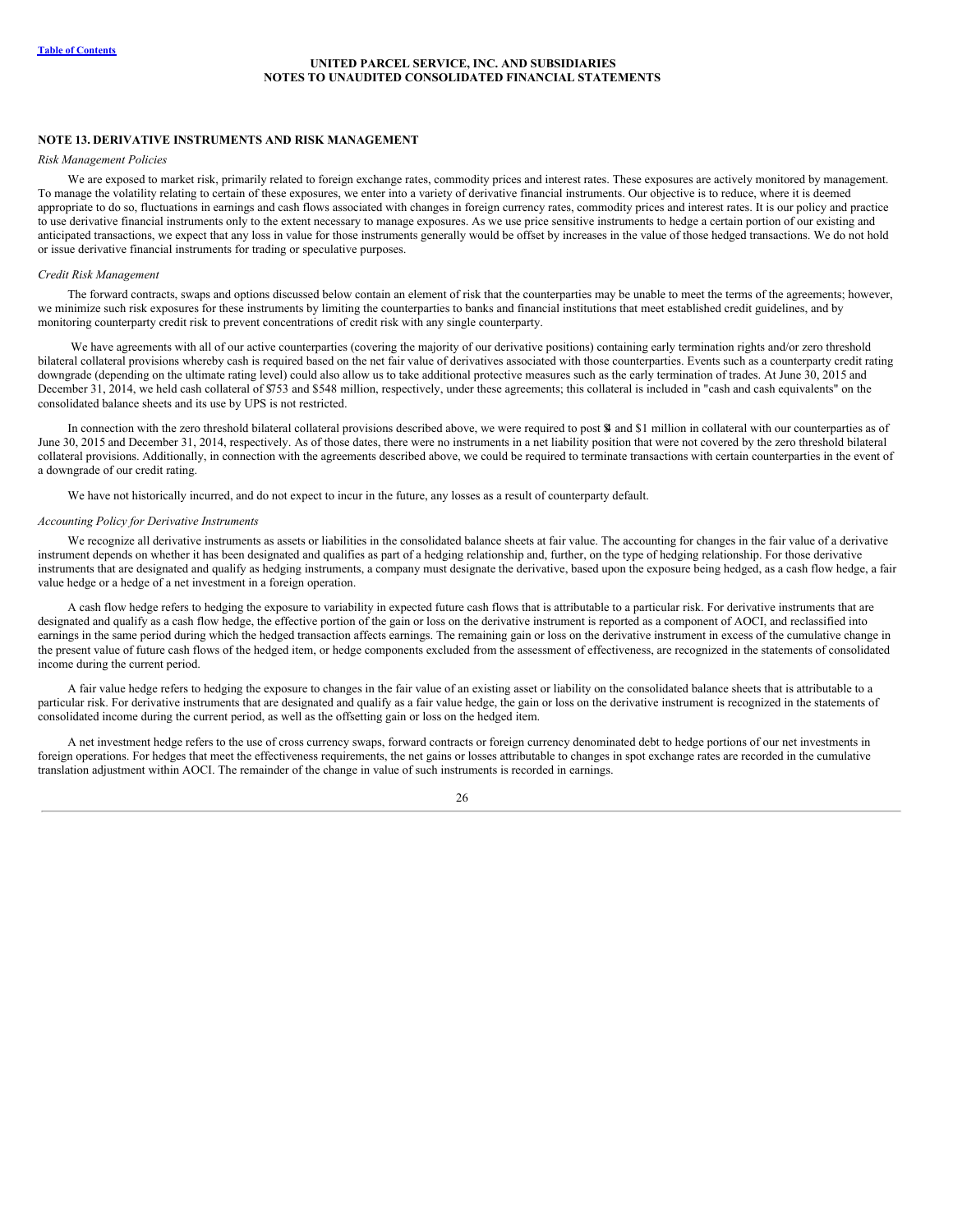UNITED PARCEL SERVICE, INC. AND SUBSIDIARIES
NOTES TO UNAUDITED CONSOLIDATED FINANCIAL STATEMENTS

## NOTE 13. DERIVATIVE INSTRUMENTS AND RISK MANAGEMENT

*Risk Management Policies*

We are exposed to market risk, primarily related to foreign exchange rates, commodity prices and interest rates. These exposures are actively monitored by management. To manage the volatility relating to certain of these exposures, we enter into a variety of derivative financial instruments. Our objective is to reduce, where it is deemed appropriate to do so, fluctuations in earnings and cash flows associated with changes in foreign currency rates, commodity prices and interest rates. It is our policy and practice to use derivative financial instruments only to the extent necessary to manage exposures. As we use price sensitive instruments to hedge a certain portion of our existing and anticipated transactions, we expect that any loss in value for those instruments generally would be offset by increases in the value of those hedged transactions. We do not hold or issue derivative financial instruments for trading or speculative purposes.

*Credit Risk Management*

The forward contracts, swaps and options discussed below contain an element of risk that the counterparties may be unable to meet the terms of the agreements; however, we minimize such risk exposures for these instruments by limiting the counterparties to banks and financial institutions that meet established credit guidelines, and by monitoring counterparty credit risk to prevent concentrations of credit risk with any single counterparty.

We have agreements with all of our active counterparties (covering the majority of our derivative positions) containing early termination rights and/or zero threshold bilateral collateral provisions whereby cash is required based on the net fair value of derivatives associated with those counterparties. Events such as a counterparty credit rating downgrade (depending on the ultimate rating level) could also allow us to take additional protective measures such as the early termination of trades. At June 30, 2015 and December 31, 2014, we held cash collateral of $753 and $548 million, respectively, under these agreements; this collateral is included in "cash and cash equivalents" on the consolidated balance sheets and its use by UPS is not restricted.

In connection with the zero threshold bilateral collateral provisions described above, we were required to post $4 and $1 million in collateral with our counterparties as of June 30, 2015 and December 31, 2014, respectively. As of those dates, there were no instruments in a net liability position that were not covered by the zero threshold bilateral collateral provisions. Additionally, in connection with the agreements described above, we could be required to terminate transactions with certain counterparties in the event of a downgrade of our credit rating.

We have not historically incurred, and do not expect to incur in the future, any losses as a result of counterparty default.

*Accounting Policy for Derivative Instruments*

We recognize all derivative instruments as assets or liabilities in the consolidated balance sheets at fair value. The accounting for changes in the fair value of a derivative instrument depends on whether it has been designated and qualifies as part of a hedging relationship and, further, on the type of hedging relationship. For those derivative instruments that are designated and qualify as hedging instruments, a company must designate the derivative, based upon the exposure being hedged, as a cash flow hedge, a fair value hedge or a hedge of a net investment in a foreign operation.

A cash flow hedge refers to hedging the exposure to variability in expected future cash flows that is attributable to a particular risk. For derivative instruments that are designated and qualify as a cash flow hedge, the effective portion of the gain or loss on the derivative instrument is reported as a component of AOCI, and reclassified into earnings in the same period during which the hedged transaction affects earnings. The remaining gain or loss on the derivative instrument in excess of the cumulative change in the present value of future cash flows of the hedged item, or hedge components excluded from the assessment of effectiveness, are recognized in the statements of consolidated income during the current period.

A fair value hedge refers to hedging the exposure to changes in the fair value of an existing asset or liability on the consolidated balance sheets that is attributable to a particular risk. For derivative instruments that are designated and qualify as a fair value hedge, the gain or loss on the derivative instrument is recognized in the statements of consolidated income during the current period, as well as the offsetting gain or loss on the hedged item.

A net investment hedge refers to the use of cross currency swaps, forward contracts or foreign currency denominated debt to hedge portions of our net investments in foreign operations. For hedges that meet the effectiveness requirements, the net gains or losses attributable to changes in spot exchange rates are recorded in the cumulative translation adjustment within AOCI. The remainder of the change in value of such instruments is recorded in earnings.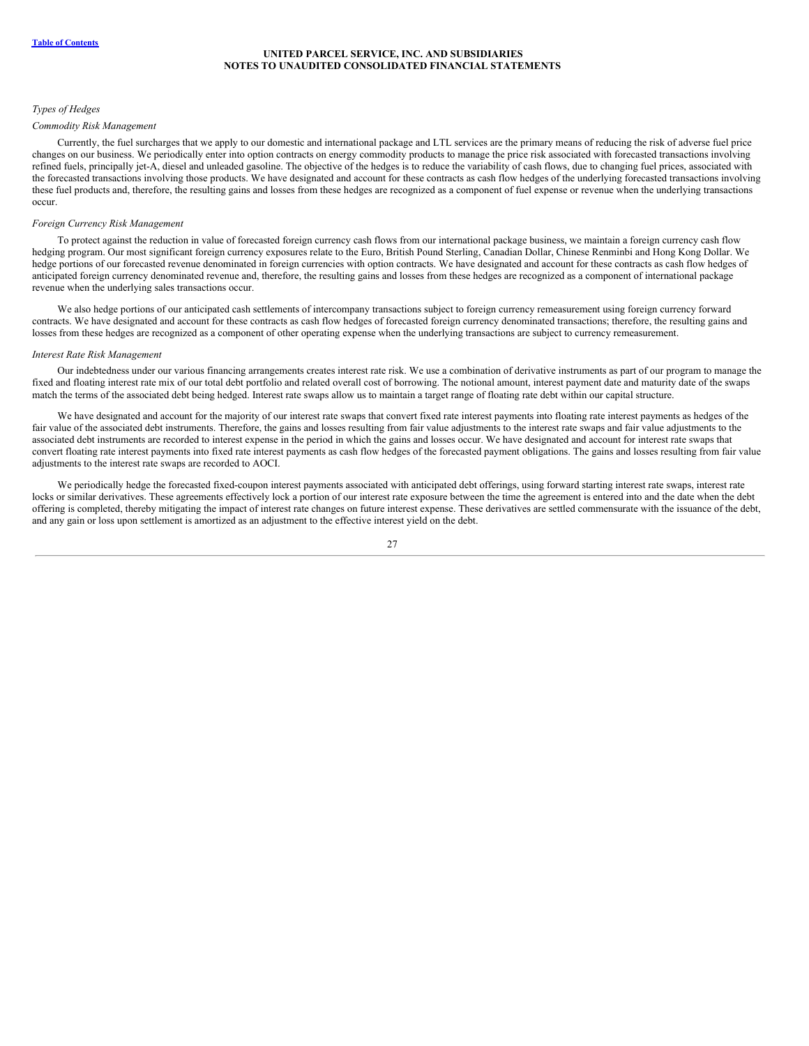*Types of Hedges*

*Commodity Risk Management*

Currently, the fuel surcharges that we apply to our domestic and international package and LTL services are the primary means of reducing the risk of adverse fuel price changes on our business. We periodically enter into option contracts on energy commodity products to manage the price risk associated with forecasted transactions involving refined fuels, principally jet-A, diesel and unleaded gasoline. The objective of the hedges is to reduce the variability of cash flows, due to changing fuel prices, associated with the forecasted transactions involving those products. We have designated and account for these contracts as cash flow hedges of the underlying forecasted transactions involving these fuel products and, therefore, the resulting gains and losses from these hedges are recognized as a component of fuel expense or revenue when the underlying transactions occur.

*Foreign Currency Risk Management*

To protect against the reduction in value of forecasted foreign currency cash flows from our international package business, we maintain a foreign currency cash flow hedging program. Our most significant foreign currency exposures relate to the Euro, British Pound Sterling, Canadian Dollar, Chinese Renminbi and Hong Kong Dollar. We hedge portions of our forecasted revenue denominated in foreign currencies with option contracts. We have designated and account for these contracts as cash flow hedges of anticipated foreign currency denominated revenue and, therefore, the resulting gains and losses from these hedges are recognized as a component of international package revenue when the underlying sales transactions occur.

We also hedge portions of our anticipated cash settlements of intercompany transactions subject to foreign currency remeasurement using foreign currency forward contracts. We have designated and account for these contracts as cash flow hedges of forecasted foreign currency denominated transactions; therefore, the resulting gains and losses from these hedges are recognized as a component of other operating expense when the underlying transactions are subject to currency remeasurement.

*Interest Rate Risk Management*

Our indebtedness under our various financing arrangements creates interest rate risk. We use a combination of derivative instruments as part of our program to manage the fixed and floating interest rate mix of our total debt portfolio and related overall cost of borrowing. The notional amount, interest payment date and maturity date of the swaps match the terms of the associated debt being hedged. Interest rate swaps allow us to maintain a target range of floating rate debt within our capital structure.

We have designated and account for the majority of our interest rate swaps that convert fixed rate interest payments into floating rate interest payments as hedges of the fair value of the associated debt instruments. Therefore, the gains and losses resulting from fair value adjustments to the interest rate swaps and fair value adjustments to the associated debt instruments are recorded to interest expense in the period in which the gains and losses occur. We have designated and account for interest rate swaps that convert floating rate interest payments into fixed rate interest payments as cash flow hedges of the forecasted payment obligations. The gains and losses resulting from fair value adjustments to the interest rate swaps are recorded to AOCI.

We periodically hedge the forecasted fixed-coupon interest payments associated with anticipated debt offerings, using forward starting interest rate swaps, interest rate locks or similar derivatives. These agreements effectively lock a portion of our interest rate exposure between the time the agreement is entered into and the date when the debt offering is completed, thereby mitigating the impact of interest rate changes on future interest expense. These derivatives are settled commensurate with the issuance of the debt, and any gain or loss upon settlement is amortized as an adjustment to the effective interest yield on the debt.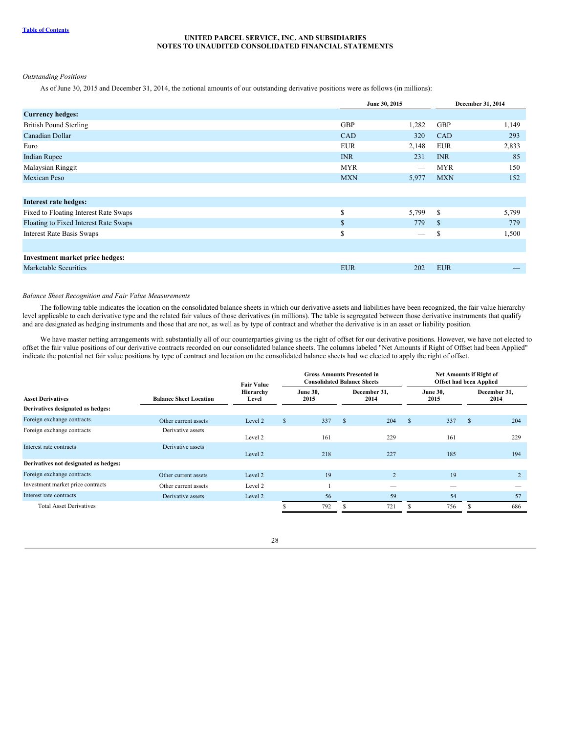*Outstanding Positions*

As of June 30, 2015 and December 31, 2014, the notional amounts of our outstanding derivative positions were as follows (in millions):

| | June 30, 2015 | | December 31, 2014 | |
|---|---|---|---|---|
| **Currency hedges:** | | | | |
| British Pound Sterling | GBP | 1,282 | GBP | 1,149 |
| Canadian Dollar | CAD | 320 | CAD | 293 |
| Euro | EUR | 2,148 | EUR | 2,833 |
| Indian Rupee | INR | 231 | INR | 85 |
| Malaysian Ringgit | MYR | — | MYR | 150 |
| Mexican Peso | MXN | 5,977 | MXN | 152 |
| | | | | |
| **Interest rate hedges:** | | | | |
| Fixed to Floating Interest Rate Swaps | $ | 5,799 | $ | 5,799 |
| Floating to Fixed Interest Rate Swaps | $ | 779 | $ | 779 |
| Interest Rate Basis Swaps | $ | — | $ | 1,500 |
| | | | | |
| **Investment market price hedges:** | | | | |
| Marketable Securities | EUR | 202 | EUR | — |

*Balance Sheet Recognition and Fair Value Measurements*

The following table indicates the location on the consolidated balance sheets in which our derivative assets and liabilities have been recognized, the fair value hierarchy level applicable to each derivative type and the related fair values of those derivatives (in millions). The table is segregated between those derivative instruments that qualify and are designated as hedging instruments and those that are not, as well as by type of contract and whether the derivative is in an asset or liability position.

We have master netting arrangements with substantially all of our counterparties giving us the right of offset for our derivative positions. However, we have not elected to offset the fair value positions of our derivative contracts recorded on our consolidated balance sheets. The columns labeled "Net Amounts if Right of Offset had been Applied" indicate the potential net fair value positions by type of contract and location on the consolidated balance sheets had we elected to apply the right of offset.

| | | | Gross Amounts Presented in Consolidated Balance Sheets | | Net Amounts if Right of Offset had been Applied | |
|---|---|---|---|---|---|---|
| Asset Derivatives | Balance Sheet Location | Fair Value Hierarchy Level | June 30, 2015 | December 31, 2014 | June 30, 2015 | December 31, 2014 |
| **Derivatives designated as hedges:** | | | | | | |
| Foreign exchange contracts | Other current assets | Level 2 | $ 337 | $ 204 | $ 337 | $ 204 |
| Foreign exchange contracts | Derivative assets | Level 2 | 161 | 229 | 161 | 229 |
| Interest rate contracts | Derivative assets | Level 2 | 218 | 227 | 185 | 194 |
| **Derivatives not designated as hedges:** | | | | | | |
| Foreign exchange contracts | Other current assets | Level 2 | 19 | 2 | 19 | 2 |
| Investment market price contracts | Other current assets | Level 2 | 1 | — | — | — |
| Interest rate contracts | Derivative assets | Level 2 | 56 | 59 | 54 | 57 |
| Total Asset Derivatives | | | $ 792 | $ 721 | $ 756 | $ 686 |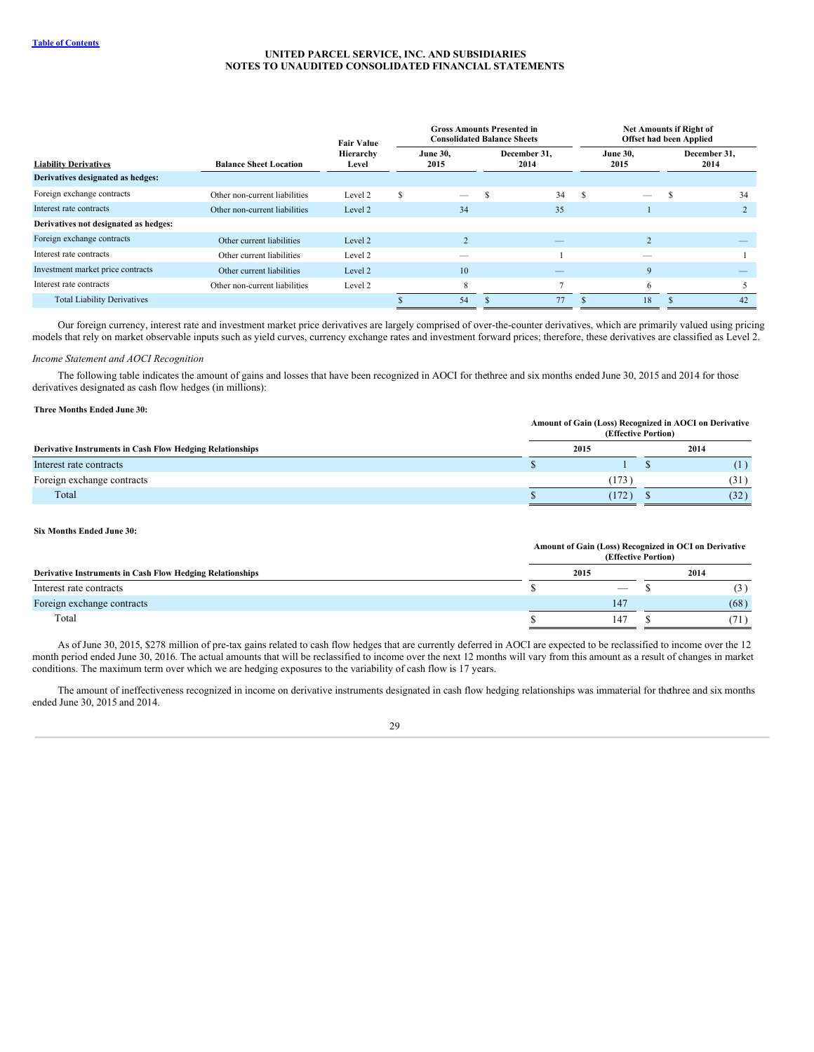| Liability Derivatives | Balance Sheet Location | Fair Value Hierarchy Level | Gross Amounts Presented in Consolidated Balance Sheets | | Net Amounts if Right of Offset had been Applied | |
|---|---|---|---|---|---|---|
| | | | June 30, 2015 | December 31, 2014 | June 30, 2015 | December 31, 2014 |
| **Derivatives designated as hedges:** | | | | | | |
| Foreign exchange contracts | Other non-current liabilities | Level 2 | $ — | $ 34 | $ — | $ 34 |
| Interest rate contracts | Other non-current liabilities | Level 2 | 34 | 35 | 1 | 2 |
| **Derivatives not designated as hedges:** | | | | | | |
| Foreign exchange contracts | Other current liabilities | Level 2 | 2 | — | 2 | — |
| Interest rate contracts | Other current liabilities | Level 2 | — | 1 | — | 1 |
| Investment market price contracts | Other current liabilities | Level 2 | 10 | — | 9 | — |
| Interest rate contracts | Other non-current liabilities | Level 2 | 8 | 7 | 6 | 5 |
| Total Liability Derivatives | | | $ 54 | $ 77 | $ 18 | $ 42 |

Our foreign currency, interest rate and investment market price derivatives are largely comprised of over-the-counter derivatives, which are primarily valued using pricing models that rely on market observable inputs such as yield curves, currency exchange rates and investment forward prices; therefore, these derivatives are classified as Level 2.

*Income Statement and AOCI Recognition*

The following table indicates the amount of gains and losses that have been recognized in AOCI for the three and six months ended June 30, 2015 and 2014 for those derivatives designated as cash flow hedges (in millions):

**Three Months Ended June 30:**

| Derivative Instruments in Cash Flow Hedging Relationships | Amount of Gain (Loss) Recognized in AOCI on Derivative (Effective Portion) | |
|---|---|---|
| | 2015 | 2014 |
| Interest rate contracts | $ 1 | $ (1) |
| Foreign exchange contracts | (173) | (31) |
| Total | $ (172) | $ (32) |

**Six Months Ended June 30:**

| Derivative Instruments in Cash Flow Hedging Relationships | Amount of Gain (Loss) Recognized in OCI on Derivative (Effective Portion) | |
|---|---|---|
| | 2015 | 2014 |
| Interest rate contracts | $ — | $ (3) |
| Foreign exchange contracts | 147 | (68) |
| Total | $ 147 | $ (71) |

As of June 30, 2015, $278 million of pre-tax gains related to cash flow hedges that are currently deferred in AOCI are expected to be reclassified to income over the 12 month period ended June 30, 2016. The actual amounts that will be reclassified to income over the next 12 months will vary from this amount as a result of changes in market conditions. The maximum term over which we are hedging exposures to the variability of cash flow is 17 years.

The amount of ineffectiveness recognized in income on derivative instruments designated in cash flow hedging relationships was immaterial for the three and six months ended June 30, 2015 and 2014.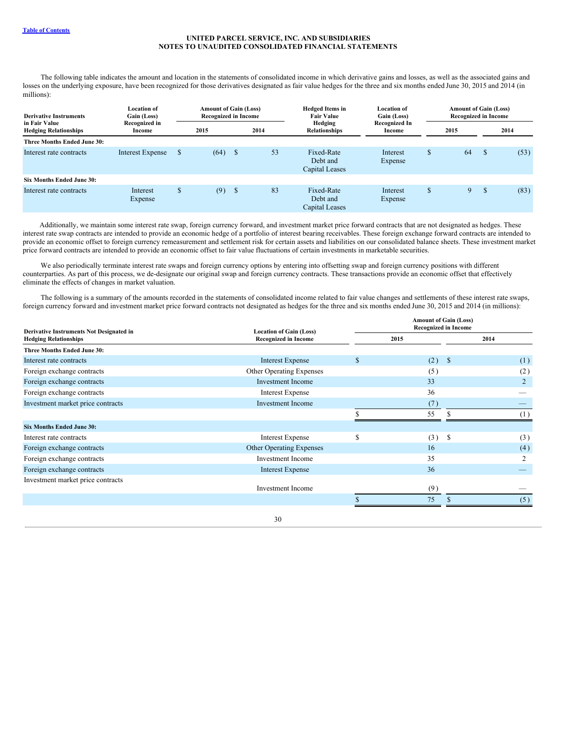**UNITED PARCEL SERVICE, INC. AND SUBSIDIARIES**
**NOTES TO UNAUDITED CONSOLIDATED FINANCIAL STATEMENTS**

The following table indicates the amount and location in the statements of consolidated income in which derivative gains and losses, as well as the associated gains and losses on the underlying exposure, have been recognized for those derivatives designated as fair value hedges for the three and six months ended June 30, 2015 and 2014 (in millions):

| Derivative Instruments in Fair Value Hedging Relationships | Location of Gain (Loss) Recognized in Income | Amount of Gain (Loss) Recognized in Income | | Hedged Items in Fair Value Hedging Relationships | Location of Gain (Loss) Recognized In Income | Amount of Gain (Loss) Recognized in Income | |
|---|---|---|---|---|---|---|---|
| | | 2015 | 2014 | | | 2015 | 2014 |
| **Three Months Ended June 30:** | | | | | | | |
| Interest rate contracts | Interest Expense | $ (64) | $ 53 | Fixed-Rate Debt and Capital Leases | Interest Expense | $ 64 | $ (53) |
| **Six Months Ended June 30:** | | | | | | | |
| Interest rate contracts | Interest Expense | $ (9) | $ 83 | Fixed-Rate Debt and Capital Leases | Interest Expense | $ 9 | $ (83) |

Additionally, we maintain some interest rate swap, foreign currency forward, and investment market price forward contracts that are not designated as hedges. These interest rate swap contracts are intended to provide an economic hedge of a portfolio of interest bearing receivables. These foreign exchange forward contracts are intended to provide an economic offset to foreign currency remeasurement and settlement risk for certain assets and liabilities on our consolidated balance sheets. These investment market price forward contracts are intended to provide an economic offset to fair value fluctuations of certain investments in marketable securities.

We also periodically terminate interest rate swaps and foreign currency options by entering into offsetting swap and foreign currency positions with different counterparties. As part of this process, we de-designate our original swap and foreign currency contracts. These transactions provide an economic offset that effectively eliminate the effects of changes in market valuation.

The following is a summary of the amounts recorded in the statements of consolidated income related to fair value changes and settlements of these interest rate swaps, foreign currency forward and investment market price forward contracts not designated as hedges for the three and six months ended June 30, 2015 and 2014 (in millions):

| Derivative Instruments Not Designated in Hedging Relationships | Location of Gain (Loss) Recognized in Income | Amount of Gain (Loss) Recognized in Income | |
|---|---|---|---|
| | | 2015 | 2014 |
| **Three Months Ended June 30:** | | | |
| Interest rate contracts | Interest Expense | $ (2) | $ (1) |
| Foreign exchange contracts | Other Operating Expenses | (5) | (2) |
| Foreign exchange contracts | Investment Income | 33 | 2 |
| Foreign exchange contracts | Interest Expense | 36 | — |
| Investment market price contracts | Investment Income | (7) | — |
| | | $ 55 | $ (1) |
| **Six Months Ended June 30:** | | | |
| Interest rate contracts | Interest Expense | $ (3) | $ (3) |
| Foreign exchange contracts | Other Operating Expenses | 16 | (4) |
| Foreign exchange contracts | Investment Income | 35 | 2 |
| Foreign exchange contracts | Interest Expense | 36 | — |
| Investment market price contracts | Investment Income | (9) | — |
| | | $ 75 | $ (5) |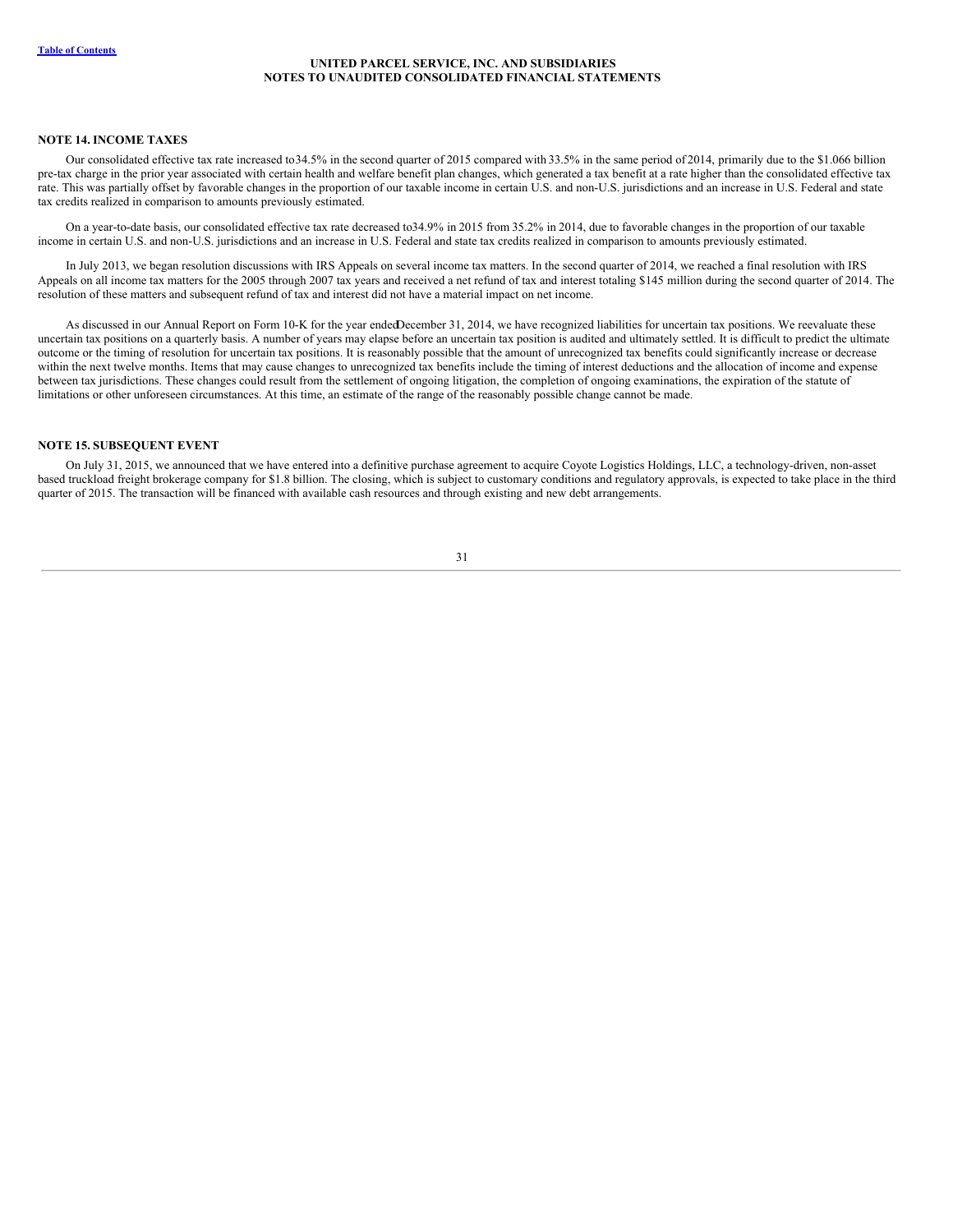## NOTE 14. INCOME TAXES

Our consolidated effective tax rate increased to 34.5% in the second quarter of 2015 compared with 33.5% in the same period of 2014, primarily due to the $1.066 billion pre-tax charge in the prior year associated with certain health and welfare benefit plan changes, which generated a tax benefit at a rate higher than the consolidated effective tax rate. This was partially offset by favorable changes in the proportion of our taxable income in certain U.S. and non-U.S. jurisdictions and an increase in U.S. Federal and state tax credits realized in comparison to amounts previously estimated.

On a year-to-date basis, our consolidated effective tax rate decreased to 34.9% in 2015 from 35.2% in 2014, due to favorable changes in the proportion of our taxable income in certain U.S. and non-U.S. jurisdictions and an increase in U.S. Federal and state tax credits realized in comparison to amounts previously estimated.

In July 2013, we began resolution discussions with IRS Appeals on several income tax matters. In the second quarter of 2014, we reached a final resolution with IRS Appeals on all income tax matters for the 2005 through 2007 tax years and received a net refund of tax and interest totaling $145 million during the second quarter of 2014. The resolution of these matters and subsequent refund of tax and interest did not have a material impact on net income.

As discussed in our Annual Report on Form 10-K for the year ended December 31, 2014, we have recognized liabilities for uncertain tax positions. We reevaluate these uncertain tax positions on a quarterly basis. A number of years may elapse before an uncertain tax position is audited and ultimately settled. It is difficult to predict the ultimate outcome or the timing of resolution for uncertain tax positions. It is reasonably possible that the amount of unrecognized tax benefits could significantly increase or decrease within the next twelve months. Items that may cause changes to unrecognized tax benefits include the timing of interest deductions and the allocation of income and expense between tax jurisdictions. These changes could result from the settlement of ongoing litigation, the completion of ongoing examinations, the expiration of the statute of limitations or other unforeseen circumstances. At this time, an estimate of the range of the reasonably possible change cannot be made.

## NOTE 15. SUBSEQUENT EVENT

On July 31, 2015, we announced that we have entered into a definitive purchase agreement to acquire Coyote Logistics Holdings, LLC, a technology-driven, non-asset based truckload freight brokerage company for $1.8 billion. The closing, which is subject to customary conditions and regulatory approvals, is expected to take place in the third quarter of 2015. The transaction will be financed with available cash resources and through existing and new debt arrangements.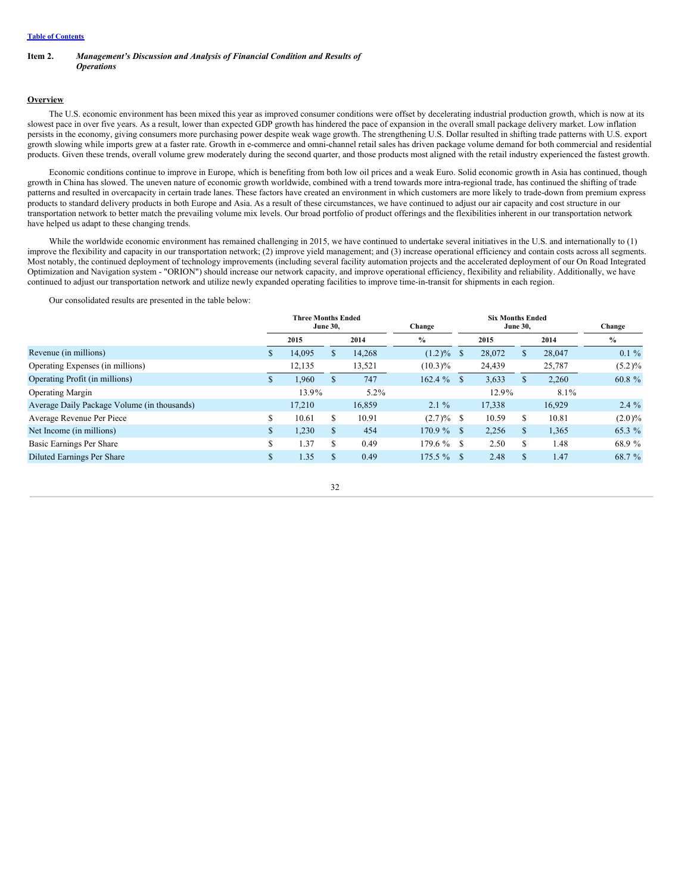**Item 2.** ***Management's Discussion and Analysis of Financial Condition and Results of Operations***

**Overview**

The U.S. economic environment has been mixed this year as improved consumer conditions were offset by decelerating industrial production growth, which is now at its slowest pace in over five years. As a result, lower than expected GDP growth has hindered the pace of expansion in the overall small package delivery market. Low inflation persists in the economy, giving consumers more purchasing power despite weak wage growth. The strengthening U.S. Dollar resulted in shifting trade patterns with U.S. export growth slowing while imports grew at a faster rate. Growth in e-commerce and omni-channel retail sales has driven package volume demand for both commercial and residential products. Given these trends, overall volume grew moderately during the second quarter, and those products most aligned with the retail industry experienced the fastest growth.

Economic conditions continue to improve in Europe, which is benefiting from both low oil prices and a weak Euro. Solid economic growth in Asia has continued, though growth in China has slowed. The uneven nature of economic growth worldwide, combined with a trend towards more intra-regional trade, has continued the shifting of trade patterns and resulted in overcapacity in certain trade lanes. These factors have created an environment in which customers are more likely to trade-down from premium express products to standard delivery products in both Europe and Asia. As a result of these circumstances, we have continued to adjust our air capacity and cost structure in our transportation network to better match the prevailing volume mix levels. Our broad portfolio of product offerings and the flexibilities inherent in our transportation network have helped us adapt to these changing trends.

While the worldwide economic environment has remained challenging in 2015, we have continued to undertake several initiatives in the U.S. and internationally to (1) improve the flexibility and capacity in our transportation network; (2) improve yield management; and (3) increase operational efficiency and contain costs across all segments. Most notably, the continued deployment of technology improvements (including several facility automation projects and the accelerated deployment of our On Road Integrated Optimization and Navigation system - "ORION") should increase our network capacity, and improve operational efficiency, flexibility and reliability. Additionally, we have continued to adjust our transportation network and utilize newly expanded operating facilities to improve time-in-transit for shipments in each region.

Our consolidated results are presented in the table below:

| | Three Months Ended June 30, | | Change | Six Months Ended June 30, | | Change |
|---|---|---|---|---|---|---|
| | 2015 | 2014 | % | 2015 | 2014 | % |
| Revenue (in millions) | $ 14,095 | $ 14,268 | (1.2)% | $ 28,072 | $ 28,047 | 0.1 % |
| Operating Expenses (in millions) | 12,135 | 13,521 | (10.3)% | 24,439 | 25,787 | (5.2)% |
| Operating Profit (in millions) | $ 1,960 | $ 747 | 162.4 % | $ 3,633 | $ 2,260 | 60.8 % |
| Operating Margin | 13.9% | 5.2% | | 12.9% | 8.1% | |
| Average Daily Package Volume (in thousands) | 17,210 | 16,859 | 2.1 % | 17,338 | 16,929 | 2.4 % |
| Average Revenue Per Piece | $ 10.61 | $ 10.91 | (2.7)% | $ 10.59 | $ 10.81 | (2.0)% |
| Net Income (in millions) | $ 1,230 | $ 454 | 170.9 % | $ 2,256 | $ 1,365 | 65.3 % |
| Basic Earnings Per Share | $ 1.37 | $ 0.49 | 179.6 % | $ 2.50 | $ 1.48 | 68.9 % |
| Diluted Earnings Per Share | $ 1.35 | $ 0.49 | 175.5 % | $ 2.48 | $ 1.47 | 68.7 % |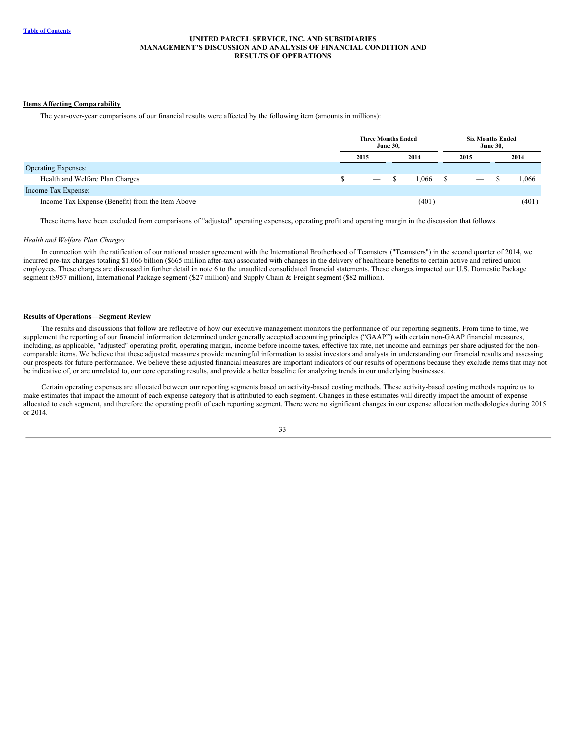**Items Affecting Comparability**

The year-over-year comparisons of our financial results were affected by the following item (amounts in millions):

| | Three Months Ended June 30, | | Six Months Ended June 30, | |
|---|---|---|---|---|
| | 2015 | 2014 | 2015 | 2014 |
| Operating Expenses: | | | | |
| Health and Welfare Plan Charges | $ — | $ 1,066 | $ — | $ 1,066 |
| Income Tax Expense: | | | | |
| Income Tax Expense (Benefit) from the Item Above | — | (401) | — | (401) |

These items have been excluded from comparisons of "adjusted" operating expenses, operating profit and operating margin in the discussion that follows.

*Health and Welfare Plan Charges*

In connection with the ratification of our national master agreement with the International Brotherhood of Teamsters ("Teamsters") in the second quarter of 2014, we incurred pre-tax charges totaling $1.066 billion ($665 million after-tax) associated with changes in the delivery of healthcare benefits to certain active and retired union employees. These charges are discussed in further detail in note 6 to the unaudited consolidated financial statements. These charges impacted our U.S. Domestic Package segment ($957 million), International Package segment ($27 million) and Supply Chain & Freight segment ($82 million).

**Results of Operations—Segment Review**

The results and discussions that follow are reflective of how our executive management monitors the performance of our reporting segments. From time to time, we supplement the reporting of our financial information determined under generally accepted accounting principles ("GAAP") with certain non-GAAP financial measures, including, as applicable, "adjusted" operating profit, operating margin, income before income taxes, effective tax rate, net income and earnings per share adjusted for the non-comparable items. We believe that these adjusted measures provide meaningful information to assist investors and analysts in understanding our financial results and assessing our prospects for future performance. We believe these adjusted financial measures are important indicators of our results of operations because they exclude items that may not be indicative of, or are unrelated to, our core operating results, and provide a better baseline for analyzing trends in our underlying businesses.

Certain operating expenses are allocated between our reporting segments based on activity-based costing methods. These activity-based costing methods require us to make estimates that impact the amount of each expense category that is attributed to each segment. Changes in these estimates will directly impact the amount of expense allocated to each segment, and therefore the operating profit of each reporting segment. There were no significant changes in our expense allocation methodologies during 2015 or 2014.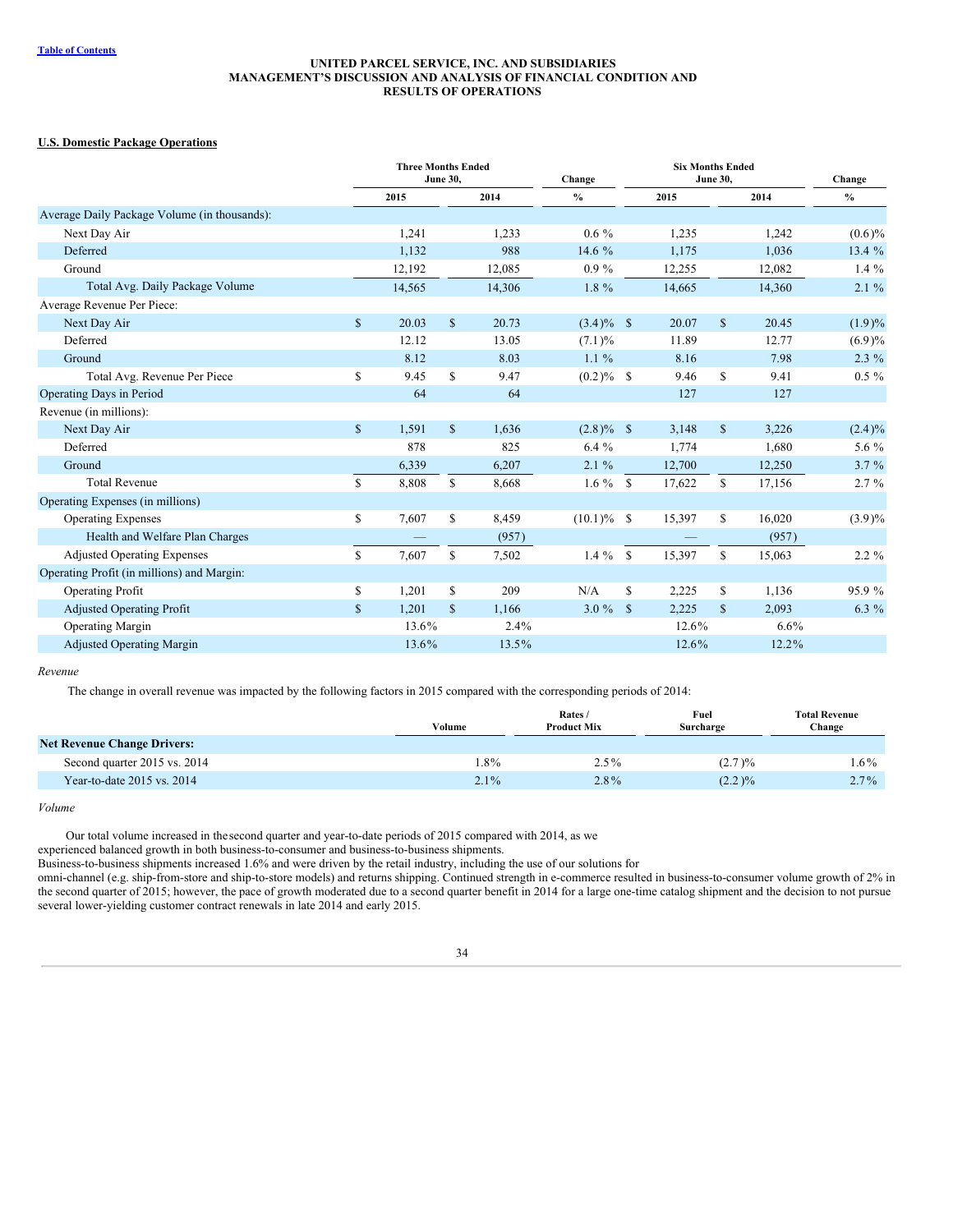UNITED PARCEL SERVICE, INC. AND SUBSIDIARIES
MANAGEMENT'S DISCUSSION AND ANALYSIS OF FINANCIAL CONDITION AND RESULTS OF OPERATIONS

**U.S. Domestic Package Operations**

| | Three Months Ended June 30, 2015 | Three Months Ended June 30, 2014 | Change % | Six Months Ended June 30, 2015 | Six Months Ended June 30, 2014 | Change % |
|---|---|---|---|---|---|---|
| Average Daily Package Volume (in thousands): | | | | | | |
| Next Day Air | 1,241 | 1,233 | 0.6 % | 1,235 | 1,242 | (0.6)% |
| Deferred | 1,132 | 988 | 14.6 % | 1,175 | 1,036 | 13.4 % |
| Ground | 12,192 | 12,085 | 0.9 % | 12,255 | 12,082 | 1.4 % |
| Total Avg. Daily Package Volume | 14,565 | 14,306 | 1.8 % | 14,665 | 14,360 | 2.1 % |
| Average Revenue Per Piece: | | | | | | |
| Next Day Air | $ 20.03 | $ 20.73 | (3.4)% | $ 20.07 | $ 20.45 | (1.9)% |
| Deferred | 12.12 | 13.05 | (7.1)% | 11.89 | 12.77 | (6.9)% |
| Ground | 8.12 | 8.03 | 1.1 % | 8.16 | 7.98 | 2.3 % |
| Total Avg. Revenue Per Piece | $ 9.45 | $ 9.47 | (0.2)% | $ 9.46 | $ 9.41 | 0.5 % |
| Operating Days in Period | 64 | 64 | | 127 | 127 | |
| Revenue (in millions): | | | | | | |
| Next Day Air | $ 1,591 | $ 1,636 | (2.8)% | $ 3,148 | $ 3,226 | (2.4)% |
| Deferred | 878 | 825 | 6.4 % | 1,774 | 1,680 | 5.6 % |
| Ground | 6,339 | 6,207 | 2.1 % | 12,700 | 12,250 | 3.7 % |
| Total Revenue | $ 8,808 | $ 8,668 | 1.6 % | $ 17,622 | $ 17,156 | 2.7 % |
| Operating Expenses (in millions) | | | | | | |
| Operating Expenses | $ 7,607 | $ 8,459 | (10.1)% | $ 15,397 | $ 16,020 | (3.9)% |
| Health and Welfare Plan Charges | — | (957) | | — | (957) | |
| Adjusted Operating Expenses | $ 7,607 | $ 7,502 | 1.4 % | $ 15,397 | $ 15,063 | 2.2 % |
| Operating Profit (in millions) and Margin: | | | | | | |
| Operating Profit | $ 1,201 | $ 209 | N/A | $ 2,225 | $ 1,136 | 95.9 % |
| Adjusted Operating Profit | $ 1,201 | $ 1,166 | 3.0 % | $ 2,225 | $ 2,093 | 6.3 % |
| Operating Margin | 13.6% | 2.4% | | 12.6% | 6.6% | |
| Adjusted Operating Margin | 13.6% | 13.5% | | 12.6% | 12.2% | |

*Revenue*

The change in overall revenue was impacted by the following factors in 2015 compared with the corresponding periods of 2014:

| | Volume | Rates / Product Mix | Fuel Surcharge | Total Revenue Change |
|---|---|---|---|---|
| **Net Revenue Change Drivers:** | | | | |
| Second quarter 2015 vs. 2014 | 1.8% | 2.5% | (2.7)% | 1.6% |
| Year-to-date 2015 vs. 2014 | 2.1% | 2.8% | (2.2)% | 2.7% |

*Volume*

Our total volume increased in the second quarter and year-to-date periods of 2015 compared with 2014, as we experienced balanced growth in both business-to-consumer and business-to-business shipments.
Business-to-business shipments increased 1.6% and were driven by the retail industry, including the use of our solutions for omni-channel (e.g. ship-from-store and ship-to-store models) and returns shipping. Continued strength in e-commerce resulted in business-to-consumer volume growth of 2% in the second quarter of 2015; however, the pace of growth moderated due to a second quarter benefit in 2014 for a large one-time catalog shipment and the decision to not pursue several lower-yielding customer contract renewals in late 2014 and early 2015.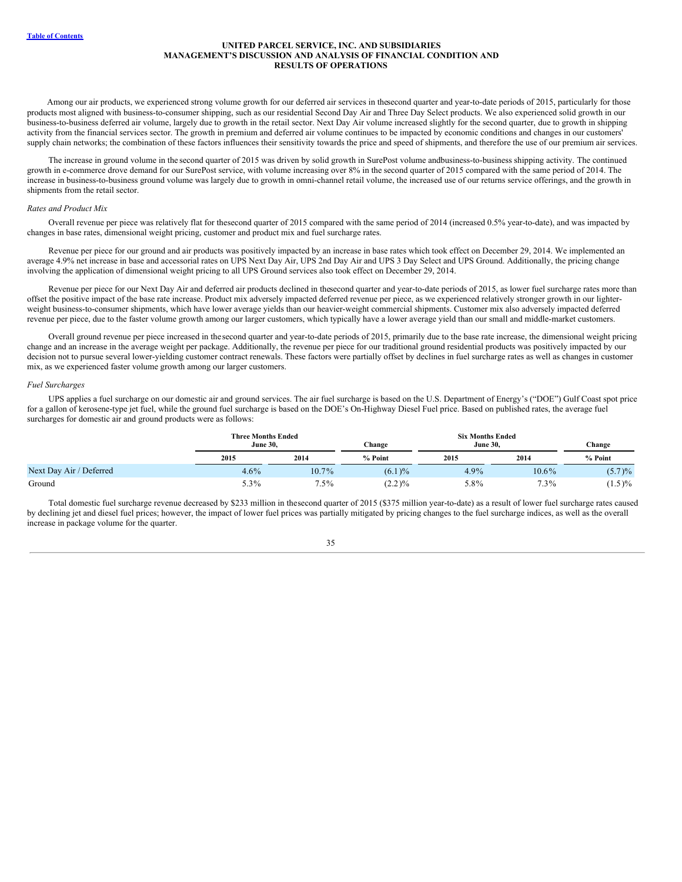Among our air products, we experienced strong volume growth for our deferred air services in the second quarter and year-to-date periods of 2015, particularly for those products most aligned with business-to-consumer shipping, such as our residential Second Day Air and Three Day Select products. We also experienced solid growth in our business-to-business deferred air volume, largely due to growth in the retail sector. Next Day Air volume increased slightly for the second quarter, due to growth in shipping activity from the financial services sector. The growth in premium and deferred air volume continues to be impacted by economic conditions and changes in our customers' supply chain networks; the combination of these factors influences their sensitivity towards the price and speed of shipments, and therefore the use of our premium air services.

The increase in ground volume in the second quarter of 2015 was driven by solid growth in SurePost volume and business-to-business shipping activity. The continued growth in e-commerce drove demand for our SurePost service, with volume increasing over 8% in the second quarter of 2015 compared with the same period of 2014. The increase in business-to-business ground volume was largely due to growth in omni-channel retail volume, the increased use of our returns service offerings, and the growth in shipments from the retail sector.

*Rates and Product Mix*

Overall revenue per piece was relatively flat for the second quarter of 2015 compared with the same period of 2014 (increased 0.5% year-to-date), and was impacted by changes in base rates, dimensional weight pricing, customer and product mix and fuel surcharge rates.

Revenue per piece for our ground and air products was positively impacted by an increase in base rates which took effect on December 29, 2014. We implemented an average 4.9% net increase in base and accessorial rates on UPS Next Day Air, UPS 2nd Day Air and UPS 3 Day Select and UPS Ground. Additionally, the pricing change involving the application of dimensional weight pricing to all UPS Ground services also took effect on December 29, 2014.

Revenue per piece for our Next Day Air and deferred air products declined in the second quarter and year-to-date periods of 2015, as lower fuel surcharge rates more than offset the positive impact of the base rate increase. Product mix adversely impacted deferred revenue per piece, as we experienced relatively stronger growth in our lighter-weight business-to-consumer shipments, which have lower average yields than our heavier-weight commercial shipments. Customer mix also adversely impacted deferred revenue per piece, due to the faster volume growth among our larger customers, which typically have a lower average yield than our small and middle-market customers.

Overall ground revenue per piece increased in the second quarter and year-to-date periods of 2015, primarily due to the base rate increase, the dimensional weight pricing change and an increase in the average weight per package. Additionally, the revenue per piece for our traditional ground residential products was positively impacted by our decision not to pursue several lower-yielding customer contract renewals. These factors were partially offset by declines in fuel surcharge rates as well as changes in customer mix, as we experienced faster volume growth among our larger customers.

*Fuel Surcharges*

UPS applies a fuel surcharge on our domestic air and ground services. The air fuel surcharge is based on the U.S. Department of Energy's ("DOE") Gulf Coast spot price for a gallon of kerosene-type jet fuel, while the ground fuel surcharge is based on the DOE's On-Highway Diesel Fuel price. Based on published rates, the average fuel surcharges for domestic air and ground products were as follows:

| | Three Months Ended June 30, | | Change | Six Months Ended June 30, | | Change |
|---|---|---|---|---|---|---|
| | 2015 | 2014 | % Point | 2015 | 2014 | % Point |
| Next Day Air / Deferred | 4.6% | 10.7% | (6.1)% | 4.9% | 10.6% | (5.7)% |
| Ground | 5.3% | 7.5% | (2.2)% | 5.8% | 7.3% | (1.5)% |

Total domestic fuel surcharge revenue decreased by $233 million in the second quarter of 2015 ($375 million year-to-date) as a result of lower fuel surcharge rates caused by declining jet and diesel fuel prices; however, the impact of lower fuel prices was partially mitigated by pricing changes to the fuel surcharge indices, as well as the overall increase in package volume for the quarter.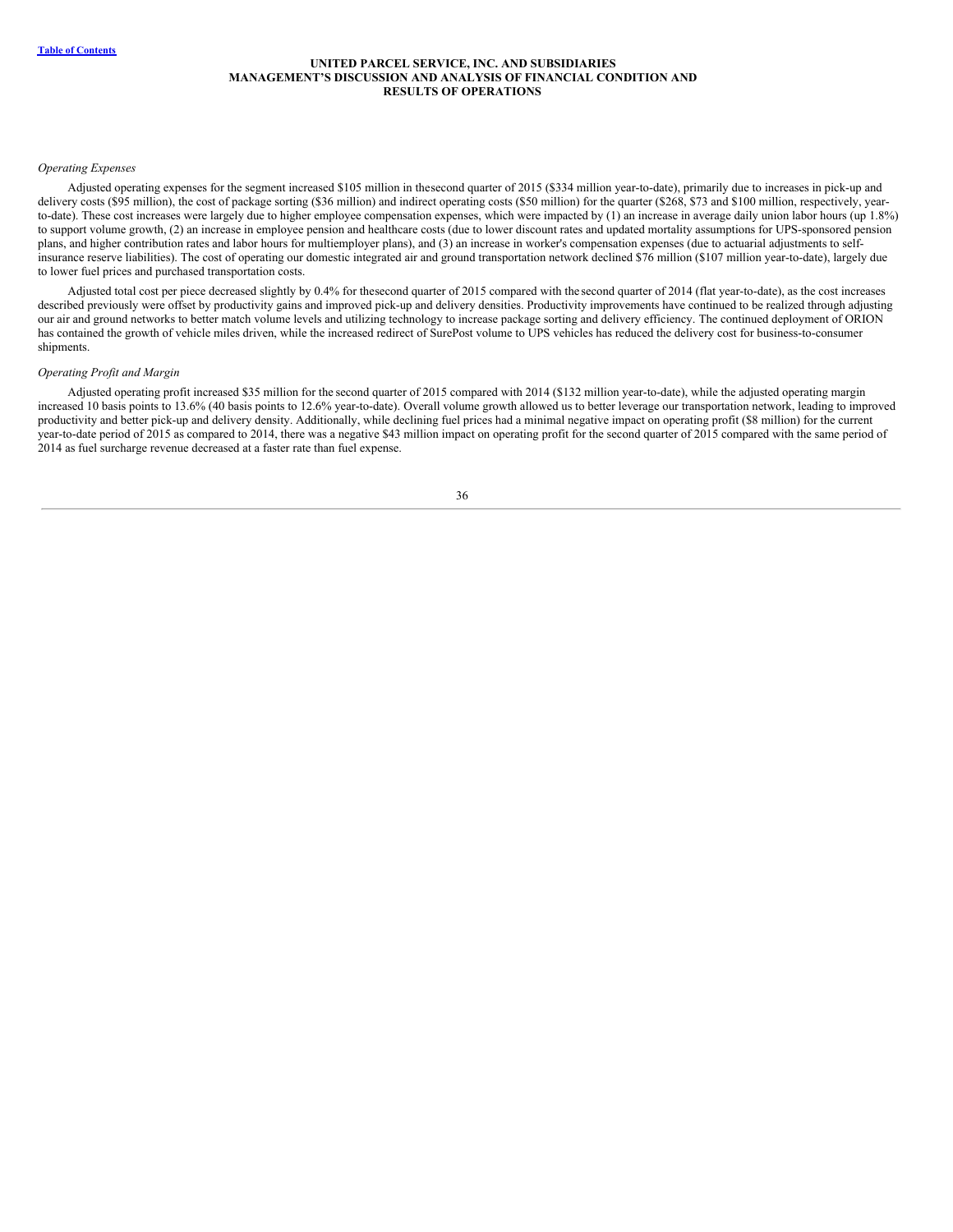*Operating Expenses*

Adjusted operating expenses for the segment increased $105 million in the second quarter of 2015 ($334 million year-to-date), primarily due to increases in pick-up and delivery costs ($95 million), the cost of package sorting ($36 million) and indirect operating costs ($50 million) for the quarter ($268, $73 and $100 million, respectively, year-to-date). These cost increases were largely due to higher employee compensation expenses, which were impacted by (1) an increase in average daily union labor hours (up 1.8%) to support volume growth, (2) an increase in employee pension and healthcare costs (due to lower discount rates and updated mortality assumptions for UPS-sponsored pension plans, and higher contribution rates and labor hours for multiemployer plans), and (3) an increase in worker's compensation expenses (due to actuarial adjustments to self-insurance reserve liabilities). The cost of operating our domestic integrated air and ground transportation network declined $76 million ($107 million year-to-date), largely due to lower fuel prices and purchased transportation costs.

Adjusted total cost per piece decreased slightly by 0.4% for the second quarter of 2015 compared with the second quarter of 2014 (flat year-to-date), as the cost increases described previously were offset by productivity gains and improved pick-up and delivery densities. Productivity improvements have continued to be realized through adjusting our air and ground networks to better match volume levels and utilizing technology to increase package sorting and delivery efficiency. The continued deployment of ORION has contained the growth of vehicle miles driven, while the increased redirect of SurePost volume to UPS vehicles has reduced the delivery cost for business-to-consumer shipments.

*Operating Profit and Margin*

Adjusted operating profit increased $35 million for the second quarter of 2015 compared with 2014 ($132 million year-to-date), while the adjusted operating margin increased 10 basis points to 13.6% (40 basis points to 12.6% year-to-date). Overall volume growth allowed us to better leverage our transportation network, leading to improved productivity and better pick-up and delivery density. Additionally, while declining fuel prices had a minimal negative impact on operating profit ($8 million) for the current year-to-date period of 2015 as compared to 2014, there was a negative $43 million impact on operating profit for the second quarter of 2015 compared with the same period of 2014 as fuel surcharge revenue decreased at a faster rate than fuel expense.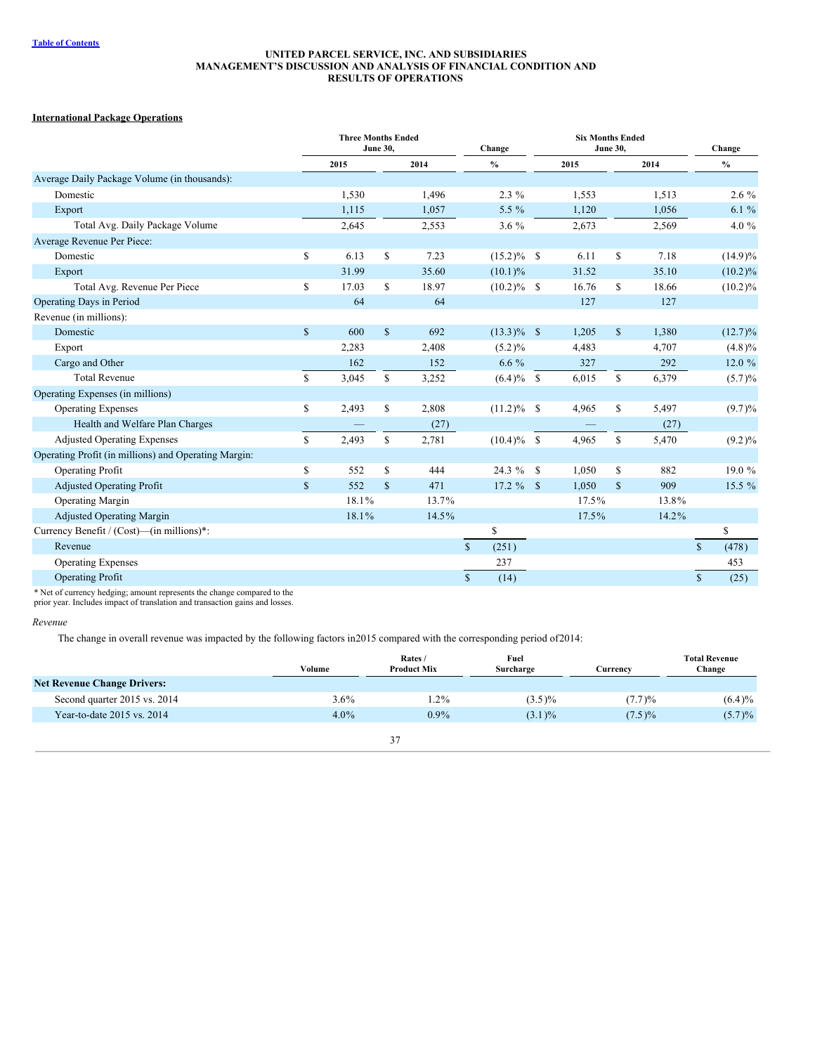UNITED PARCEL SERVICE, INC. AND SUBSIDIARIES
MANAGEMENT'S DISCUSSION AND ANALYSIS OF FINANCIAL CONDITION AND RESULTS OF OPERATIONS

**International Package Operations**

| | Three Months Ended June 30, | | Change | Six Months Ended June 30, | | Change |
|---|---|---|---|---|---|---|
| | 2015 | 2014 | % | 2015 | 2014 | % |
| Average Daily Package Volume (in thousands): | | | | | | |
| Domestic | 1,530 | 1,496 | 2.3 % | 1,553 | 1,513 | 2.6 % |
| Export | 1,115 | 1,057 | 5.5 % | 1,120 | 1,056 | 6.1 % |
| Total Avg. Daily Package Volume | 2,645 | 2,553 | 3.6 % | 2,673 | 2,569 | 4.0 % |
| Average Revenue Per Piece: | | | | | | |
| Domestic | $ 6.13 | $ 7.23 | (15.2)% | $ 6.11 | $ 7.18 | (14.9)% |
| Export | 31.99 | 35.60 | (10.1)% | 31.52 | 35.10 | (10.2)% |
| Total Avg. Revenue Per Piece | $ 17.03 | $ 18.97 | (10.2)% | $ 16.76 | $ 18.66 | (10.2)% |
| Operating Days in Period | 64 | 64 | | 127 | 127 | |
| Revenue (in millions): | | | | | | |
| Domestic | $ 600 | $ 692 | (13.3)% | $ 1,205 | $ 1,380 | (12.7)% |
| Export | 2,283 | 2,408 | (5.2)% | 4,483 | 4,707 | (4.8)% |
| Cargo and Other | 162 | 152 | 6.6 % | 327 | 292 | 12.0 % |
| Total Revenue | $ 3,045 | $ 3,252 | (6.4)% | $ 6,015 | $ 6,379 | (5.7)% |
| Operating Expenses (in millions) | | | | | | |
| Operating Expenses | $ 2,493 | $ 2,808 | (11.2)% | $ 4,965 | $ 5,497 | (9.7)% |
| Health and Welfare Plan Charges | — | (27) | | — | (27) | |
| Adjusted Operating Expenses | $ 2,493 | $ 2,781 | (10.4)% | $ 4,965 | $ 5,470 | (9.2)% |
| Operating Profit (in millions) and Operating Margin: | | | | | | |
| Operating Profit | $ 552 | $ 444 | 24.3 % | $ 1,050 | $ 882 | 19.0 % |
| Adjusted Operating Profit | $ 552 | $ 471 | 17.2 % | $ 1,050 | $ 909 | 15.5 % |
| Operating Margin | 18.1% | 13.7% | | 17.5% | 13.8% | |
| Adjusted Operating Margin | 18.1% | 14.5% | | 17.5% | 14.2% | |
| Currency Benefit / (Cost)—(in millions)*: | | | $ | | | $ |
| Revenue | | | $ (251) | | | $ (478) |
| Operating Expenses | | | 237 | | | 453 |
| Operating Profit | | | $ (14) | | | $ (25) |

* Net of currency hedging; amount represents the change compared to the prior year. Includes impact of translation and transaction gains and losses.

*Revenue*

The change in overall revenue was impacted by the following factors in2015 compared with the corresponding period of2014:

| | Volume | Rates / Product Mix | Fuel Surcharge | Currency | Total Revenue Change |
|---|---|---|---|---|---|
| **Net Revenue Change Drivers:** | | | | | |
| Second quarter 2015 vs. 2014 | 3.6% | 1.2% | (3.5)% | (7.7)% | (6.4)% |
| Year-to-date 2015 vs. 2014 | 4.0% | 0.9% | (3.1)% | (7.5)% | (5.7)% |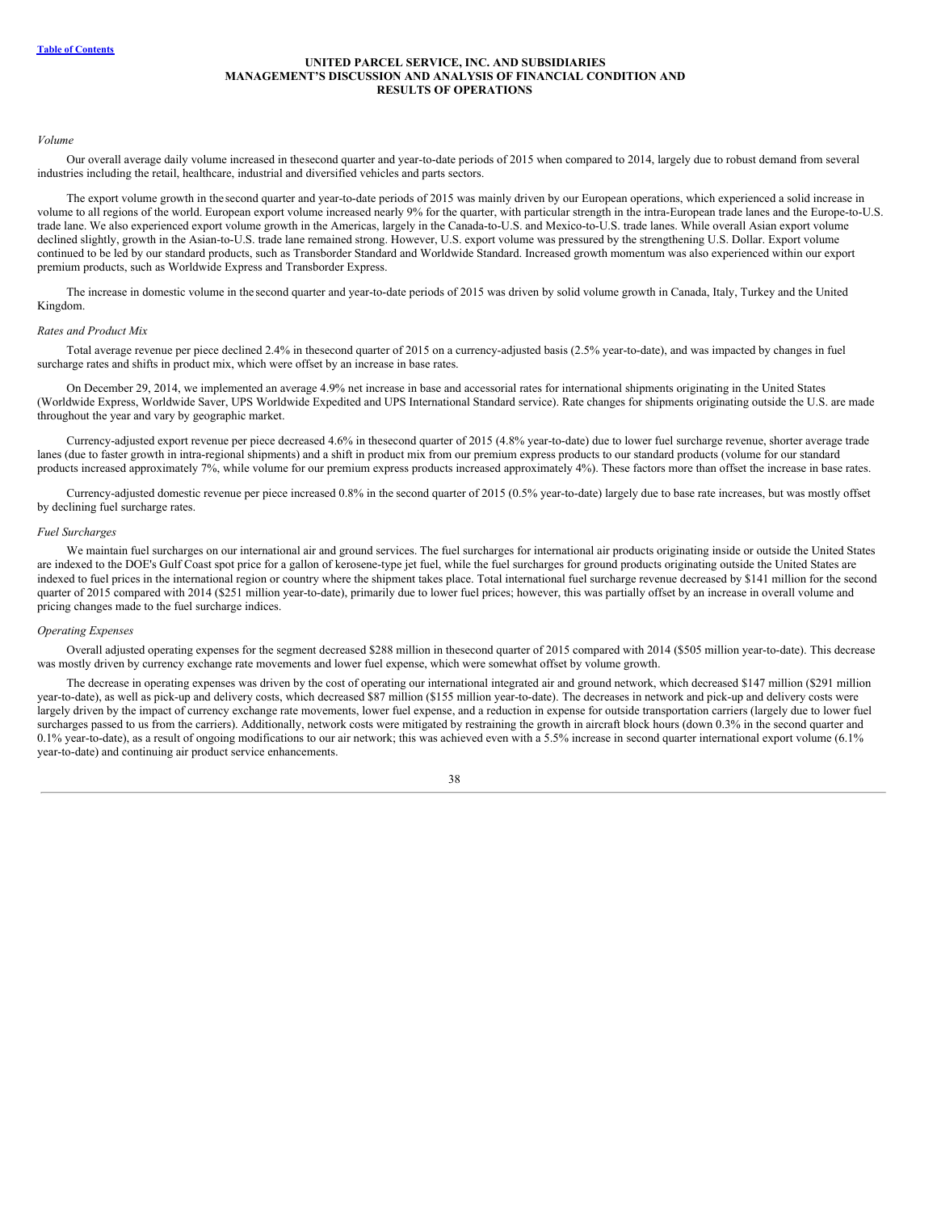#### UNITED PARCEL SERVICE, INC. AND SUBSIDIARIES
#### MANAGEMENT'S DISCUSSION AND ANALYSIS OF FINANCIAL CONDITION AND RESULTS OF OPERATIONS

*Volume*

Our overall average daily volume increased in the second quarter and year-to-date periods of 2015 when compared to 2014, largely due to robust demand from several industries including the retail, healthcare, industrial and diversified vehicles and parts sectors.

The export volume growth in the second quarter and year-to-date periods of 2015 was mainly driven by our European operations, which experienced a solid increase in volume to all regions of the world. European export volume increased nearly 9% for the quarter, with particular strength in the intra-European trade lanes and the Europe-to-U.S. trade lane. We also experienced export volume growth in the Americas, largely in the Canada-to-U.S. and Mexico-to-U.S. trade lanes. While overall Asian export volume declined slightly, growth in the Asian-to-U.S. trade lane remained strong. However, U.S. export volume was pressured by the strengthening U.S. Dollar. Export volume continued to be led by our standard products, such as Transborder Standard and Worldwide Standard. Increased growth momentum was also experienced within our export premium products, such as Worldwide Express and Transborder Express.

The increase in domestic volume in the second quarter and year-to-date periods of 2015 was driven by solid volume growth in Canada, Italy, Turkey and the United Kingdom.

*Rates and Product Mix*

Total average revenue per piece declined 2.4% in the second quarter of 2015 on a currency-adjusted basis (2.5% year-to-date), and was impacted by changes in fuel surcharge rates and shifts in product mix, which were offset by an increase in base rates.

On December 29, 2014, we implemented an average 4.9% net increase in base and accessorial rates for international shipments originating in the United States (Worldwide Express, Worldwide Saver, UPS Worldwide Expedited and UPS International Standard service). Rate changes for shipments originating outside the U.S. are made throughout the year and vary by geographic market.

Currency-adjusted export revenue per piece decreased 4.6% in the second quarter of 2015 (4.8% year-to-date) due to lower fuel surcharge revenue, shorter average trade lanes (due to faster growth in intra-regional shipments) and a shift in product mix from our premium express products to our standard products (volume for our standard products increased approximately 7%, while volume for our premium express products increased approximately 4%). These factors more than offset the increase in base rates.

Currency-adjusted domestic revenue per piece increased 0.8% in the second quarter of 2015 (0.5% year-to-date) largely due to base rate increases, but was mostly offset by declining fuel surcharge rates.

*Fuel Surcharges*

We maintain fuel surcharges on our international air and ground services. The fuel surcharges for international air products originating inside or outside the United States are indexed to the DOE's Gulf Coast spot price for a gallon of kerosene-type jet fuel, while the fuel surcharges for ground products originating outside the United States are indexed to fuel prices in the international region or country where the shipment takes place. Total international fuel surcharge revenue decreased by $141 million for the second quarter of 2015 compared with 2014 ($251 million year-to-date), primarily due to lower fuel prices; however, this was partially offset by an increase in overall volume and pricing changes made to the fuel surcharge indices.

*Operating Expenses*

Overall adjusted operating expenses for the segment decreased $288 million in the second quarter of 2015 compared with 2014 ($505 million year-to-date). This decrease was mostly driven by currency exchange rate movements and lower fuel expense, which were somewhat offset by volume growth.

The decrease in operating expenses was driven by the cost of operating our international integrated air and ground network, which decreased $147 million ($291 million year-to-date), as well as pick-up and delivery costs, which decreased $87 million ($155 million year-to-date). The decreases in network and pick-up and delivery costs were largely driven by the impact of currency exchange rate movements, lower fuel expense, and a reduction in expense for outside transportation carriers (largely due to lower fuel surcharges passed to us from the carriers). Additionally, network costs were mitigated by restraining the growth in aircraft block hours (down 0.3% in the second quarter and 0.1% year-to-date), as a result of ongoing modifications to our air network; this was achieved even with a 5.5% increase in second quarter international export volume (6.1% year-to-date) and continuing air product service enhancements.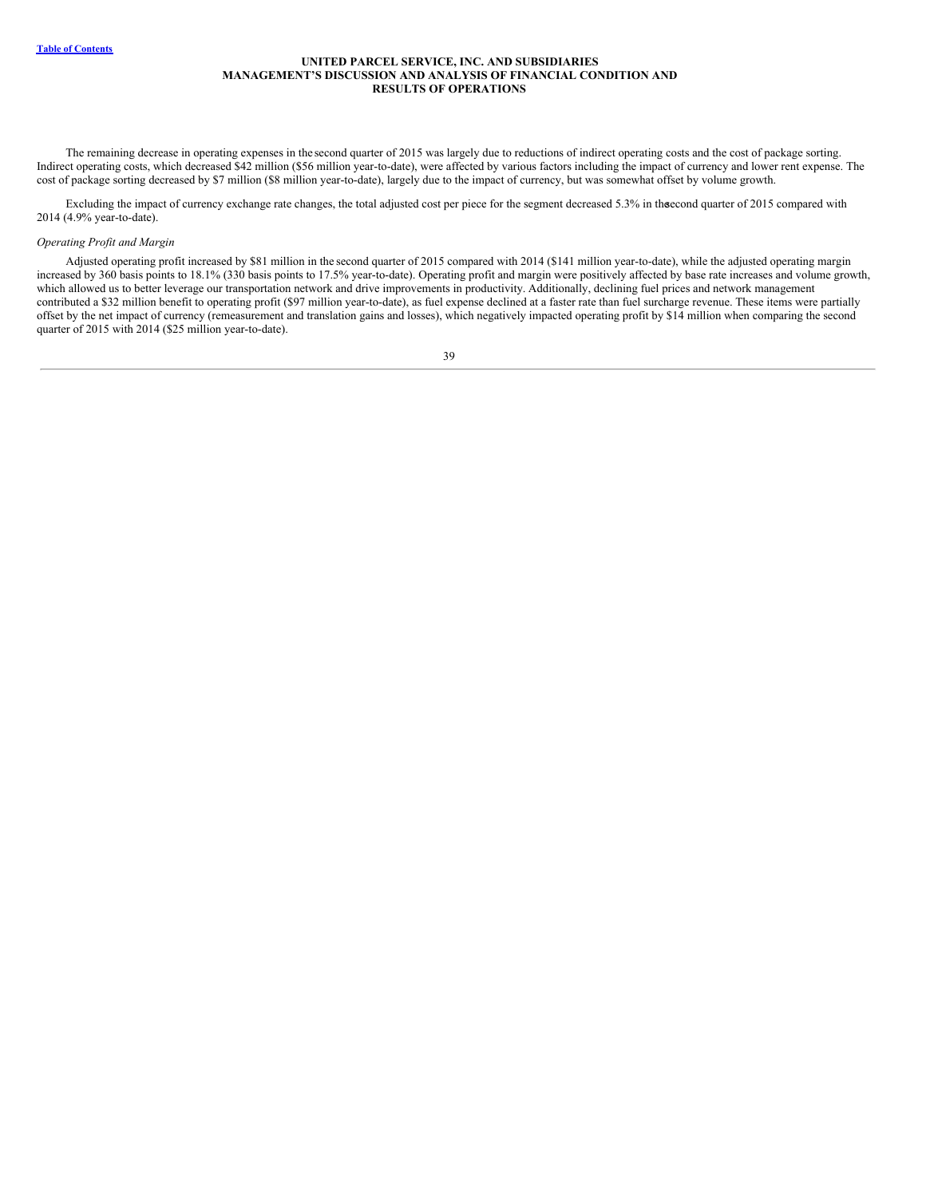The remaining decrease in operating expenses in the second quarter of 2015 was largely due to reductions of indirect operating costs and the cost of package sorting. Indirect operating costs, which decreased $42 million ($56 million year-to-date), were affected by various factors including the impact of currency and lower rent expense. The cost of package sorting decreased by $7 million ($8 million year-to-date), largely due to the impact of currency, but was somewhat offset by volume growth.

Excluding the impact of currency exchange rate changes, the total adjusted cost per piece for the segment decreased 5.3% in the second quarter of 2015 compared with 2014 (4.9% year-to-date).

*Operating Profit and Margin*

Adjusted operating profit increased by $81 million in the second quarter of 2015 compared with 2014 ($141 million year-to-date), while the adjusted operating margin increased by 360 basis points to 18.1% (330 basis points to 17.5% year-to-date). Operating profit and margin were positively affected by base rate increases and volume growth, which allowed us to better leverage our transportation network and drive improvements in productivity. Additionally, declining fuel prices and network management contributed a $32 million benefit to operating profit ($97 million year-to-date), as fuel expense declined at a faster rate than fuel surcharge revenue. These items were partially offset by the net impact of currency (remeasurement and translation gains and losses), which negatively impacted operating profit by $14 million when comparing the second quarter of 2015 with 2014 ($25 million year-to-date).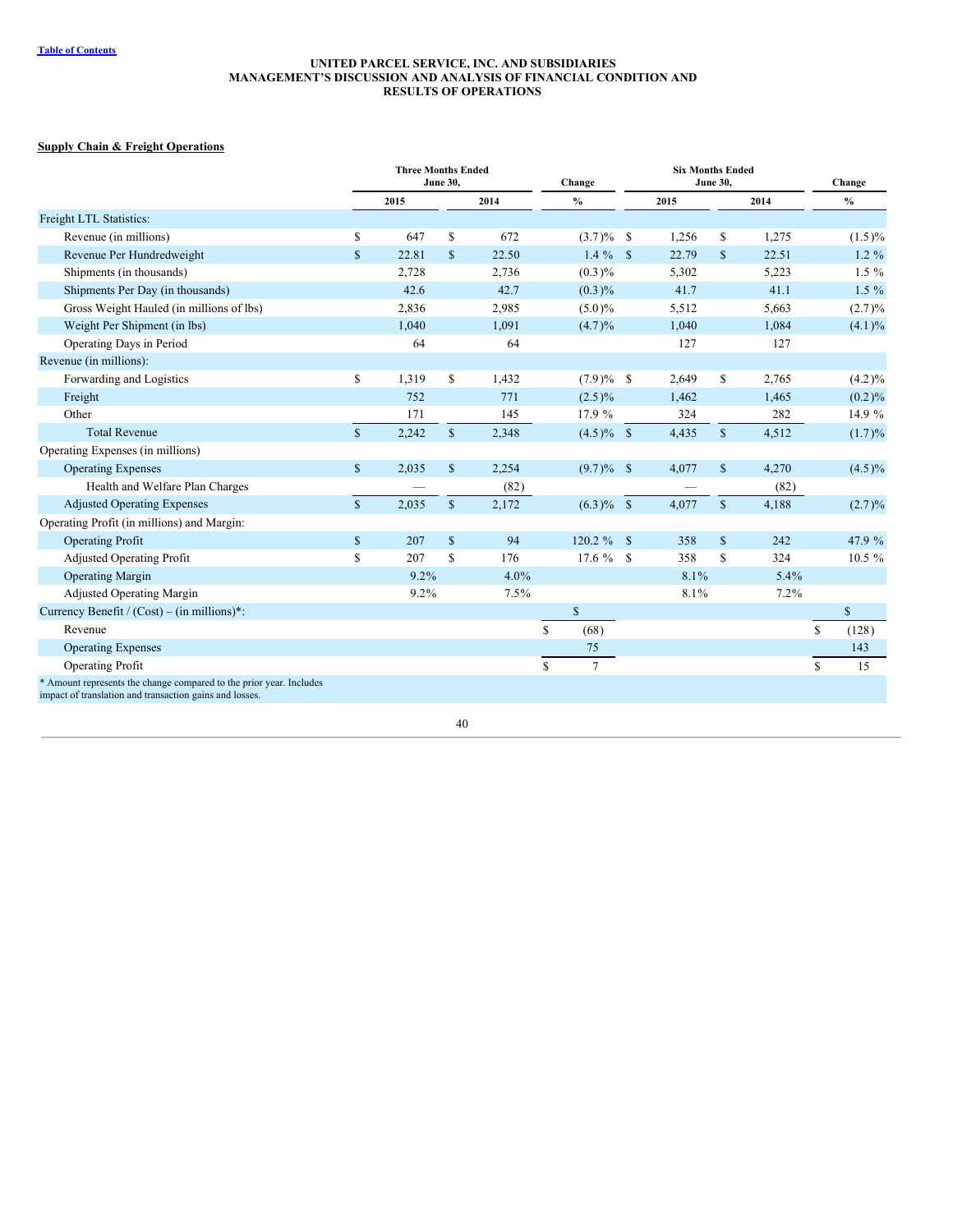**UNITED PARCEL SERVICE, INC. AND SUBSIDIARIES**
**MANAGEMENT'S DISCUSSION AND ANALYSIS OF FINANCIAL CONDITION AND RESULTS OF OPERATIONS**

**Supply Chain & Freight Operations**

| | Three Months Ended June 30, | | Change | Six Months Ended June 30, | | Change |
|---|---|---|---|---|---|---|
| | 2015 | 2014 | % | 2015 | 2014 | % |
| Freight LTL Statistics: | | | | | | |
| Revenue (in millions) | $ 647 | $ 672 | (3.7)% | $ 1,256 | $ 1,275 | (1.5)% |
| Revenue Per Hundredweight | $ 22.81 | $ 22.50 | 1.4 % | $ 22.79 | $ 22.51 | 1.2 % |
| Shipments (in thousands) | 2,728 | 2,736 | (0.3)% | 5,302 | 5,223 | 1.5 % |
| Shipments Per Day (in thousands) | 42.6 | 42.7 | (0.3)% | 41.7 | 41.1 | 1.5 % |
| Gross Weight Hauled (in millions of lbs) | 2,836 | 2,985 | (5.0)% | 5,512 | 5,663 | (2.7)% |
| Weight Per Shipment (in lbs) | 1,040 | 1,091 | (4.7)% | 1,040 | 1,084 | (4.1)% |
| Operating Days in Period | 64 | 64 | | 127 | 127 | |
| Revenue (in millions): | | | | | | |
| Forwarding and Logistics | $ 1,319 | $ 1,432 | (7.9)% | $ 2,649 | $ 2,765 | (4.2)% |
| Freight | 752 | 771 | (2.5)% | 1,462 | 1,465 | (0.2)% |
| Other | 171 | 145 | 17.9 % | 324 | 282 | 14.9 % |
| Total Revenue | $ 2,242 | $ 2,348 | (4.5)% | $ 4,435 | $ 4,512 | (1.7)% |
| Operating Expenses (in millions) | | | | | | |
| Operating Expenses | $ 2,035 | $ 2,254 | (9.7)% | $ 4,077 | $ 4,270 | (4.5)% |
| Health and Welfare Plan Charges | — | (82) | | — | (82) | |
| Adjusted Operating Expenses | $ 2,035 | $ 2,172 | (6.3)% | $ 4,077 | $ 4,188 | (2.7)% |
| Operating Profit (in millions) and Margin: | | | | | | |
| Operating Profit | $ 207 | $ 94 | 120.2 % | $ 358 | $ 242 | 47.9 % |
| Adjusted Operating Profit | $ 207 | $ 176 | 17.6 % | $ 358 | $ 324 | 10.5 % |
| Operating Margin | 9.2% | 4.0% | | 8.1% | 5.4% | |
| Adjusted Operating Margin | 9.2% | 7.5% | | 8.1% | 7.2% | |
| Currency Benefit / (Cost) – (in millions)*: | | | $ | | | $ |
| Revenue | | | $ (68) | | | $ (128) |
| Operating Expenses | | | 75 | | | 143 |
| Operating Profit | | | $ 7 | | | $ 15 |

* Amount represents the change compared to the prior year. Includes impact of translation and transaction gains and losses.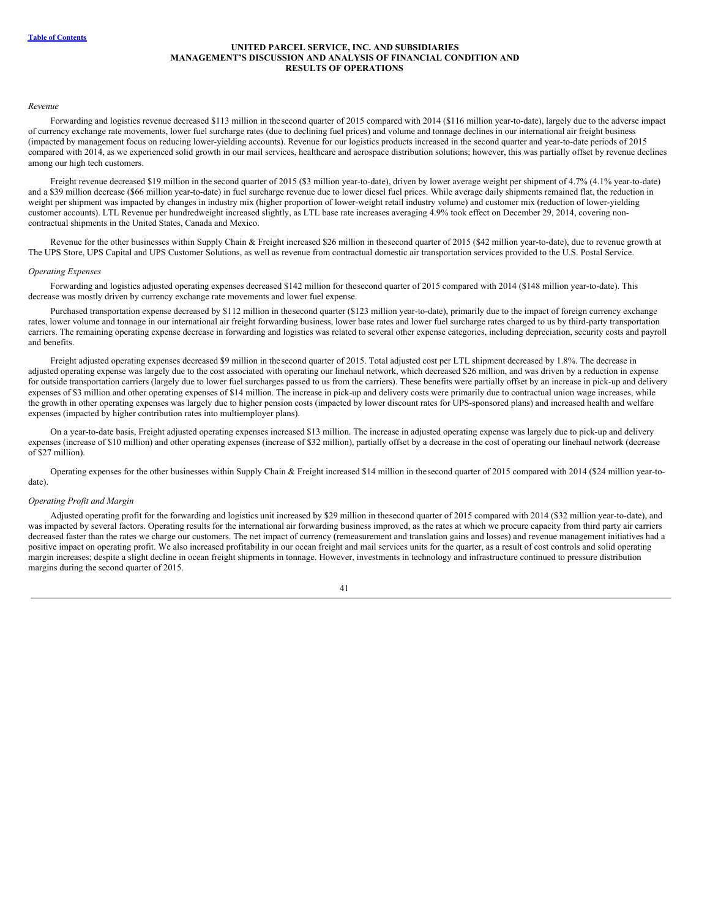*Revenue*

Forwarding and logistics revenue decreased $113 million in the second quarter of 2015 compared with 2014 ($116 million year-to-date), largely due to the adverse impact of currency exchange rate movements, lower fuel surcharge rates (due to declining fuel prices) and volume and tonnage declines in our international air freight business (impacted by management focus on reducing lower-yielding accounts). Revenue for our logistics products increased in the second quarter and year-to-date periods of 2015 compared with 2014, as we experienced solid growth in our mail services, healthcare and aerospace distribution solutions; however, this was partially offset by revenue declines among our high tech customers.

Freight revenue decreased $19 million in the second quarter of 2015 ($3 million year-to-date), driven by lower average weight per shipment of 4.7% (4.1% year-to-date) and a $39 million decrease ($66 million year-to-date) in fuel surcharge revenue due to lower diesel fuel prices. While average daily shipments remained flat, the reduction in weight per shipment was impacted by changes in industry mix (higher proportion of lower-weight retail industry volume) and customer mix (reduction of lower-yielding customer accounts). LTL Revenue per hundredweight increased slightly, as LTL base rate increases averaging 4.9% took effect on December 29, 2014, covering non-contractual shipments in the United States, Canada and Mexico.

Revenue for the other businesses within Supply Chain & Freight increased $26 million in the second quarter of 2015 ($42 million year-to-date), due to revenue growth at The UPS Store, UPS Capital and UPS Customer Solutions, as well as revenue from contractual domestic air transportation services provided to the U.S. Postal Service.

*Operating Expenses*

Forwarding and logistics adjusted operating expenses decreased $142 million for the second quarter of 2015 compared with 2014 ($148 million year-to-date). This decrease was mostly driven by currency exchange rate movements and lower fuel expense.

Purchased transportation expense decreased by $112 million in the second quarter ($123 million year-to-date), primarily due to the impact of foreign currency exchange rates, lower volume and tonnage in our international air freight forwarding business, lower base rates and lower fuel surcharge rates charged to us by third-party transportation carriers. The remaining operating expense decrease in forwarding and logistics was related to several other expense categories, including depreciation, security costs and payroll and benefits.

Freight adjusted operating expenses decreased $9 million in the second quarter of 2015. Total adjusted cost per LTL shipment decreased by 1.8%. The decrease in adjusted operating expense was largely due to the cost associated with operating our linehaul network, which decreased $26 million, and was driven by a reduction in expense for outside transportation carriers (largely due to lower fuel surcharges passed to us from the carriers). These benefits were partially offset by an increase in pick-up and delivery expenses of $3 million and other operating expenses of $14 million. The increase in pick-up and delivery costs were primarily due to contractual union wage increases, while the growth in other operating expenses was largely due to higher pension costs (impacted by lower discount rates for UPS-sponsored plans) and increased health and welfare expenses (impacted by higher contribution rates into multiemployer plans).

On a year-to-date basis, Freight adjusted operating expenses increased $13 million. The increase in adjusted operating expense was largely due to pick-up and delivery expenses (increase of $10 million) and other operating expenses (increase of $32 million), partially offset by a decrease in the cost of operating our linehaul network (decrease of $27 million).

Operating expenses for the other businesses within Supply Chain & Freight increased $14 million in the second quarter of 2015 compared with 2014 ($24 million year-to-date).

*Operating Profit and Margin*

Adjusted operating profit for the forwarding and logistics unit increased by $29 million in the second quarter of 2015 compared with 2014 ($32 million year-to-date), and was impacted by several factors. Operating results for the international air forwarding business improved, as the rates at which we procure capacity from third party air carriers decreased faster than the rates we charge our customers. The net impact of currency (remeasurement and translation gains and losses) and revenue management initiatives had a positive impact on operating profit. We also increased profitability in our ocean freight and mail services units for the quarter, as a result of cost controls and solid operating margin increases; despite a slight decline in ocean freight shipments in tonnage. However, investments in technology and infrastructure continued to pressure distribution margins during the second quarter of 2015.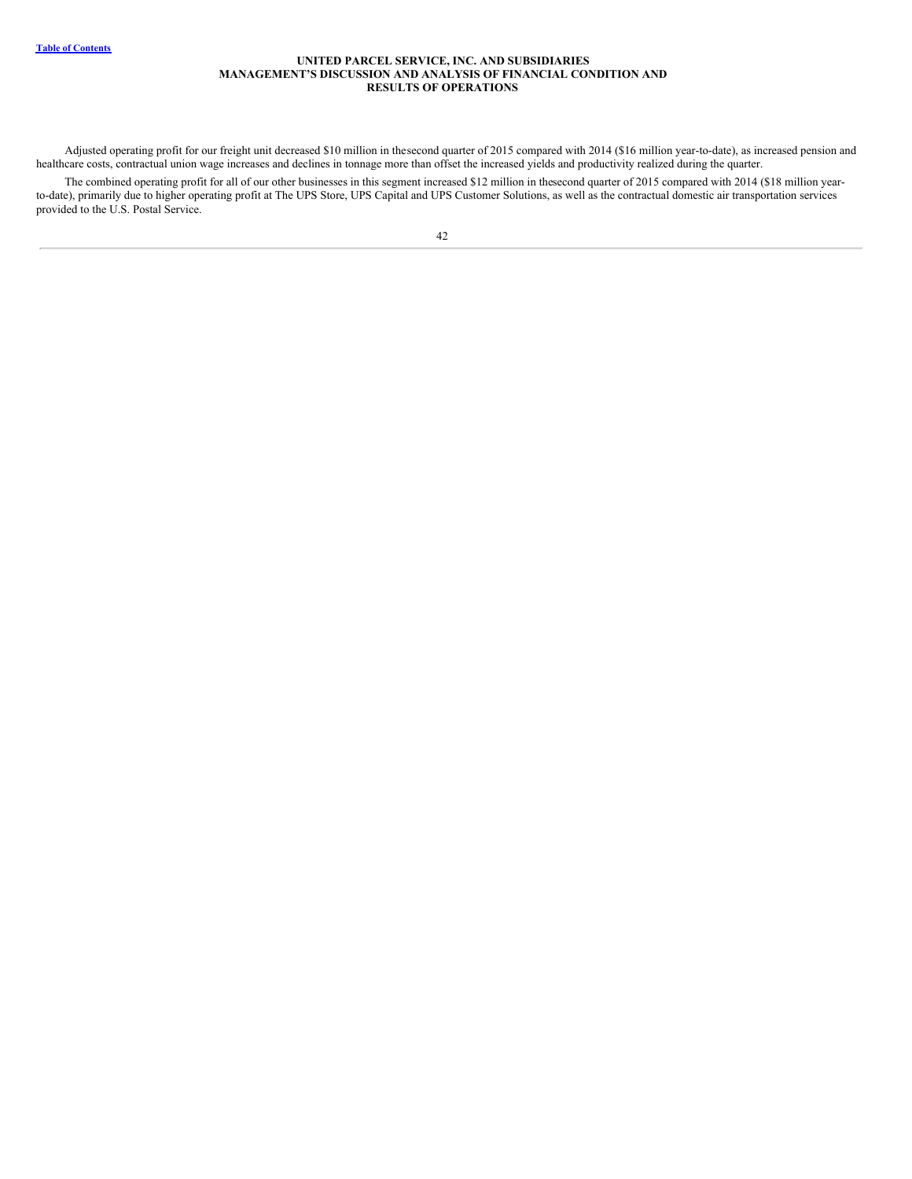Adjusted operating profit for our freight unit decreased $10 million in thesecond quarter of 2015 compared with 2014 ($16 million year-to-date), as increased pension and healthcare costs, contractual union wage increases and declines in tonnage more than offset the increased yields and productivity realized during the quarter.

The combined operating profit for all of our other businesses in this segment increased $12 million in thesecond quarter of 2015 compared with 2014 ($18 million year-to-date), primarily due to higher operating profit at The UPS Store, UPS Capital and UPS Customer Solutions, as well as the contractual domestic air transportation services provided to the U.S. Postal Service.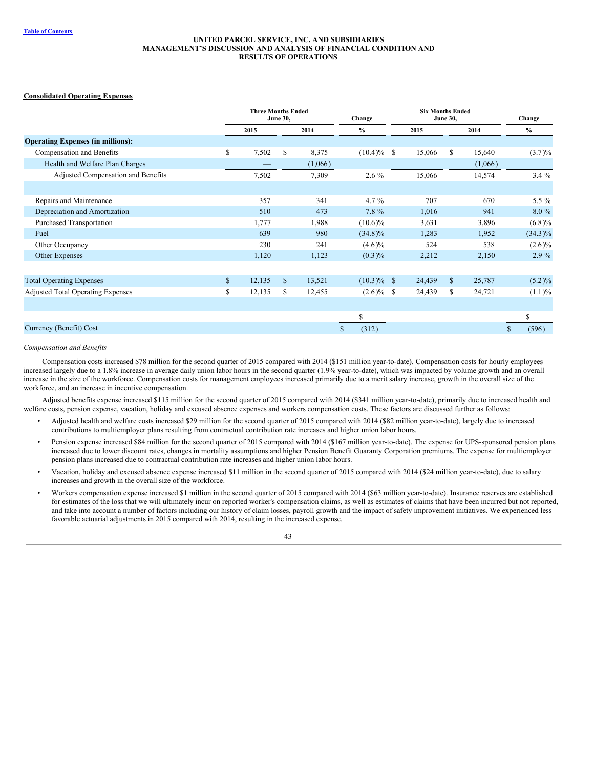**UNITED PARCEL SERVICE, INC. AND SUBSIDIARIES**
**MANAGEMENT'S DISCUSSION AND ANALYSIS OF FINANCIAL CONDITION AND RESULTS OF OPERATIONS**

## Consolidated Operating Expenses

| | Three Months Ended June 30, | | Change | Six Months Ended June 30, | | Change |
|---|---|---|---|---|---|---|
| | 2015 | 2014 | % | 2015 | 2014 | % |
| **Operating Expenses (in millions):** | | | | | | |
| Compensation and Benefits | $ 7,502 | $ 8,375 | (10.4)% | $ 15,066 | $ 15,640 | (3.7)% |
| Health and Welfare Plan Charges | — | (1,066) | | | (1,066) | |
| Adjusted Compensation and Benefits | 7,502 | 7,309 | 2.6 % | 15,066 | 14,574 | 3.4 % |
| | | | | | | |
| Repairs and Maintenance | 357 | 341 | 4.7 % | 707 | 670 | 5.5 % |
| Depreciation and Amortization | 510 | 473 | 7.8 % | 1,016 | 941 | 8.0 % |
| Purchased Transportation | 1,777 | 1,988 | (10.6)% | 3,631 | 3,896 | (6.8)% |
| Fuel | 639 | 980 | (34.8)% | 1,283 | 1,952 | (34.3)% |
| Other Occupancy | 230 | 241 | (4.6)% | 524 | 538 | (2.6)% |
| Other Expenses | 1,120 | 1,123 | (0.3)% | 2,212 | 2,150 | 2.9 % |
| | | | | | | |
| Total Operating Expenses | $ 12,135 | $ 13,521 | (10.3)% | $ 24,439 | $ 25,787 | (5.2)% |
| Adjusted Total Operating Expenses | $ 12,135 | $ 12,455 | (2.6)% | $ 24,439 | $ 24,721 | (1.1)% |
| | | | | | | |
| | | | $ | | | $ |
| Currency (Benefit) Cost | | | $ (312) | | | $ (596) |

*Compensation and Benefits*

Compensation costs increased $78 million for the second quarter of 2015 compared with 2014 ($151 million year-to-date). Compensation costs for hourly employees increased largely due to a 1.8% increase in average daily union labor hours in the second quarter (1.9% year-to-date), which was impacted by volume growth and an overall increase in the size of the workforce. Compensation costs for management employees increased primarily due to a merit salary increase, growth in the overall size of the workforce, and an increase in incentive compensation.

Adjusted benefits expense increased $115 million for the second quarter of 2015 compared with 2014 ($341 million year-to-date), primarily due to increased health and welfare costs, pension expense, vacation, holiday and excused absence expenses and workers compensation costs. These factors are discussed further as follows:

- Adjusted health and welfare costs increased $29 million for the second quarter of 2015 compared with 2014 ($82 million year-to-date), largely due to increased contributions to multiemployer plans resulting from contractual contribution rate increases and higher union labor hours.
- Pension expense increased $84 million for the second quarter of 2015 compared with 2014 ($167 million year-to-date). The expense for UPS-sponsored pension plans increased due to lower discount rates, changes in mortality assumptions and higher Pension Benefit Guaranty Corporation premiums. The expense for multiemployer pension plans increased due to contractual contribution rate increases and higher union labor hours.
- Vacation, holiday and excused absence expense increased $11 million in the second quarter of 2015 compared with 2014 ($24 million year-to-date), due to salary increases and growth in the overall size of the workforce.
- Workers compensation expense increased $1 million in the second quarter of 2015 compared with 2014 ($63 million year-to-date). Insurance reserves are established for estimates of the loss that we will ultimately incur on reported worker's compensation claims, as well as estimates of claims that have been incurred but not reported, and take into account a number of factors including our history of claim losses, payroll growth and the impact of safety improvement initiatives. We experienced less favorable actuarial adjustments in 2015 compared with 2014, resulting in the increased expense.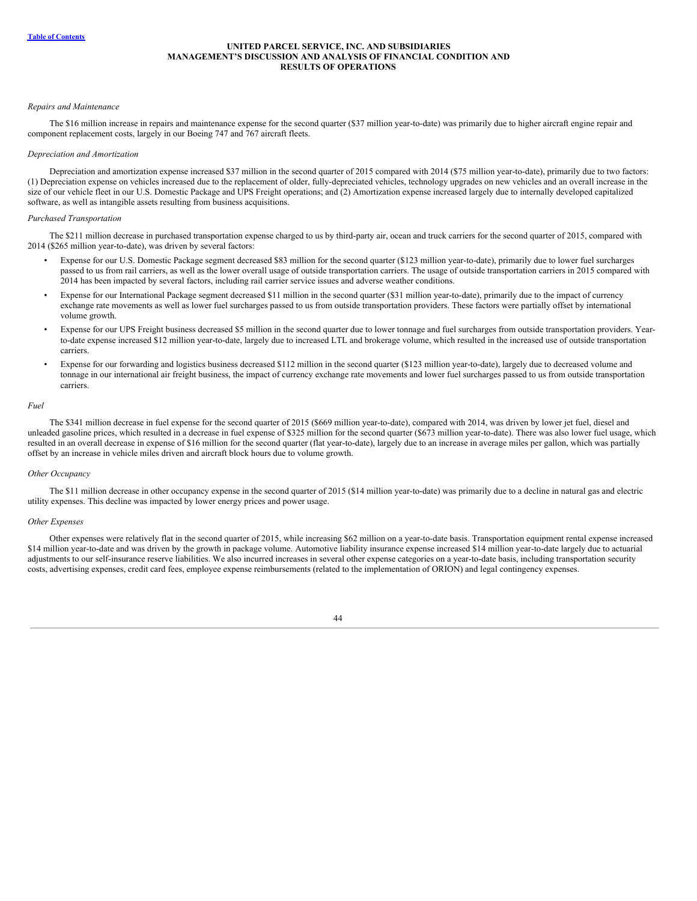*Repairs and Maintenance*

The $16 million increase in repairs and maintenance expense for the second quarter ($37 million year-to-date) was primarily due to higher aircraft engine repair and component replacement costs, largely in our Boeing 747 and 767 aircraft fleets.

*Depreciation and Amortization*

Depreciation and amortization expense increased $37 million in the second quarter of 2015 compared with 2014 ($75 million year-to-date), primarily due to two factors: (1) Depreciation expense on vehicles increased due to the replacement of older, fully-depreciated vehicles, technology upgrades on new vehicles and an overall increase in the size of our vehicle fleet in our U.S. Domestic Package and UPS Freight operations; and (2) Amortization expense increased largely due to internally developed capitalized software, as well as intangible assets resulting from business acquisitions.

*Purchased Transportation*

The $211 million decrease in purchased transportation expense charged to us by third-party air, ocean and truck carriers for the second quarter of 2015, compared with 2014 ($265 million year-to-date), was driven by several factors:

- Expense for our U.S. Domestic Package segment decreased $83 million for the second quarter ($123 million year-to-date), primarily due to lower fuel surcharges passed to us from rail carriers, as well as the lower overall usage of outside transportation carriers. The usage of outside transportation carriers in 2015 compared with 2014 has been impacted by several factors, including rail carrier service issues and adverse weather conditions.
- Expense for our International Package segment decreased $11 million in the second quarter ($31 million year-to-date), primarily due to the impact of currency exchange rate movements as well as lower fuel surcharges passed to us from outside transportation providers. These factors were partially offset by international volume growth.
- Expense for our UPS Freight business decreased $5 million in the second quarter due to lower tonnage and fuel surcharges from outside transportation providers. Year-to-date expense increased $12 million year-to-date, largely due to increased LTL and brokerage volume, which resulted in the increased use of outside transportation carriers.
- Expense for our forwarding and logistics business decreased $112 million in the second quarter ($123 million year-to-date), largely due to decreased volume and tonnage in our international air freight business, the impact of currency exchange rate movements and lower fuel surcharges passed to us from outside transportation carriers.

*Fuel*

The $341 million decrease in fuel expense for the second quarter of 2015 ($669 million year-to-date), compared with 2014, was driven by lower jet fuel, diesel and unleaded gasoline prices, which resulted in a decrease in fuel expense of $325 million for the second quarter ($673 million year-to-date). There was also lower fuel usage, which resulted in an overall decrease in expense of $16 million for the second quarter (flat year-to-date), largely due to an increase in average miles per gallon, which was partially offset by an increase in vehicle miles driven and aircraft block hours due to volume growth.

*Other Occupancy*

The $11 million decrease in other occupancy expense in the second quarter of 2015 ($14 million year-to-date) was primarily due to a decline in natural gas and electric utility expenses. This decline was impacted by lower energy prices and power usage.

*Other Expenses*

Other expenses were relatively flat in the second quarter of 2015, while increasing $62 million on a year-to-date basis. Transportation equipment rental expense increased $14 million year-to-date and was driven by the growth in package volume. Automotive liability insurance expense increased $14 million year-to-date largely due to actuarial adjustments to our self-insurance reserve liabilities. We also incurred increases in several other expense categories on a year-to-date basis, including transportation security costs, advertising expenses, credit card fees, employee expense reimbursements (related to the implementation of ORION) and legal contingency expenses.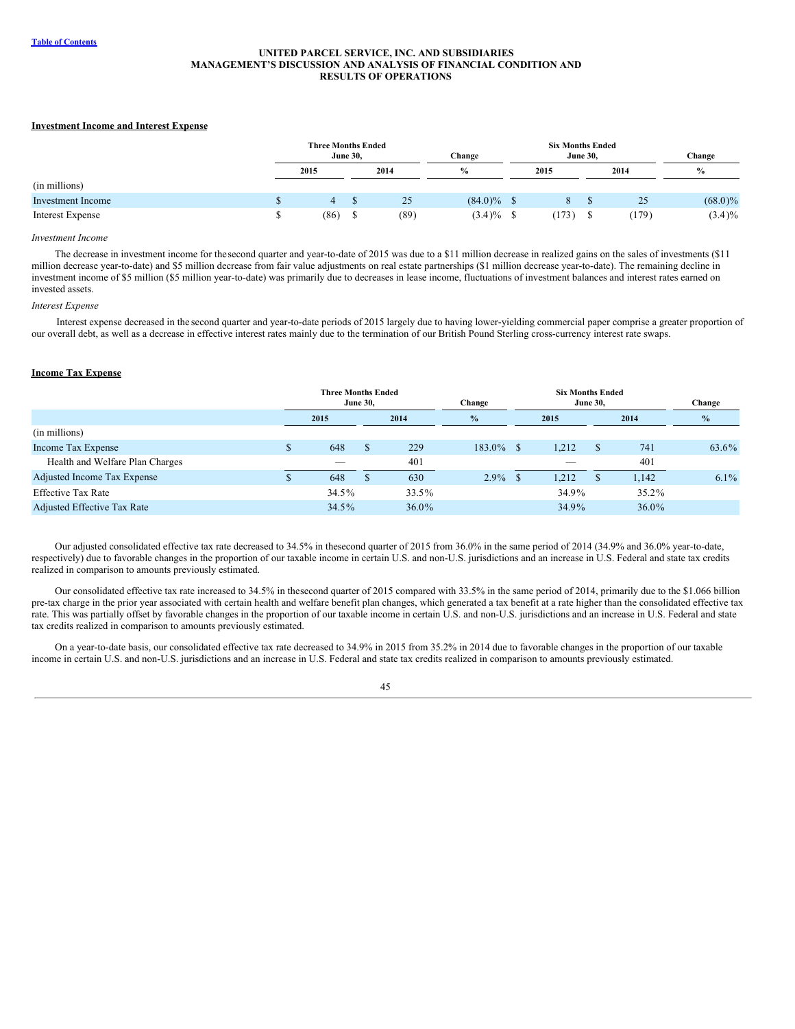**UNITED PARCEL SERVICE, INC. AND SUBSIDIARIES**
**MANAGEMENT'S DISCUSSION AND ANALYSIS OF FINANCIAL CONDITION AND RESULTS OF OPERATIONS**

**Investment Income and Interest Expense**

| | Three Months Ended June 30, | | Change | Six Months Ended June 30, | | Change |
|---|---|---|---|---|---|---|
| | 2015 | 2014 | % | 2015 | 2014 | % |
| (in millions) | | | | | | |
| Investment Income | $ 4 | $ 25 | (84.0)% | $ 8 | $ 25 | (68.0)% |
| Interest Expense | $ (86) | $ (89) | (3.4)% | $ (173) | $ (179) | (3.4)% |

*Investment Income*

The decrease in investment income for the second quarter and year-to-date of 2015 was due to a $11 million decrease in realized gains on the sales of investments ($11 million decrease year-to-date) and $5 million decrease from fair value adjustments on real estate partnerships ($1 million decrease year-to-date). The remaining decline in investment income of $5 million ($5 million year-to-date) was primarily due to decreases in lease income, fluctuations of investment balances and interest rates earned on invested assets.

*Interest Expense*

Interest expense decreased in the second quarter and year-to-date periods of 2015 largely due to having lower-yielding commercial paper comprise a greater proportion of our overall debt, as well as a decrease in effective interest rates mainly due to the termination of our British Pound Sterling cross-currency interest rate swaps.

**Income Tax Expense**

| | Three Months Ended June 30, | | Change | Six Months Ended June 30, | | Change |
|---|---|---|---|---|---|---|
| | 2015 | 2014 | % | 2015 | 2014 | % |
| (in millions) | | | | | | |
| Income Tax Expense | $ 648 | $ 229 | 183.0% | $ 1,212 | $ 741 | 63.6% |
| Health and Welfare Plan Charges | — | 401 | | — | 401 | |
| Adjusted Income Tax Expense | $ 648 | $ 630 | 2.9% | $ 1,212 | $ 1,142 | 6.1% |
| Effective Tax Rate | 34.5% | 33.5% | | 34.9% | 35.2% | |
| Adjusted Effective Tax Rate | 34.5% | 36.0% | | 34.9% | 36.0% | |

Our adjusted consolidated effective tax rate decreased to 34.5% in the second quarter of 2015 from 36.0% in the same period of 2014 (34.9% and 36.0% year-to-date, respectively) due to favorable changes in the proportion of our taxable income in certain U.S. and non-U.S. jurisdictions and an increase in U.S. Federal and state tax credits realized in comparison to amounts previously estimated.

Our consolidated effective tax rate increased to 34.5% in the second quarter of 2015 compared with 33.5% in the same period of 2014, primarily due to the $1.066 billion pre-tax charge in the prior year associated with certain health and welfare benefit plan changes, which generated a tax benefit at a rate higher than the consolidated effective tax rate. This was partially offset by favorable changes in the proportion of our taxable income in certain U.S. and non-U.S. jurisdictions and an increase in U.S. Federal and state tax credits realized in comparison to amounts previously estimated.

On a year-to-date basis, our consolidated effective tax rate decreased to 34.9% in 2015 from 35.2% in 2014 due to favorable changes in the proportion of our taxable income in certain U.S. and non-U.S. jurisdictions and an increase in U.S. Federal and state tax credits realized in comparison to amounts previously estimated.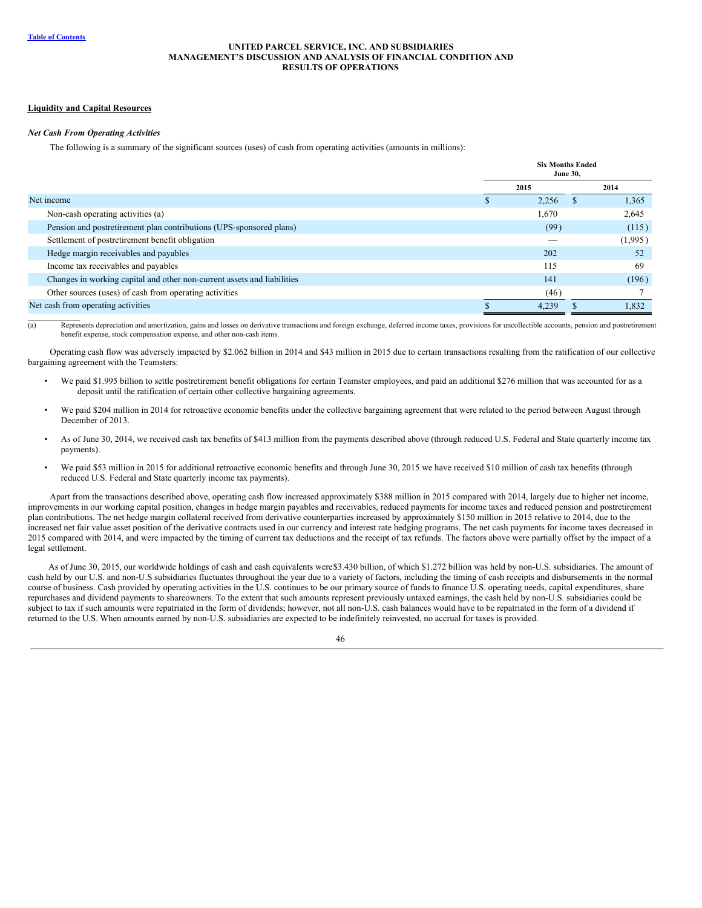**UNITED PARCEL SERVICE, INC. AND SUBSIDIARIES**
**MANAGEMENT'S DISCUSSION AND ANALYSIS OF FINANCIAL CONDITION AND RESULTS OF OPERATIONS**

**Liquidity and Capital Resources**

***Net Cash From Operating Activities***

The following is a summary of the significant sources (uses) of cash from operating activities (amounts in millions):

| | Six Months Ended June 30, | |
|---|---|---|
| | 2015 | 2014 |
| Net income | $ 2,256 | $ 1,365 |
| Non-cash operating activities (a) | 1,670 | 2,645 |
| Pension and postretirement plan contributions (UPS-sponsored plans) | (99) | (115) |
| Settlement of postretirement benefit obligation | — | (1,995) |
| Hedge margin receivables and payables | 202 | 52 |
| Income tax receivables and payables | 115 | 69 |
| Changes in working capital and other non-current assets and liabilities | 141 | (196) |
| Other sources (uses) of cash from operating activities | (46) | 7 |
| Net cash from operating activities | $ 4,239 | $ 1,832 |

(a) Represents depreciation and amortization, gains and losses on derivative transactions and foreign exchange, deferred income taxes, provisions for uncollectible accounts, pension and postretirement benefit expense, stock compensation expense, and other non-cash items.

Operating cash flow was adversely impacted by $2.062 billion in 2014 and $43 million in 2015 due to certain transactions resulting from the ratification of our collective bargaining agreement with the Teamsters:

- We paid $1.995 billion to settle postretirement benefit obligations for certain Teamster employees, and paid an additional $276 million that was accounted for as a deposit until the ratification of certain other collective bargaining agreements.
- We paid $204 million in 2014 for retroactive economic benefits under the collective bargaining agreement that were related to the period between August through December of 2013.
- As of June 30, 2014, we received cash tax benefits of $413 million from the payments described above (through reduced U.S. Federal and State quarterly income tax payments).
- We paid $53 million in 2015 for additional retroactive economic benefits and through June 30, 2015 we have received $10 million of cash tax benefits (through reduced U.S. Federal and State quarterly income tax payments).

Apart from the transactions described above, operating cash flow increased approximately $388 million in 2015 compared with 2014, largely due to higher net income, improvements in our working capital position, changes in hedge margin payables and receivables, reduced payments for income taxes and reduced pension and postretirement plan contributions. The net hedge margin collateral received from derivative counterparties increased by approximately $150 million in 2015 relative to 2014, due to the increased net fair value asset position of the derivative contracts used in our currency and interest rate hedging programs. The net cash payments for income taxes decreased in 2015 compared with 2014, and were impacted by the timing of current tax deductions and the receipt of tax refunds. The factors above were partially offset by the impact of a legal settlement.

As of June 30, 2015, our worldwide holdings of cash and cash equivalents were $3.430 billion, of which $1.272 billion was held by non-U.S. subsidiaries. The amount of cash held by our U.S. and non-U.S subsidiaries fluctuates throughout the year due to a variety of factors, including the timing of cash receipts and disbursements in the normal course of business. Cash provided by operating activities in the U.S. continues to be our primary source of funds to finance U.S. operating needs, capital expenditures, share repurchases and dividend payments to shareowners. To the extent that such amounts represent previously untaxed earnings, the cash held by non-U.S. subsidiaries could be subject to tax if such amounts were repatriated in the form of dividends; however, not all non-U.S. cash balances would have to be repatriated in the form of a dividend if returned to the U.S. When amounts earned by non-U.S. subsidiaries are expected to be indefinitely reinvested, no accrual for taxes is provided.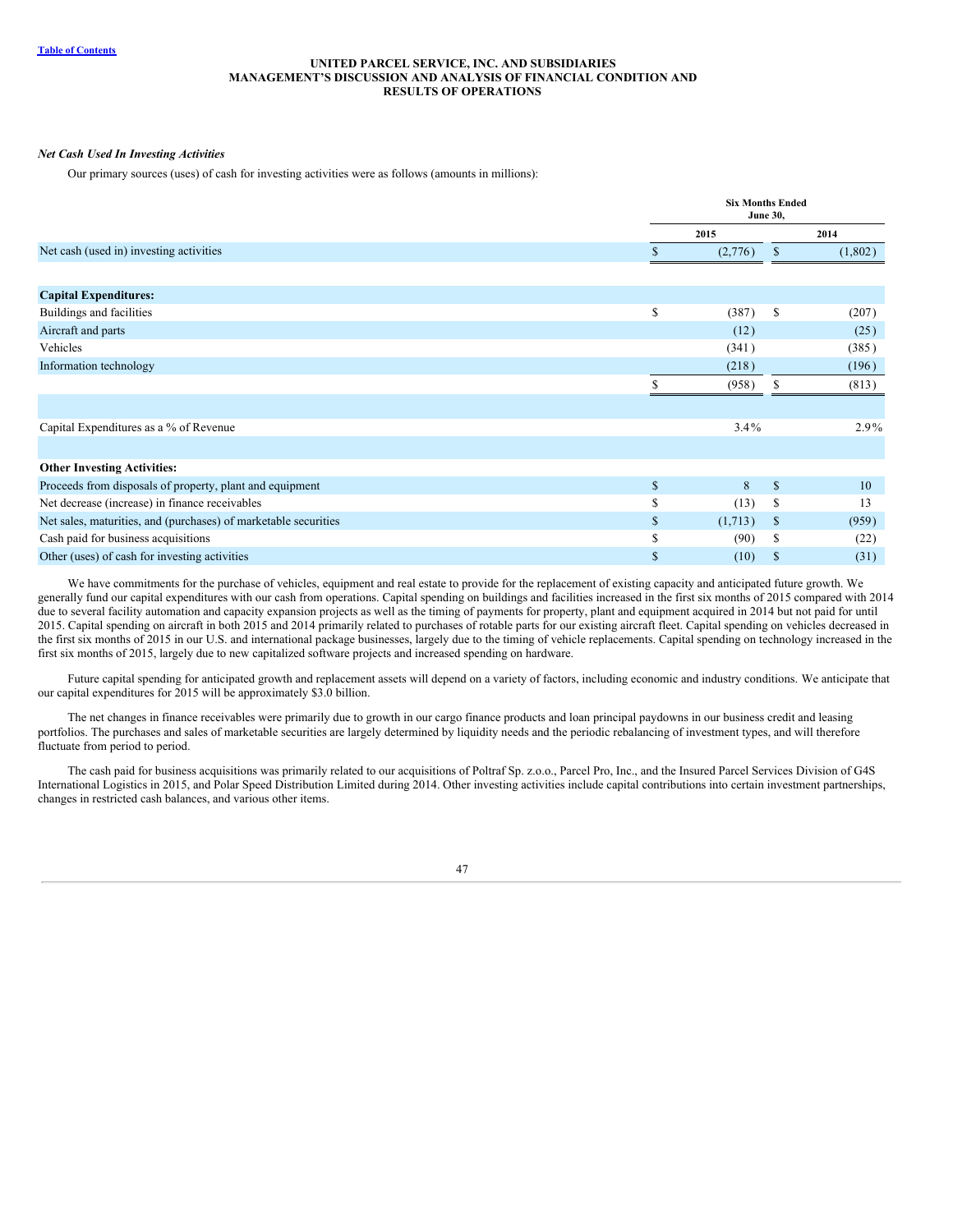UNITED PARCEL SERVICE, INC. AND SUBSIDIARIES
MANAGEMENT'S DISCUSSION AND ANALYSIS OF FINANCIAL CONDITION AND RESULTS OF OPERATIONS

***Net Cash Used In Investing Activities***

Our primary sources (uses) of cash for investing activities were as follows (amounts in millions):

| | Six Months Ended June 30, | |
|---|---|---|
| | 2015 | 2014 |
| Net cash (used in) investing activities | $ (2,776) | $ (1,802) |
| | | |
| **Capital Expenditures:** | | |
| Buildings and facilities | $ (387) | $ (207) |
| Aircraft and parts | (12) | (25) |
| Vehicles | (341) | (385) |
| Information technology | (218) | (196) |
| | $ (958) | $ (813) |
| | | |
| Capital Expenditures as a % of Revenue | 3.4% | 2.9% |
| | | |
| **Other Investing Activities:** | | |
| Proceeds from disposals of property, plant and equipment | $ 8 | $ 10 |
| Net decrease (increase) in finance receivables | $ (13) | $ 13 |
| Net sales, maturities, and (purchases) of marketable securities | $ (1,713) | $ (959) |
| Cash paid for business acquisitions | $ (90) | $ (22) |
| Other (uses) of cash for investing activities | $ (10) | $ (31) |

We have commitments for the purchase of vehicles, equipment and real estate to provide for the replacement of existing capacity and anticipated future growth. We generally fund our capital expenditures with our cash from operations. Capital spending on buildings and facilities increased in the first six months of 2015 compared with 2014 due to several facility automation and capacity expansion projects as well as the timing of payments for property, plant and equipment acquired in 2014 but not paid for until 2015. Capital spending on aircraft in both 2015 and 2014 primarily related to purchases of rotable parts for our existing aircraft fleet. Capital spending on vehicles decreased in the first six months of 2015 in our U.S. and international package businesses, largely due to the timing of vehicle replacements. Capital spending on technology increased in the first six months of 2015, largely due to new capitalized software projects and increased spending on hardware.

Future capital spending for anticipated growth and replacement assets will depend on a variety of factors, including economic and industry conditions. We anticipate that our capital expenditures for 2015 will be approximately $3.0 billion.

The net changes in finance receivables were primarily due to growth in our cargo finance products and loan principal paydowns in our business credit and leasing portfolios. The purchases and sales of marketable securities are largely determined by liquidity needs and the periodic rebalancing of investment types, and will therefore fluctuate from period to period.

The cash paid for business acquisitions was primarily related to our acquisitions of Poltraf Sp. z.o.o., Parcel Pro, Inc., and the Insured Parcel Services Division of G4S International Logistics in 2015, and Polar Speed Distribution Limited during 2014. Other investing activities include capital contributions into certain investment partnerships, changes in restricted cash balances, and various other items.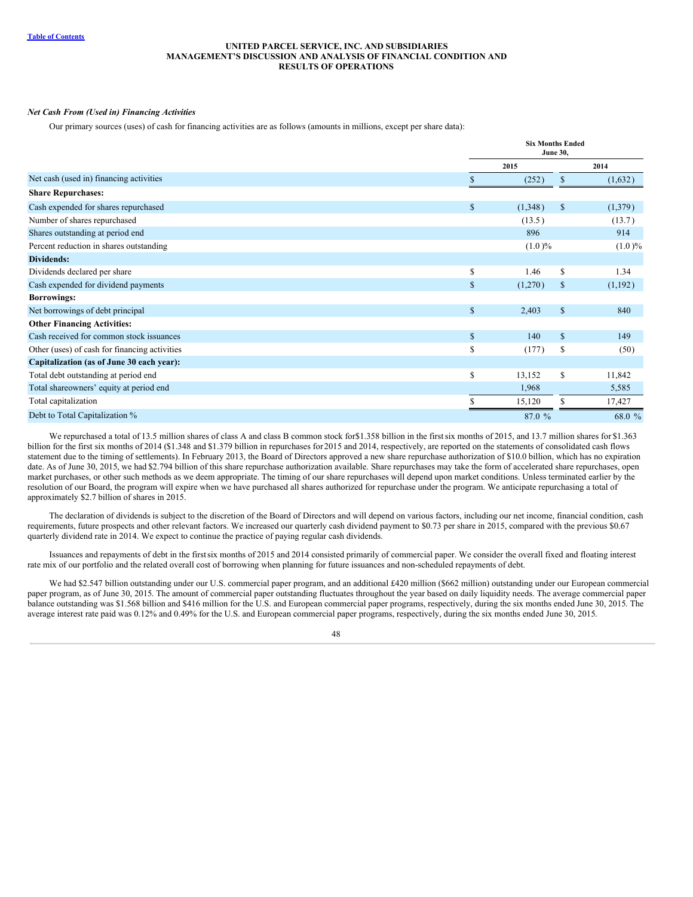UNITED PARCEL SERVICE, INC. AND SUBSIDIARIES
MANAGEMENT'S DISCUSSION AND ANALYSIS OF FINANCIAL CONDITION AND
RESULTS OF OPERATIONS

*Net Cash From (Used in) Financing Activities*

Our primary sources (uses) of cash for financing activities are as follows (amounts in millions, except per share data):

| | Six Months Ended June 30, | |
|---|---|---|
| | 2015 | 2014 |
| Net cash (used in) financing activities | $ (252) | $ (1,632) |
| **Share Repurchases:** | | |
| Cash expended for shares repurchased | $ (1,348) | $ (1,379) |
| Number of shares repurchased | (13.5) | (13.7) |
| Shares outstanding at period end | 896 | 914 |
| Percent reduction in shares outstanding | (1.0)% | (1.0)% |
| **Dividends:** | | |
| Dividends declared per share | $ 1.46 | $ 1.34 |
| Cash expended for dividend payments | $ (1,270) | $ (1,192) |
| **Borrowings:** | | |
| Net borrowings of debt principal | $ 2,403 | $ 840 |
| **Other Financing Activities:** | | |
| Cash received for common stock issuances | $ 140 | $ 149 |
| Other (uses) of cash for financing activities | $ (177) | $ (50) |
| **Capitalization (as of June 30 each year):** | | |
| Total debt outstanding at period end | $ 13,152 | $ 11,842 |
| Total shareowners' equity at period end | 1,968 | 5,585 |
| Total capitalization | $ 15,120 | $ 17,427 |
| Debt to Total Capitalization % | 87.0 % | 68.0 % |

We repurchased a total of 13.5 million shares of class A and class B common stock for $1.358 billion in the first six months of 2015, and 13.7 million shares for $1.363 billion for the first six months of 2014 ($1.348 and $1.379 billion in repurchases for 2015 and 2014, respectively, are reported on the statements of consolidated cash flows statement due to the timing of settlements). In February 2013, the Board of Directors approved a new share repurchase authorization of $10.0 billion, which has no expiration date. As of June 30, 2015, we had $2.794 billion of this share repurchase authorization available. Share repurchases may take the form of accelerated share repurchases, open market purchases, or other such methods as we deem appropriate. The timing of our share repurchases will depend upon market conditions. Unless terminated earlier by the resolution of our Board, the program will expire when we have purchased all shares authorized for repurchase under the program. We anticipate repurchasing a total of approximately $2.7 billion of shares in 2015.

The declaration of dividends is subject to the discretion of the Board of Directors and will depend on various factors, including our net income, financial condition, cash requirements, future prospects and other relevant factors. We increased our quarterly cash dividend payment to $0.73 per share in 2015, compared with the previous $0.67 quarterly dividend rate in 2014. We expect to continue the practice of paying regular cash dividends.

Issuances and repayments of debt in the first six months of 2015 and 2014 consisted primarily of commercial paper. We consider the overall fixed and floating interest rate mix of our portfolio and the related overall cost of borrowing when planning for future issuances and non-scheduled repayments of debt.

We had $2.547 billion outstanding under our U.S. commercial paper program, and an additional £420 million ($662 million) outstanding under our European commercial paper program, as of June 30, 2015. The amount of commercial paper outstanding fluctuates throughout the year based on daily liquidity needs. The average commercial paper balance outstanding was $1.568 billion and $416 million for the U.S. and European commercial paper programs, respectively, during the six months ended June 30, 2015. The average interest rate paid was 0.12% and 0.49% for the U.S. and European commercial paper programs, respectively, during the six months ended June 30, 2015.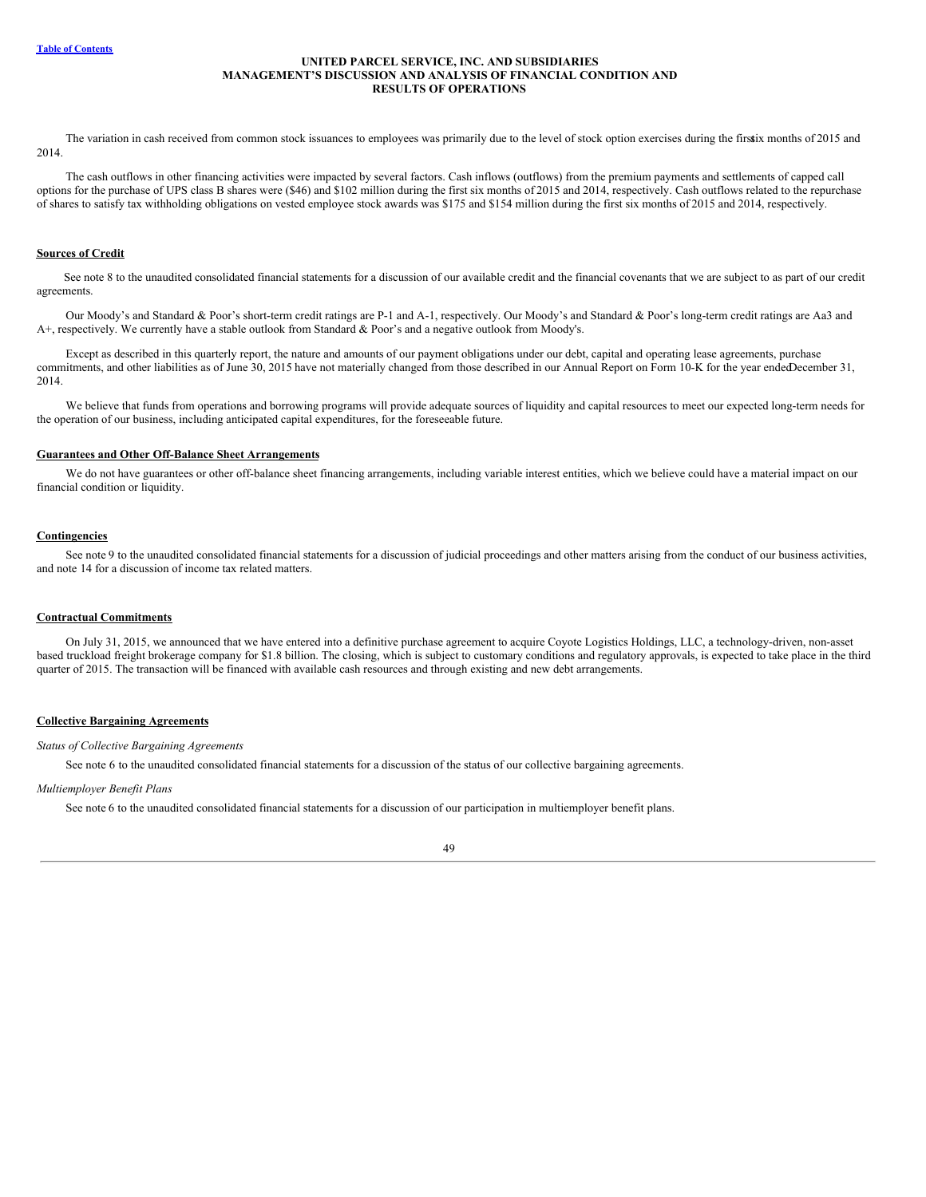The variation in cash received from common stock issuances to employees was primarily due to the level of stock option exercises during the first six months of 2015 and 2014.

The cash outflows in other financing activities were impacted by several factors. Cash inflows (outflows) from the premium payments and settlements of capped call options for the purchase of UPS class B shares were ($46) and $102 million during the first six months of 2015 and 2014, respectively. Cash outflows related to the repurchase of shares to satisfy tax withholding obligations on vested employee stock awards was $175 and $154 million during the first six months of 2015 and 2014, respectively.

## Sources of Credit

See note 8 to the unaudited consolidated financial statements for a discussion of our available credit and the financial covenants that we are subject to as part of our credit agreements.

Our Moody's and Standard & Poor's short-term credit ratings are P-1 and A-1, respectively. Our Moody's and Standard & Poor's long-term credit ratings are Aa3 and A+, respectively. We currently have a stable outlook from Standard & Poor's and a negative outlook from Moody's.

Except as described in this quarterly report, the nature and amounts of our payment obligations under our debt, capital and operating lease agreements, purchase commitments, and other liabilities as of June 30, 2015 have not materially changed from those described in our Annual Report on Form 10-K for the year ended December 31, 2014.

We believe that funds from operations and borrowing programs will provide adequate sources of liquidity and capital resources to meet our expected long-term needs for the operation of our business, including anticipated capital expenditures, for the foreseeable future.

## Guarantees and Other Off-Balance Sheet Arrangements

We do not have guarantees or other off-balance sheet financing arrangements, including variable interest entities, which we believe could have a material impact on our financial condition or liquidity.

## Contingencies

See note 9 to the unaudited consolidated financial statements for a discussion of judicial proceedings and other matters arising from the conduct of our business activities, and note 14 for a discussion of income tax related matters.

## Contractual Commitments

On July 31, 2015, we announced that we have entered into a definitive purchase agreement to acquire Coyote Logistics Holdings, LLC, a technology-driven, non-asset based truckload freight brokerage company for $1.8 billion. The closing, which is subject to customary conditions and regulatory approvals, is expected to take place in the third quarter of 2015. The transaction will be financed with available cash resources and through existing and new debt arrangements.

## Collective Bargaining Agreements

*Status of Collective Bargaining Agreements*

See note 6 to the unaudited consolidated financial statements for a discussion of the status of our collective bargaining agreements.

*Multiemployer Benefit Plans*

See note 6 to the unaudited consolidated financial statements for a discussion of our participation in multiemployer benefit plans.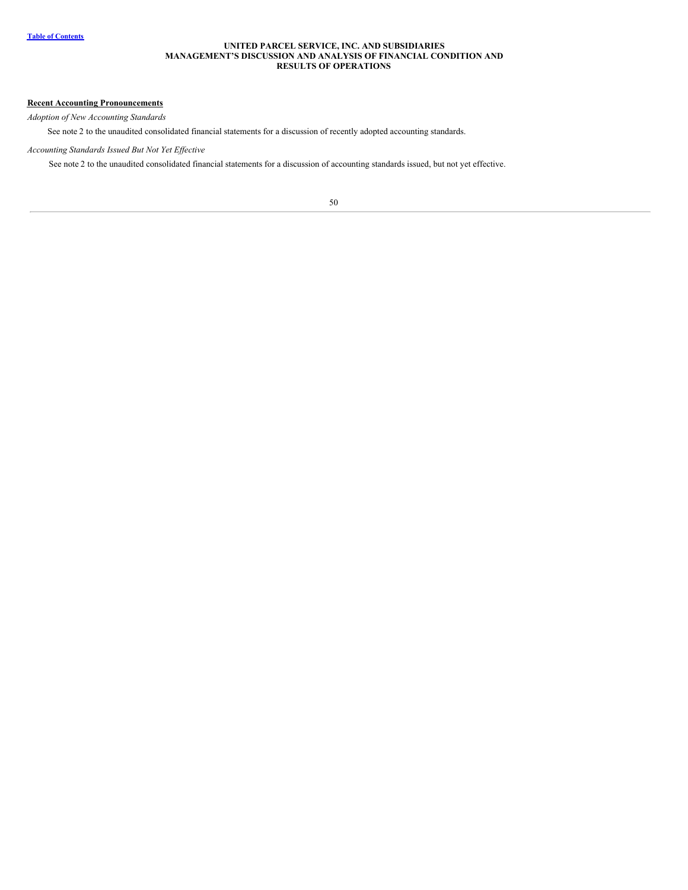## Recent Accounting Pronouncements

*Adoption of New Accounting Standards*

See note 2 to the unaudited consolidated financial statements for a discussion of recently adopted accounting standards.

*Accounting Standards Issued But Not Yet Effective*

See note 2 to the unaudited consolidated financial statements for a discussion of accounting standards issued, but not yet effective.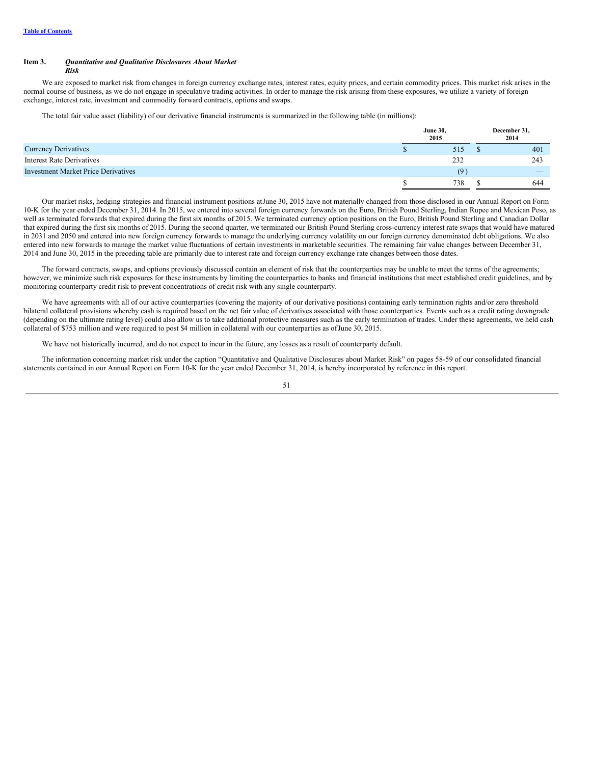## Item 3. *Quantitative and Qualitative Disclosures About Market Risk*

We are exposed to market risk from changes in foreign currency exchange rates, interest rates, equity prices, and certain commodity prices. This market risk arises in the normal course of business, as we do not engage in speculative trading activities. In order to manage the risk arising from these exposures, we utilize a variety of foreign exchange, interest rate, investment and commodity forward contracts, options and swaps.

The total fair value asset (liability) of our derivative financial instruments is summarized in the following table (in millions):

| | June 30, 2015 | December 31, 2014 |
|---|---|---|
| Currency Derivatives | $ 515 | $ 401 |
| Interest Rate Derivatives | 232 | 243 |
| Investment Market Price Derivatives | (9) | — |
| | $ 738 | $ 644 |

Our market risks, hedging strategies and financial instrument positions at June 30, 2015 have not materially changed from those disclosed in our Annual Report on Form 10-K for the year ended December 31, 2014. In 2015, we entered into several foreign currency forwards on the Euro, British Pound Sterling, Indian Rupee and Mexican Peso, as well as terminated forwards that expired during the first six months of 2015. We terminated currency option positions on the Euro, British Pound Sterling and Canadian Dollar that expired during the first six months of 2015. During the second quarter, we terminated our British Pound Sterling cross-currency interest rate swaps that would have matured in 2031 and 2050 and entered into new foreign currency forwards to manage the underlying currency volatility on our foreign currency denominated debt obligations. We also entered into new forwards to manage the market value fluctuations of certain investments in marketable securities. The remaining fair value changes between December 31, 2014 and June 30, 2015 in the preceding table are primarily due to interest rate and foreign currency exchange rate changes between those dates.

The forward contracts, swaps, and options previously discussed contain an element of risk that the counterparties may be unable to meet the terms of the agreements; however, we minimize such risk exposures for these instruments by limiting the counterparties to banks and financial institutions that meet established credit guidelines, and by monitoring counterparty credit risk to prevent concentrations of credit risk with any single counterparty.

We have agreements with all of our active counterparties (covering the majority of our derivative positions) containing early termination rights and/or zero threshold bilateral collateral provisions whereby cash is required based on the net fair value of derivatives associated with those counterparties. Events such as a credit rating downgrade (depending on the ultimate rating level) could also allow us to take additional protective measures such as the early termination of trades. Under these agreements, we held cash collateral of $753 million and were required to post $4 million in collateral with our counterparties as of June 30, 2015.

We have not historically incurred, and do not expect to incur in the future, any losses as a result of counterparty default.

The information concerning market risk under the caption "Quantitative and Qualitative Disclosures about Market Risk" on pages 58-59 of our consolidated financial statements contained in our Annual Report on Form 10-K for the year ended December 31, 2014, is hereby incorporated by reference in this report.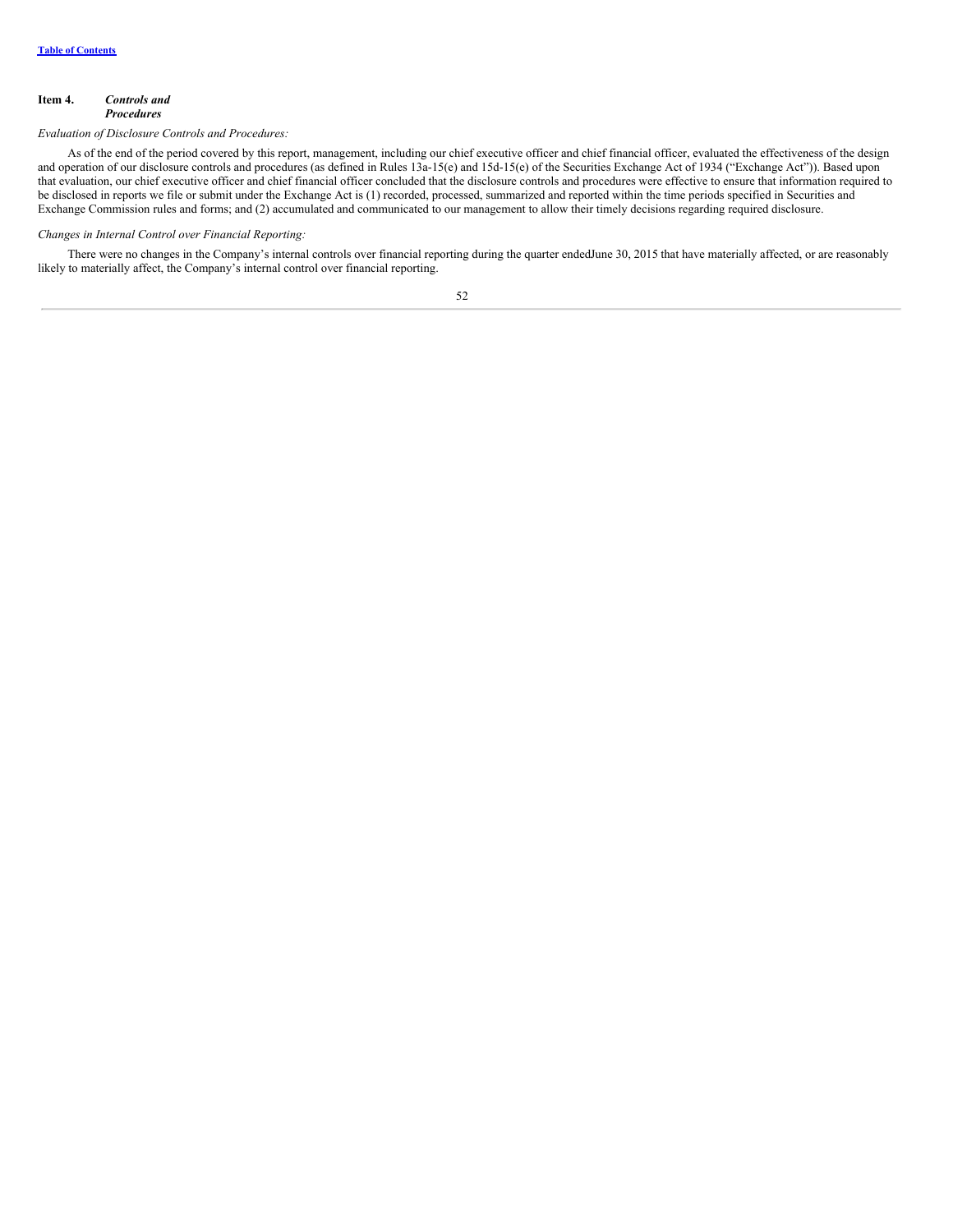## Item 4. *Controls and Procedures*

*Evaluation of Disclosure Controls and Procedures:*

As of the end of the period covered by this report, management, including our chief executive officer and chief financial officer, evaluated the effectiveness of the design and operation of our disclosure controls and procedures (as defined in Rules 13a-15(e) and 15d-15(e) of the Securities Exchange Act of 1934 ("Exchange Act")). Based upon that evaluation, our chief executive officer and chief financial officer concluded that the disclosure controls and procedures were effective to ensure that information required to be disclosed in reports we file or submit under the Exchange Act is (1) recorded, processed, summarized and reported within the time periods specified in Securities and Exchange Commission rules and forms; and (2) accumulated and communicated to our management to allow their timely decisions regarding required disclosure.

*Changes in Internal Control over Financial Reporting:*

There were no changes in the Company's internal controls over financial reporting during the quarter endedJune 30, 2015 that have materially affected, or are reasonably likely to materially affect, the Company's internal control over financial reporting.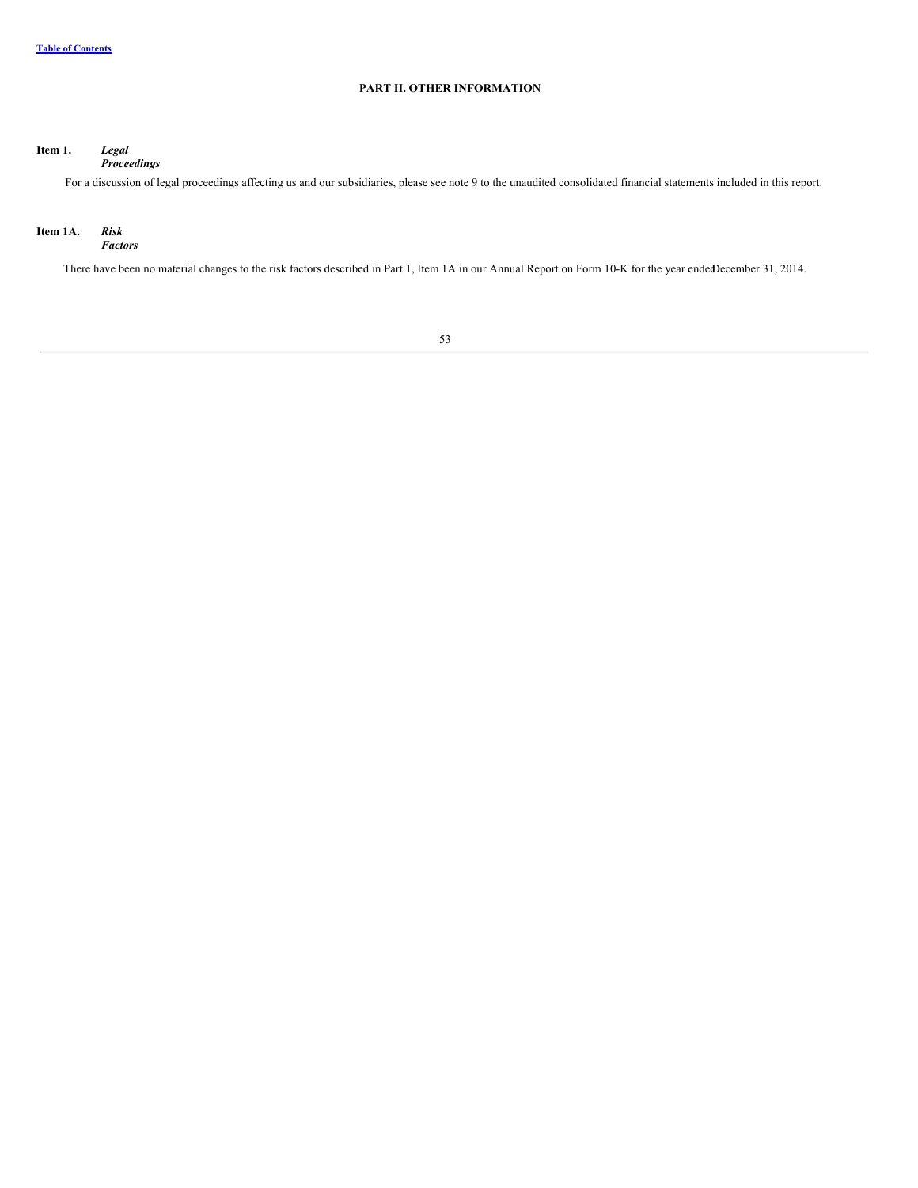# PART II. OTHER INFORMATION

## Item 1. *Legal Proceedings*

For a discussion of legal proceedings affecting us and our subsidiaries, please see note 9 to the unaudited consolidated financial statements included in this report.

## Item 1A. *Risk Factors*

There have been no material changes to the risk factors described in Part 1, Item 1A in our Annual Report on Form 10-K for the year ended December 31, 2014.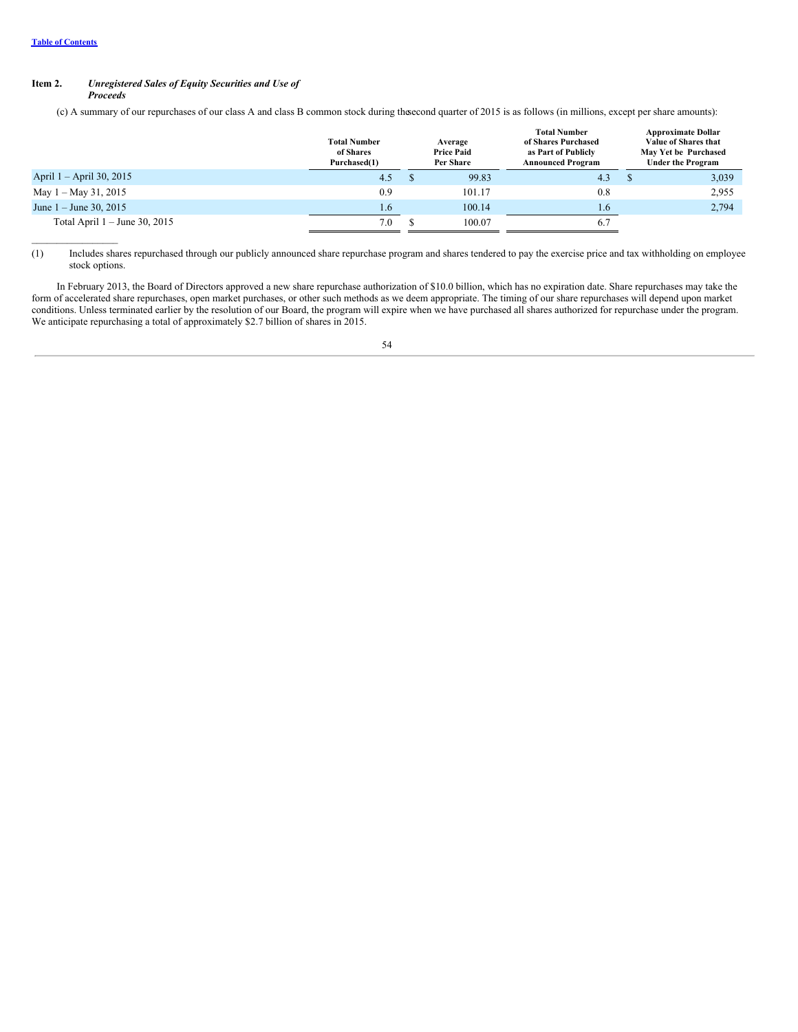[Table of Contents](#)

## Item 2. *Unregistered Sales of Equity Securities and Use of Proceeds*

(c) A summary of our repurchases of our class A and class B common stock during the second quarter of 2015 is as follows (in millions, except per share amounts):

| | Total Number of Shares Purchased(1) | Average Price Paid Per Share | Total Number of Shares Purchased as Part of Publicly Announced Program | Approximate Dollar Value of Shares that May Yet be Purchased Under the Program |
|---|---|---|---|---|
| April 1 – April 30, 2015 | 4.5 | $ 99.83 | 4.3 | $ 3,039 |
| May 1 – May 31, 2015 | 0.9 | 101.17 | 0.8 | 2,955 |
| June 1 – June 30, 2015 | 1.6 | 100.14 | 1.6 | 2,794 |
| Total April 1 – June 30, 2015 | 7.0 | $ 100.07 | 6.7 | |

(1) Includes shares repurchased through our publicly announced share repurchase program and shares tendered to pay the exercise price and tax withholding on employee stock options.

In February 2013, the Board of Directors approved a new share repurchase authorization of $10.0 billion, which has no expiration date. Share repurchases may take the form of accelerated share repurchases, open market purchases, or other such methods as we deem appropriate. The timing of our share repurchases will depend upon market conditions. Unless terminated earlier by the resolution of our Board, the program will expire when we have purchased all shares authorized for repurchase under the program. We anticipate repurchasing a total of approximately $2.7 billion of shares in 2015.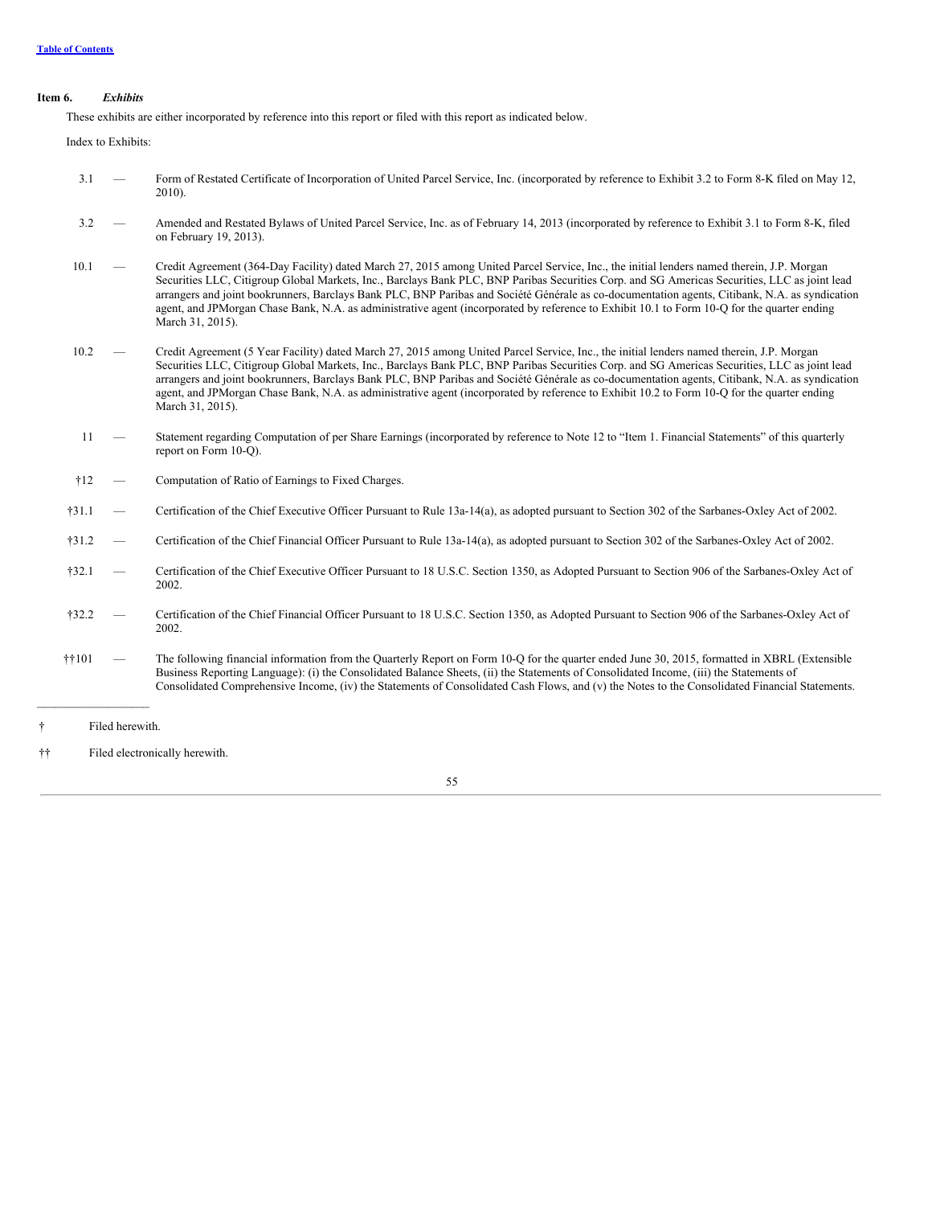**Item 6.** ***Exhibits***

These exhibits are either incorporated by reference into this report or filed with this report as indicated below.

Index to Exhibits:

| | | |
|---|---|---|
| 3.1 | — | Form of Restated Certificate of Incorporation of United Parcel Service, Inc. (incorporated by reference to Exhibit 3.2 to Form 8-K filed on May 12, 2010). |
| 3.2 | — | Amended and Restated Bylaws of United Parcel Service, Inc. as of February 14, 2013 (incorporated by reference to Exhibit 3.1 to Form 8-K, filed on February 19, 2013). |
| 10.1 | — | Credit Agreement (364-Day Facility) dated March 27, 2015 among United Parcel Service, Inc., the initial lenders named therein, J.P. Morgan Securities LLC, Citigroup Global Markets, Inc., Barclays Bank PLC, BNP Paribas Securities Corp. and SG Americas Securities, LLC as joint lead arrangers and joint bookrunners, Barclays Bank PLC, BNP Paribas and Société Générale as co-documentation agents, Citibank, N.A. as syndication agent, and JPMorgan Chase Bank, N.A. as administrative agent (incorporated by reference to Exhibit 10.1 to Form 10-Q for the quarter ending March 31, 2015). |
| 10.2 | — | Credit Agreement (5 Year Facility) dated March 27, 2015 among United Parcel Service, Inc., the initial lenders named therein, J.P. Morgan Securities LLC, Citigroup Global Markets, Inc., Barclays Bank PLC, BNP Paribas Securities Corp. and SG Americas Securities, LLC as joint lead arrangers and joint bookrunners, Barclays Bank PLC, BNP Paribas and Société Générale as co-documentation agents, Citibank, N.A. as syndication agent, and JPMorgan Chase Bank, N.A. as administrative agent (incorporated by reference to Exhibit 10.2 to Form 10-Q for the quarter ending March 31, 2015). |
| 11 | — | Statement regarding Computation of per Share Earnings (incorporated by reference to Note 12 to "Item 1. Financial Statements" of this quarterly report on Form 10-Q). |
| †12 | — | Computation of Ratio of Earnings to Fixed Charges. |
| †31.1 | — | Certification of the Chief Executive Officer Pursuant to Rule 13a-14(a), as adopted pursuant to Section 302 of the Sarbanes-Oxley Act of 2002. |
| †31.2 | — | Certification of the Chief Financial Officer Pursuant to Rule 13a-14(a), as adopted pursuant to Section 302 of the Sarbanes-Oxley Act of 2002. |
| †32.1 | — | Certification of the Chief Executive Officer Pursuant to 18 U.S.C. Section 1350, as Adopted Pursuant to Section 906 of the Sarbanes-Oxley Act of 2002. |
| †32.2 | — | Certification of the Chief Financial Officer Pursuant to 18 U.S.C. Section 1350, as Adopted Pursuant to Section 906 of the Sarbanes-Oxley Act of 2002. |
| ††101 | — | The following financial information from the Quarterly Report on Form 10-Q for the quarter ended June 30, 2015, formatted in XBRL (Extensible Business Reporting Language): (i) the Consolidated Balance Sheets, (ii) the Statements of Consolidated Income, (iii) the Statements of Consolidated Comprehensive Income, (iv) the Statements of Consolidated Cash Flows, and (v) the Notes to the Consolidated Financial Statements. |

---

† Filed herewith.

†† Filed electronically herewith.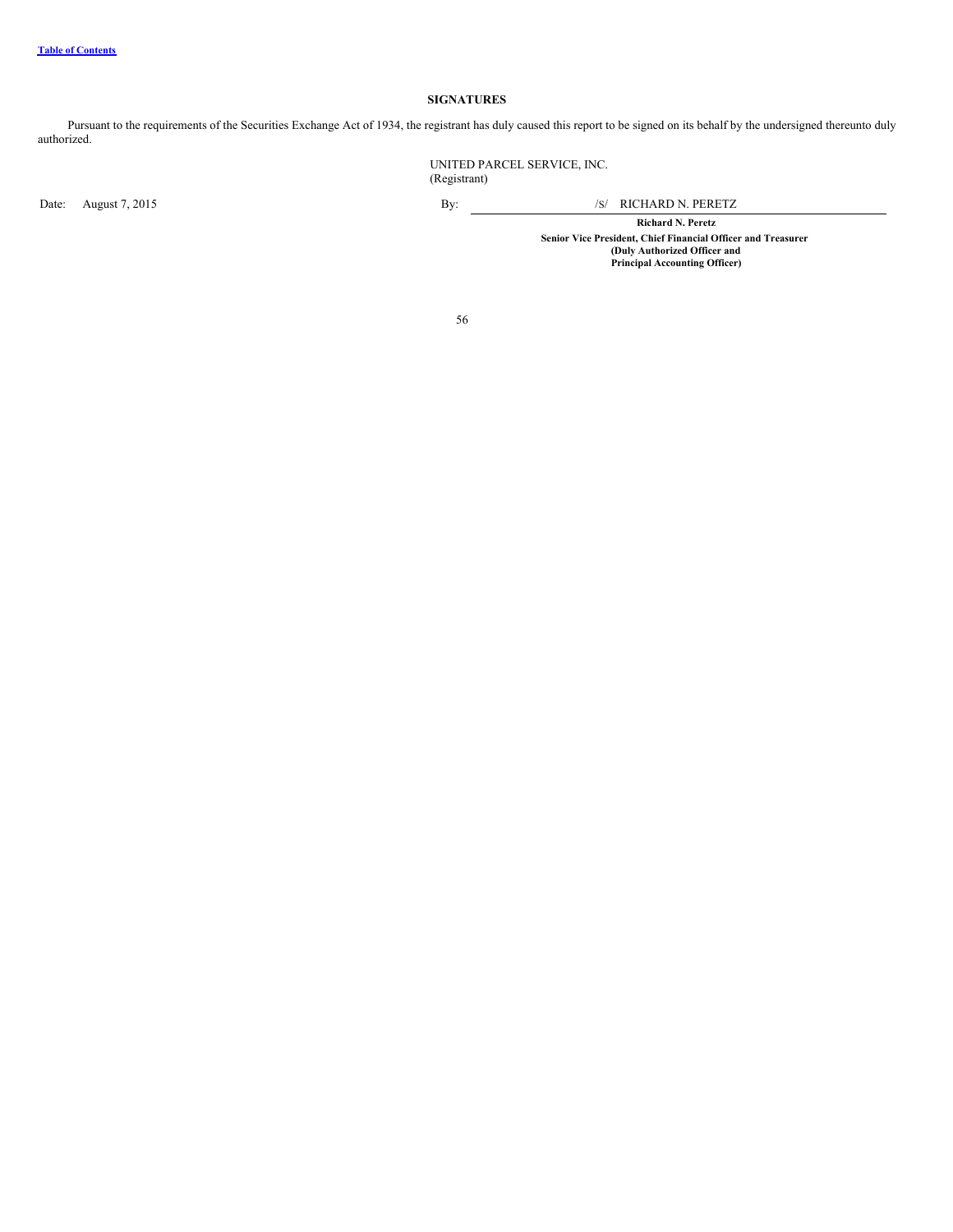## SIGNATURES

Pursuant to the requirements of the Securities Exchange Act of 1934, the registrant has duly caused this report to be signed on its behalf by the undersigned thereunto duly authorized.

UNITED PARCEL SERVICE, INC.
(Registrant)

Date: August 7, 2015

By: /S/ RICHARD N. PERETZ

**Richard N. Peretz**
**Senior Vice President, Chief Financial Officer and Treasurer**
**(Duly Authorized Officer and**
**Principal Accounting Officer)**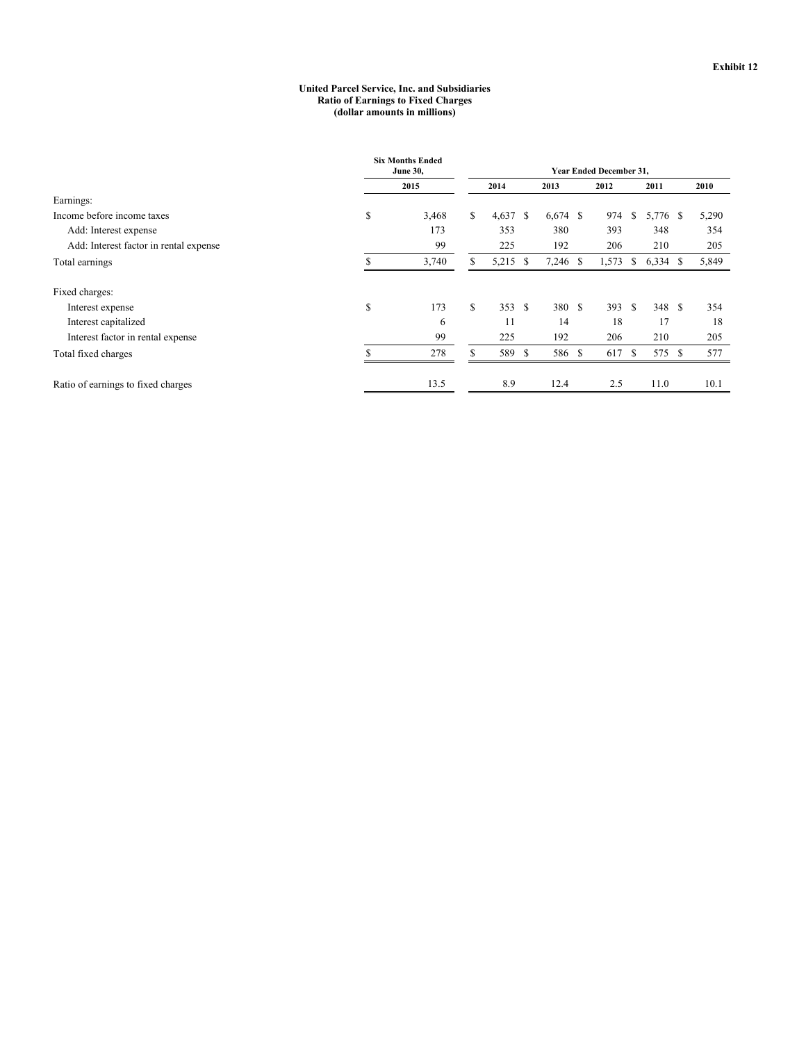**Exhibit 12**

**United Parcel Service, Inc. and Subsidiaries**
**Ratio of Earnings to Fixed Charges**
**(dollar amounts in millions)**

| | Six Months Ended June 30, | Year Ended December 31, | | | | |
|---|---|---|---|---|---|---|
| | 2015 | 2014 | 2013 | 2012 | 2011 | 2010 |
| Earnings: | | | | | | |
| Income before income taxes | $ 3,468 | $ 4,637 | $ 6,674 | $ 974 | $ 5,776 | $ 5,290 |
| Add: Interest expense | 173 | 353 | 380 | 393 | 348 | 354 |
| Add: Interest factor in rental expense | 99 | 225 | 192 | 206 | 210 | 205 |
| Total earnings | $ 3,740 | $ 5,215 | $ 7,246 | $ 1,573 | $ 6,334 | $ 5,849 |
| Fixed charges: | | | | | | |
| Interest expense | $ 173 | $ 353 | $ 380 | $ 393 | $ 348 | $ 354 |
| Interest capitalized | 6 | 11 | 14 | 18 | 17 | 18 |
| Interest factor in rental expense | 99 | 225 | 192 | 206 | 210 | 205 |
| Total fixed charges | $ 278 | $ 589 | $ 586 | $ 617 | $ 575 | $ 577 |
| Ratio of earnings to fixed charges | 13.5 | 8.9 | 12.4 | 2.5 | 11.0 | 10.1 |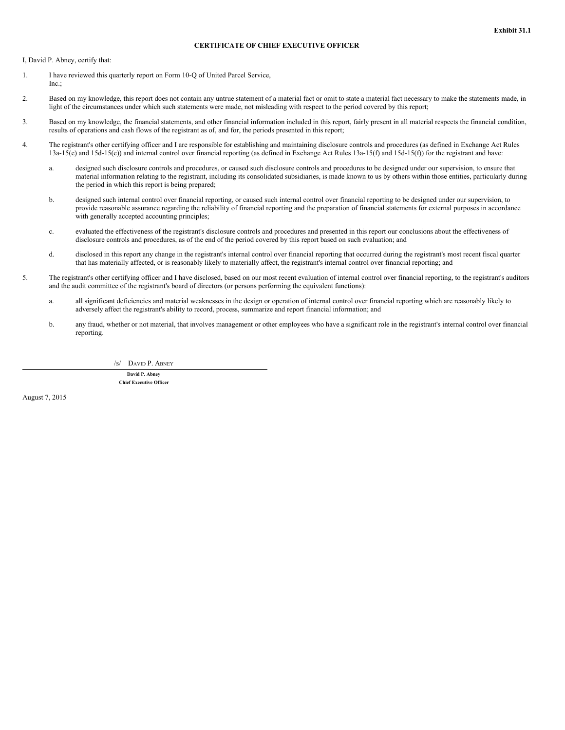**Exhibit 31.1**

## CERTIFICATE OF CHIEF EXECUTIVE OFFICER

I, David P. Abney, certify that:

1. I have reviewed this quarterly report on Form 10-Q of United Parcel Service, Inc.;

2. Based on my knowledge, this report does not contain any untrue statement of a material fact or omit to state a material fact necessary to make the statements made, in light of the circumstances under which such statements were made, not misleading with respect to the period covered by this report;

3. Based on my knowledge, the financial statements, and other financial information included in this report, fairly present in all material respects the financial condition, results of operations and cash flows of the registrant as of, and for, the periods presented in this report;

4. The registrant's other certifying officer and I are responsible for establishing and maintaining disclosure controls and procedures (as defined in Exchange Act Rules 13a-15(e) and 15d-15(e)) and internal control over financial reporting (as defined in Exchange Act Rules 13a-15(f) and 15d-15(f)) for the registrant and have:

   a. designed such disclosure controls and procedures, or caused such disclosure controls and procedures to be designed under our supervision, to ensure that material information relating to the registrant, including its consolidated subsidiaries, is made known to us by others within those entities, particularly during the period in which this report is being prepared;

   b. designed such internal control over financial reporting, or caused such internal control over financial reporting to be designed under our supervision, to provide reasonable assurance regarding the reliability of financial reporting and the preparation of financial statements for external purposes in accordance with generally accepted accounting principles;

   c. evaluated the effectiveness of the registrant's disclosure controls and procedures and presented in this report our conclusions about the effectiveness of disclosure controls and procedures, as of the end of the period covered by this report based on such evaluation; and

   d. disclosed in this report any change in the registrant's internal control over financial reporting that occurred during the registrant's most recent fiscal quarter that has materially affected, or is reasonably likely to materially affect, the registrant's internal control over financial reporting; and

5. The registrant's other certifying officer and I have disclosed, based on our most recent evaluation of internal control over financial reporting, to the registrant's auditors and the audit committee of the registrant's board of directors (or persons performing the equivalent functions):

   a. all significant deficiencies and material weaknesses in the design or operation of internal control over financial reporting which are reasonably likely to adversely affect the registrant's ability to record, process, summarize and report financial information; and

   b. any fraud, whether or not material, that involves management or other employees who have a significant role in the registrant's internal control over financial reporting.

/s/ David P. Abney

**David P. Abney**
**Chief Executive Officer**

August 7, 2015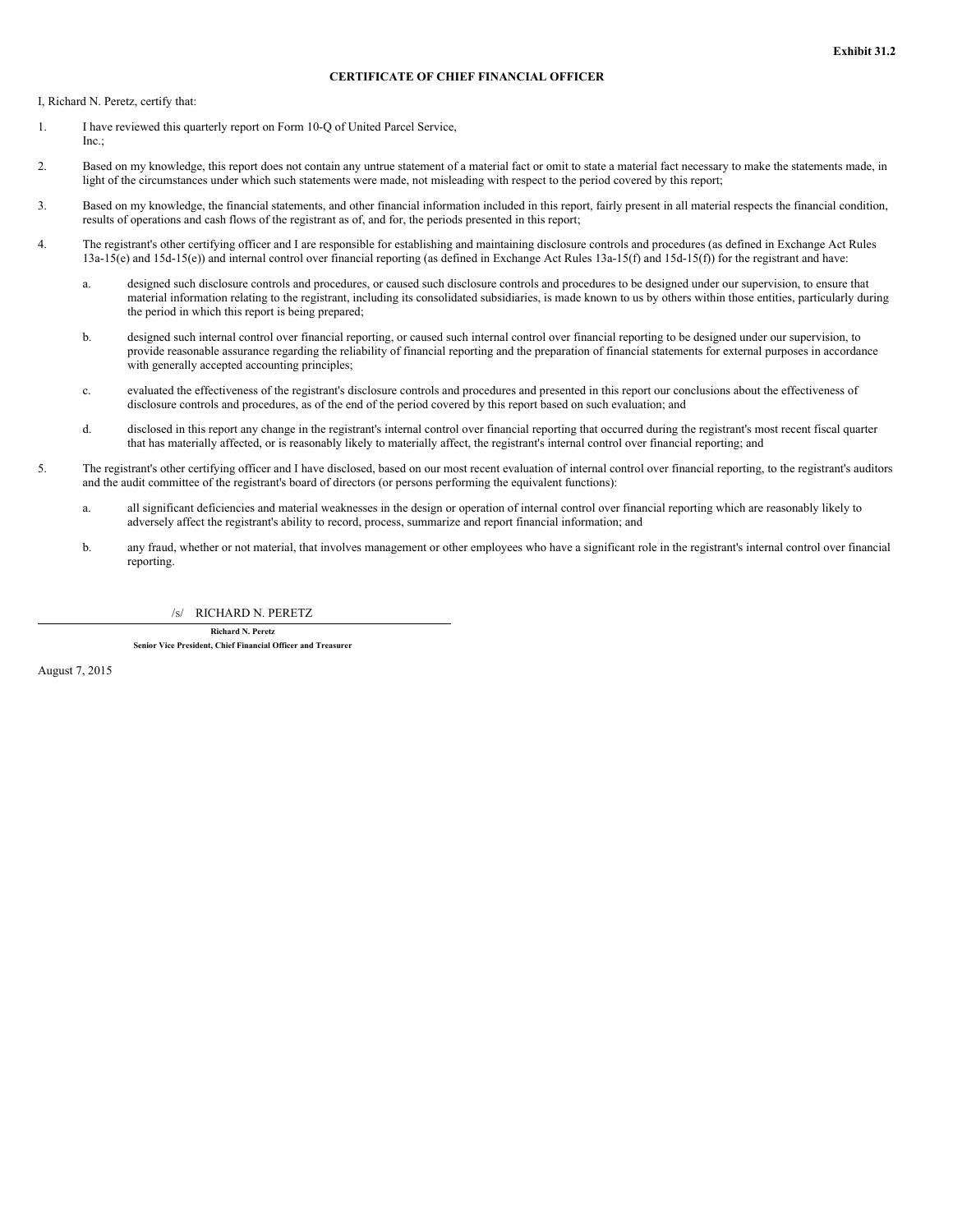**Exhibit 31.2**

**CERTIFICATE OF CHIEF FINANCIAL OFFICER**

I, Richard N. Peretz, certify that:

1. I have reviewed this quarterly report on Form 10-Q of United Parcel Service, Inc.;

2. Based on my knowledge, this report does not contain any untrue statement of a material fact or omit to state a material fact necessary to make the statements made, in light of the circumstances under which such statements were made, not misleading with respect to the period covered by this report;

3. Based on my knowledge, the financial statements, and other financial information included in this report, fairly present in all material respects the financial condition, results of operations and cash flows of the registrant as of, and for, the periods presented in this report;

4. The registrant's other certifying officer and I are responsible for establishing and maintaining disclosure controls and procedures (as defined in Exchange Act Rules 13a-15(e) and 15d-15(e)) and internal control over financial reporting (as defined in Exchange Act Rules 13a-15(f) and 15d-15(f)) for the registrant and have:

   a. designed such disclosure controls and procedures, or caused such disclosure controls and procedures to be designed under our supervision, to ensure that material information relating to the registrant, including its consolidated subsidiaries, is made known to us by others within those entities, particularly during the period in which this report is being prepared;

   b. designed such internal control over financial reporting, or caused such internal control over financial reporting to be designed under our supervision, to provide reasonable assurance regarding the reliability of financial reporting and the preparation of financial statements for external purposes in accordance with generally accepted accounting principles;

   c. evaluated the effectiveness of the registrant's disclosure controls and procedures and presented in this report our conclusions about the effectiveness of disclosure controls and procedures, as of the end of the period covered by this report based on such evaluation; and

   d. disclosed in this report any change in the registrant's internal control over financial reporting that occurred during the registrant's most recent fiscal quarter that has materially affected, or is reasonably likely to materially affect, the registrant's internal control over financial reporting; and

5. The registrant's other certifying officer and I have disclosed, based on our most recent evaluation of internal control over financial reporting, to the registrant's auditors and the audit committee of the registrant's board of directors (or persons performing the equivalent functions):

   a. all significant deficiencies and material weaknesses in the design or operation of internal control over financial reporting which are reasonably likely to adversely affect the registrant's ability to record, process, summarize and report financial information; and

   b. any fraud, whether or not material, that involves management or other employees who have a significant role in the registrant's internal control over financial reporting.

/s/ RICHARD N. PERETZ

**Richard N. Peretz**
**Senior Vice President, Chief Financial Officer and Treasurer**

August 7, 2015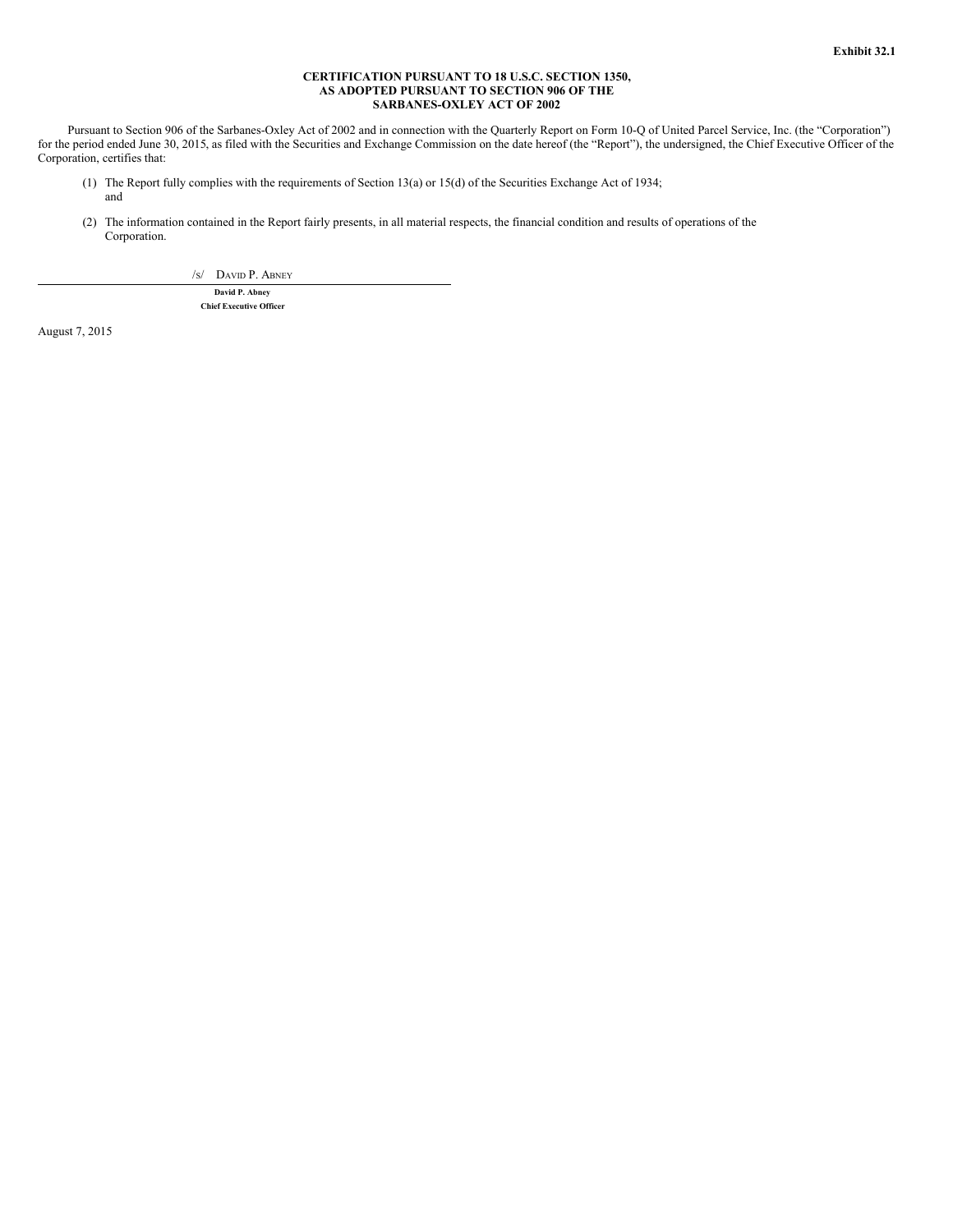**Exhibit 32.1**

**CERTIFICATION PURSUANT TO 18 U.S.C. SECTION 1350,
AS ADOPTED PURSUANT TO SECTION 906 OF THE
SARBANES-OXLEY ACT OF 2002**

Pursuant to Section 906 of the Sarbanes-Oxley Act of 2002 and in connection with the Quarterly Report on Form 10-Q of United Parcel Service, Inc. (the "Corporation") for the period ended June 30, 2015, as filed with the Securities and Exchange Commission on the date hereof (the "Report"), the undersigned, the Chief Executive Officer of the Corporation, certifies that:

(1) The Report fully complies with the requirements of Section 13(a) or 15(d) of the Securities Exchange Act of 1934; and

(2) The information contained in the Report fairly presents, in all material respects, the financial condition and results of operations of the Corporation.

/s/ David P. Abney

**David P. Abney**
**Chief Executive Officer**

August 7, 2015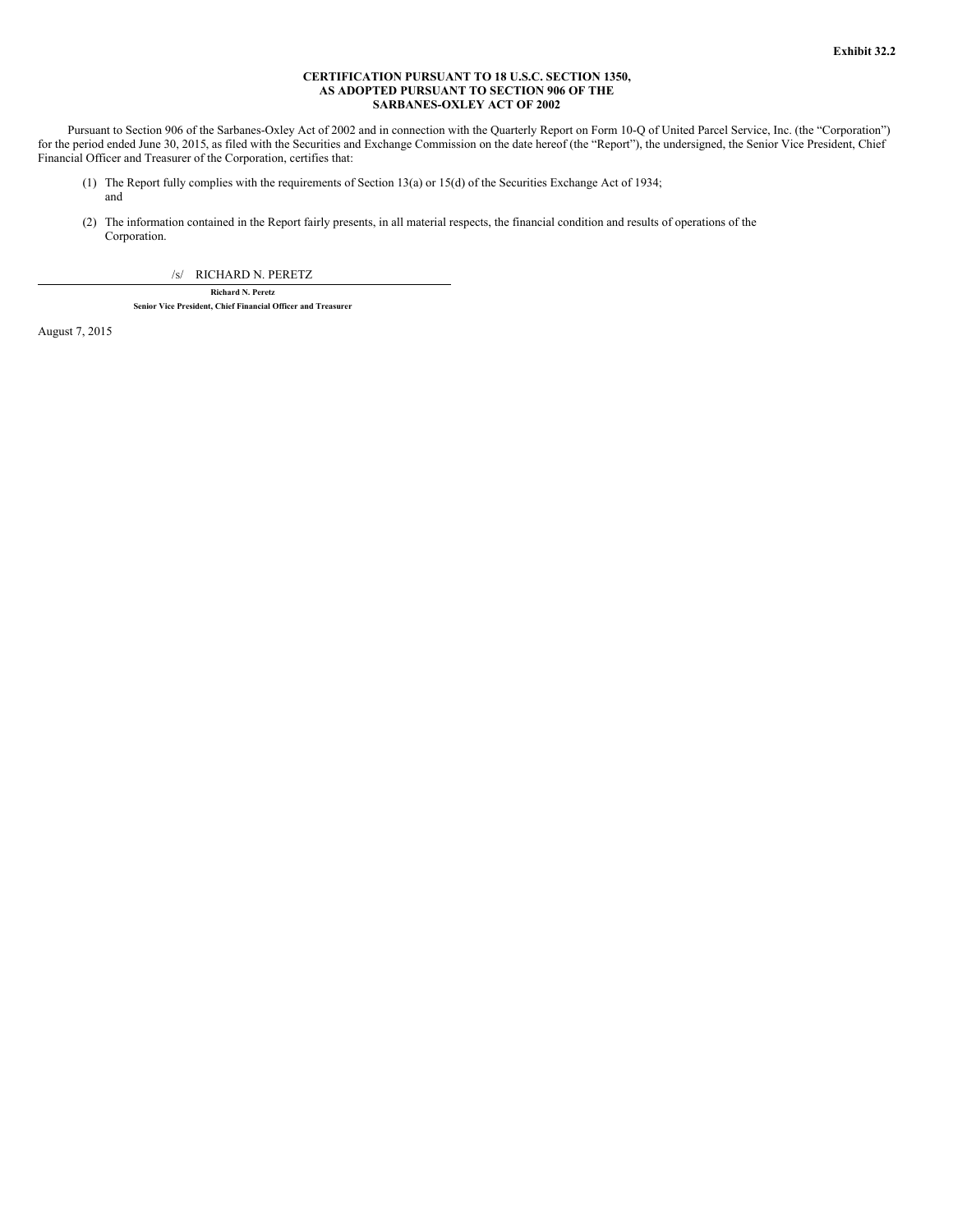**Exhibit 32.2**

**CERTIFICATION PURSUANT TO 18 U.S.C. SECTION 1350,
AS ADOPTED PURSUANT TO SECTION 906 OF THE
SARBANES-OXLEY ACT OF 2002**

Pursuant to Section 906 of the Sarbanes-Oxley Act of 2002 and in connection with the Quarterly Report on Form 10-Q of United Parcel Service, Inc. (the "Corporation") for the period ended June 30, 2015, as filed with the Securities and Exchange Commission on the date hereof (the "Report"), the undersigned, the Senior Vice President, Chief Financial Officer and Treasurer of the Corporation, certifies that:

(1) The Report fully complies with the requirements of Section 13(a) or 15(d) of the Securities Exchange Act of 1934; and

(2) The information contained in the Report fairly presents, in all material respects, the financial condition and results of operations of the Corporation.

/s/ RICHARD N. PERETZ

**Richard N. Peretz**
**Senior Vice President, Chief Financial Officer and Treasurer**

August 7, 2015